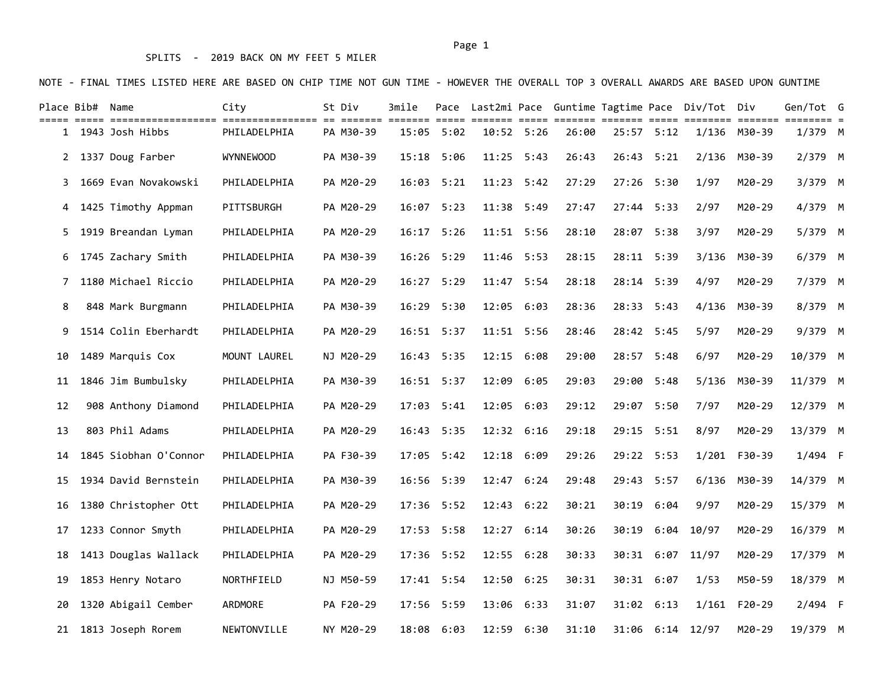# SPLITS - 2019 BACK ON MY FEET 5 MILER

NOTE - FINAL TIMES LISTED HERE ARE BASED ON CHIP TIME NOT GUN TIME - HOWEVER THE OVERALL TOP 3 OVERALL AWARDS ARE BASED UPON GUNTIME

| Place | Bib# | Name | City | St | Div | 3mile | Pace | Last2mi | Pace | Guntime | Tagtime | Pace | Div/Tot | Div | Gen/Tot | G |
|---|---|---|---|---|---|---|---|---|---|---|---|---|---|---|---|---|
| 1 | 1943 | Josh Hibbs | PHILADELPHIA | PA | M30-39 | 15:05 | 5:02 | 10:52 | 5:26 | 26:00 | 25:57 | 5:12 | 1/136 | M30-39 | 1/379 | M |
| 2 | 1337 | Doug Farber | WYNNEWOOD | PA | M30-39 | 15:18 | 5:06 | 11:25 | 5:43 | 26:43 | 26:43 | 5:21 | 2/136 | M30-39 | 2/379 | M |
| 3 | 1669 | Evan Novakowski | PHILADELPHIA | PA | M20-29 | 16:03 | 5:21 | 11:23 | 5:42 | 27:29 | 27:26 | 5:30 | 1/97 | M20-29 | 3/379 | M |
| 4 | 1425 | Timothy Appman | PITTSBURGH | PA | M20-29 | 16:07 | 5:23 | 11:38 | 5:49 | 27:47 | 27:44 | 5:33 | 2/97 | M20-29 | 4/379 | M |
| 5 | 1919 | Breandan Lyman | PHILADELPHIA | PA | M20-29 | 16:17 | 5:26 | 11:51 | 5:56 | 28:10 | 28:07 | 5:38 | 3/97 | M20-29 | 5/379 | M |
| 6 | 1745 | Zachary Smith | PHILADELPHIA | PA | M30-39 | 16:26 | 5:29 | 11:46 | 5:53 | 28:15 | 28:11 | 5:39 | 3/136 | M30-39 | 6/379 | M |
| 7 | 1180 | Michael Riccio | PHILADELPHIA | PA | M20-29 | 16:27 | 5:29 | 11:47 | 5:54 | 28:18 | 28:14 | 5:39 | 4/97 | M20-29 | 7/379 | M |
| 8 | 848 | Mark Burgmann | PHILADELPHIA | PA | M30-39 | 16:29 | 5:30 | 12:05 | 6:03 | 28:36 | 28:33 | 5:43 | 4/136 | M30-39 | 8/379 | M |
| 9 | 1514 | Colin Eberhardt | PHILADELPHIA | PA | M20-29 | 16:51 | 5:37 | 11:51 | 5:56 | 28:46 | 28:42 | 5:45 | 5/97 | M20-29 | 9/379 | M |
| 10 | 1489 | Marquis Cox | MOUNT LAUREL | NJ | M20-29 | 16:43 | 5:35 | 12:15 | 6:08 | 29:00 | 28:57 | 5:48 | 6/97 | M20-29 | 10/379 | M |
| 11 | 1846 | Jim Bumbulsky | PHILADELPHIA | PA | M30-39 | 16:51 | 5:37 | 12:09 | 6:05 | 29:03 | 29:00 | 5:48 | 5/136 | M30-39 | 11/379 | M |
| 12 | 908 | Anthony Diamond | PHILADELPHIA | PA | M20-29 | 17:03 | 5:41 | 12:05 | 6:03 | 29:12 | 29:07 | 5:50 | 7/97 | M20-29 | 12/379 | M |
| 13 | 803 | Phil Adams | PHILADELPHIA | PA | M20-29 | 16:43 | 5:35 | 12:32 | 6:16 | 29:18 | 29:15 | 5:51 | 8/97 | M20-29 | 13/379 | M |
| 14 | 1845 | Siobhan O'Connor | PHILADELPHIA | PA | F30-39 | 17:05 | 5:42 | 12:18 | 6:09 | 29:26 | 29:22 | 5:53 | 1/201 | F30-39 | 1/494 | F |
| 15 | 1934 | David Bernstein | PHILADELPHIA | PA | M30-39 | 16:56 | 5:39 | 12:47 | 6:24 | 29:48 | 29:43 | 5:57 | 6/136 | M30-39 | 14/379 | M |
| 16 | 1380 | Christopher Ott | PHILADELPHIA | PA | M20-29 | 17:36 | 5:52 | 12:43 | 6:22 | 30:21 | 30:19 | 6:04 | 9/97 | M20-29 | 15/379 | M |
| 17 | 1233 | Connor Smyth | PHILADELPHIA | PA | M20-29 | 17:53 | 5:58 | 12:27 | 6:14 | 30:26 | 30:19 | 6:04 | 10/97 | M20-29 | 16/379 | M |
| 18 | 1413 | Douglas Wallack | PHILADELPHIA | PA | M20-29 | 17:36 | 5:52 | 12:55 | 6:28 | 30:33 | 30:31 | 6:07 | 11/97 | M20-29 | 17/379 | M |
| 19 | 1853 | Henry Notaro | NORTHFIELD | NJ | M50-59 | 17:41 | 5:54 | 12:50 | 6:25 | 30:31 | 30:31 | 6:07 | 1/53 | M50-59 | 18/379 | M |
| 20 | 1320 | Abigail Cember | ARDMORE | PA | F20-29 | 17:56 | 5:59 | 13:06 | 6:33 | 31:07 | 31:02 | 6:13 | 1/161 | F20-29 | 2/494 | F |
| 21 | 1813 | Joseph Rorem | NEWTONVILLE | NY | M20-29 | 18:08 | 6:03 | 12:59 | 6:30 | 31:10 | 31:06 | 6:14 | 12/97 | M20-29 | 19/379 | M |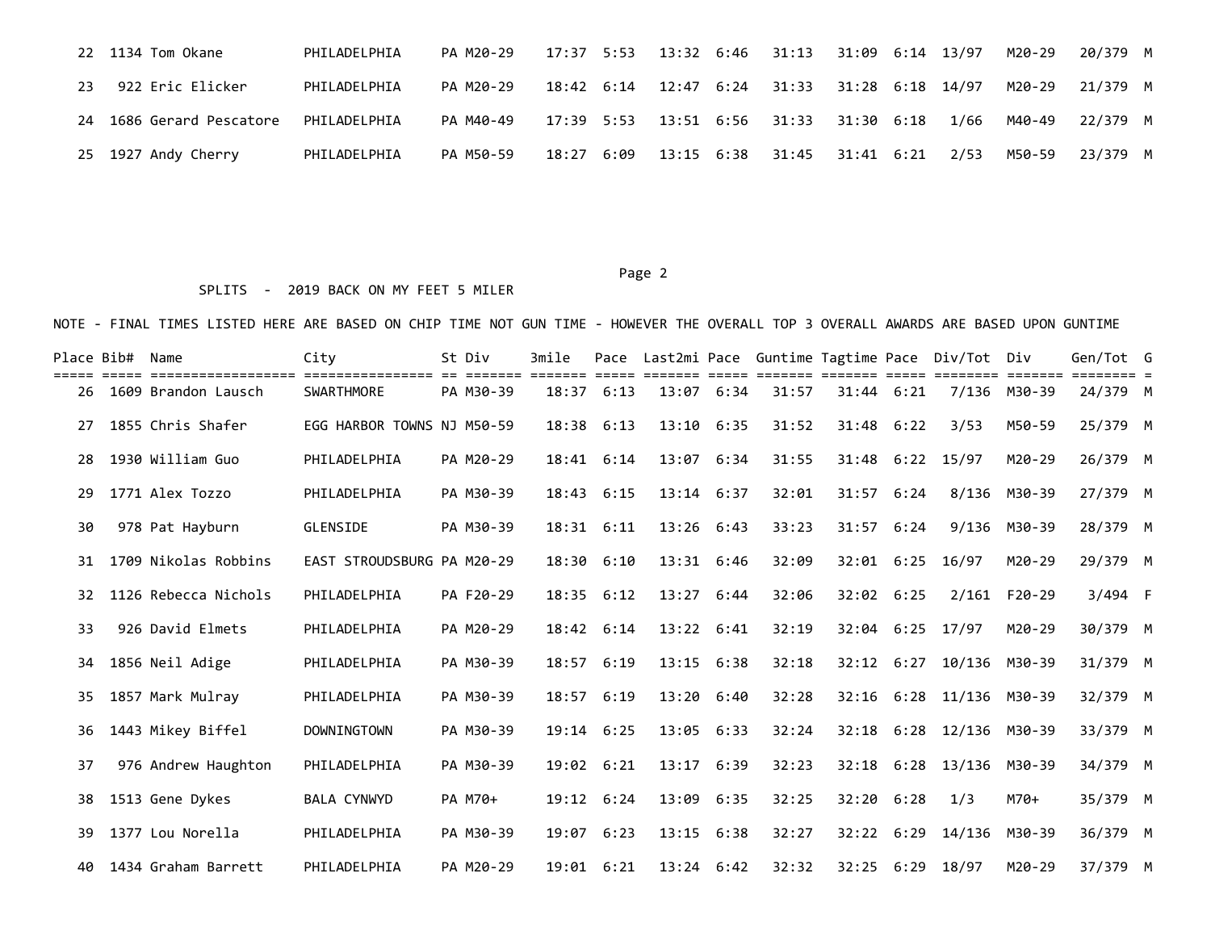| Place | Bib# | Name | City | St | Div | 3mile | Pace | Last2mi | Pace | Guntime | Tagtime | Pace | Div/Tot | Div | Gen/Tot | G |
|---|---|---|---|---|---|---|---|---|---|---|---|---|---|---|---|---|
| 22 | 1134 | Tom Okane | PHILADELPHIA | PA | M20-29 | 17:37 | 5:53 | 13:32 | 6:46 | 31:13 | 31:09 | 6:14 | 13/97 | M20-29 | 20/379 | M |
| 23 | 922 | Eric Elicker | PHILADELPHIA | PA | M20-29 | 18:42 | 6:14 | 12:47 | 6:24 | 31:33 | 31:28 | 6:18 | 14/97 | M20-29 | 21/379 | M |
| 24 | 1686 | Gerard Pescatore | PHILADELPHIA | PA | M40-49 | 17:39 | 5:53 | 13:51 | 6:56 | 31:33 | 31:30 | 6:18 | 1/66 | M40-49 | 22/379 | M |
| 25 | 1927 | Andy Cherry | PHILADELPHIA | PA | M50-59 | 18:27 | 6:09 | 13:15 | 6:38 | 31:45 | 31:41 | 6:21 | 2/53 | M50-59 | 23/379 | M |

SPLITS - 2019 BACK ON MY FEET 5 MILER

NOTE - FINAL TIMES LISTED HERE ARE BASED ON CHIP TIME NOT GUN TIME - HOWEVER THE OVERALL TOP 3 OVERALL AWARDS ARE BASED UPON GUNTIME

| Place | Bib# | Name | City | St | Div | 3mile | Pace | Last2mi | Pace | Guntime | Tagtime | Pace | Div/Tot | Div | Gen/Tot | G |
|---|---|---|---|---|---|---|---|---|---|---|---|---|---|---|---|---|
| 26 | 1609 | Brandon Lausch | SWARTHMORE | PA | M30-39 | 18:37 | 6:13 | 13:07 | 6:34 | 31:57 | 31:44 | 6:21 | 7/136 | M30-39 | 24/379 | M |
| 27 | 1855 | Chris Shafer | EGG HARBOR TOWNS | NJ | M50-59 | 18:38 | 6:13 | 13:10 | 6:35 | 31:52 | 31:48 | 6:22 | 3/53 | M50-59 | 25/379 | M |
| 28 | 1930 | William Guo | PHILADELPHIA | PA | M20-29 | 18:41 | 6:14 | 13:07 | 6:34 | 31:55 | 31:48 | 6:22 | 15/97 | M20-29 | 26/379 | M |
| 29 | 1771 | Alex Tozzo | PHILADELPHIA | PA | M30-39 | 18:43 | 6:15 | 13:14 | 6:37 | 32:01 | 31:57 | 6:24 | 8/136 | M30-39 | 27/379 | M |
| 30 | 978 | Pat Hayburn | GLENSIDE | PA | M30-39 | 18:31 | 6:11 | 13:26 | 6:43 | 33:23 | 31:57 | 6:24 | 9/136 | M30-39 | 28/379 | M |
| 31 | 1709 | Nikolas Robbins | EAST STROUDSBURG | PA | M20-29 | 18:30 | 6:10 | 13:31 | 6:46 | 32:09 | 32:01 | 6:25 | 16/97 | M20-29 | 29/379 | M |
| 32 | 1126 | Rebecca Nichols | PHILADELPHIA | PA | F20-29 | 18:35 | 6:12 | 13:27 | 6:44 | 32:06 | 32:02 | 6:25 | 2/161 | F20-29 | 3/494 | F |
| 33 | 926 | David Elmets | PHILADELPHIA | PA | M20-29 | 18:42 | 6:14 | 13:22 | 6:41 | 32:19 | 32:04 | 6:25 | 17/97 | M20-29 | 30/379 | M |
| 34 | 1856 | Neil Adige | PHILADELPHIA | PA | M30-39 | 18:57 | 6:19 | 13:15 | 6:38 | 32:18 | 32:12 | 6:27 | 10/136 | M30-39 | 31/379 | M |
| 35 | 1857 | Mark Mulray | PHILADELPHIA | PA | M30-39 | 18:57 | 6:19 | 13:20 | 6:40 | 32:28 | 32:16 | 6:28 | 11/136 | M30-39 | 32/379 | M |
| 36 | 1443 | Mikey Biffel | DOWNINGTOWN | PA | M30-39 | 19:14 | 6:25 | 13:05 | 6:33 | 32:24 | 32:18 | 6:28 | 12/136 | M30-39 | 33/379 | M |
| 37 | 976 | Andrew Haughton | PHILADELPHIA | PA | M30-39 | 19:02 | 6:21 | 13:17 | 6:39 | 32:23 | 32:18 | 6:28 | 13/136 | M30-39 | 34/379 | M |
| 38 | 1513 | Gene Dykes | BALA CYNWYD | PA | M70+ | 19:12 | 6:24 | 13:09 | 6:35 | 32:25 | 32:20 | 6:28 | 1/3 | M70+ | 35/379 | M |
| 39 | 1377 | Lou Norella | PHILADELPHIA | PA | M30-39 | 19:07 | 6:23 | 13:15 | 6:38 | 32:27 | 32:22 | 6:29 | 14/136 | M30-39 | 36/379 | M |
| 40 | 1434 | Graham Barrett | PHILADELPHIA | PA | M20-29 | 19:01 | 6:21 | 13:24 | 6:42 | 32:32 | 32:25 | 6:29 | 18/97 | M20-29 | 37/379 | M |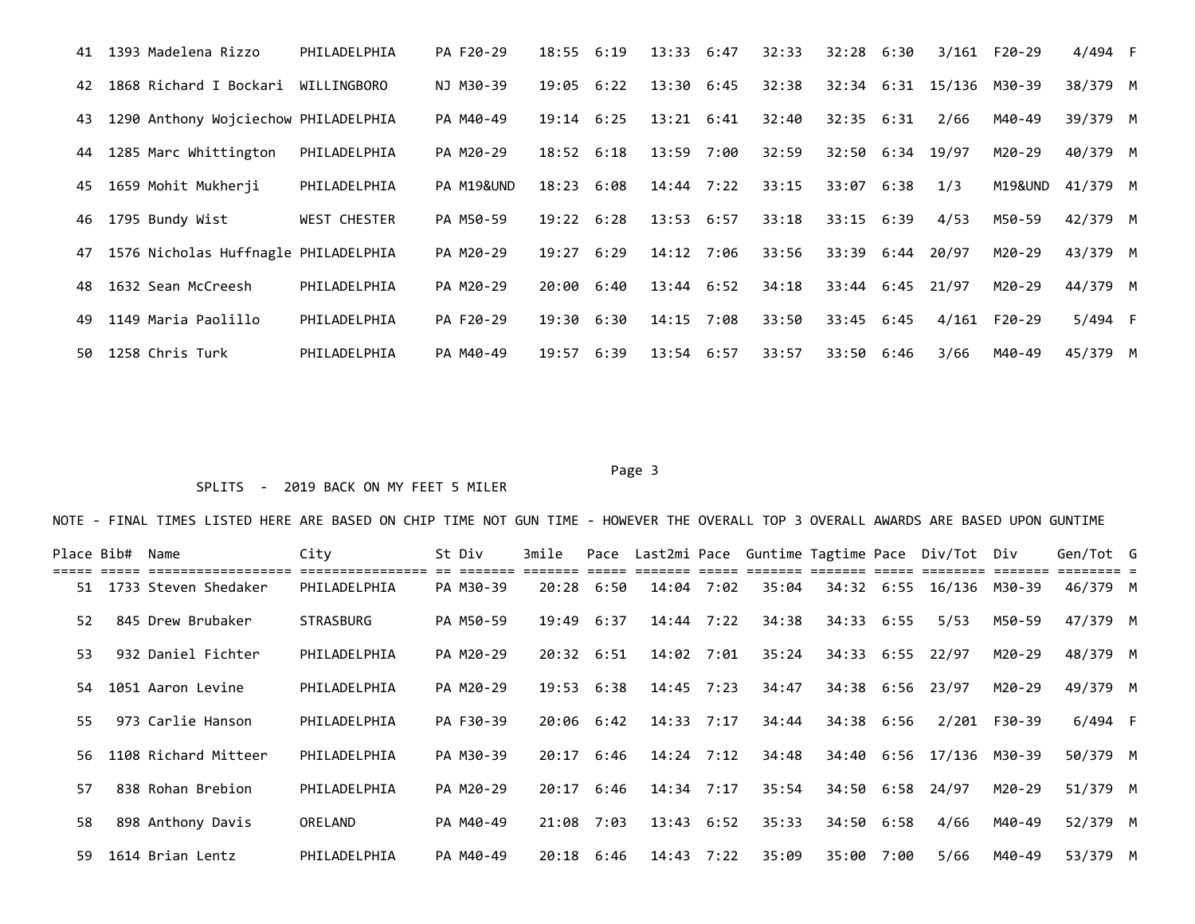| Place | Bib# | Name | City | St | Div | 3mile | Pace | Last2mi | Pace | Guntime | Tagtime | Pace | Div/Tot | Div | Gen/Tot | G |
|---|---|---|---|---|---|---|---|---|---|---|---|---|---|---|---|---|
| 41 | 1393 | Madelena Rizzo | PHILADELPHIA | PA | F20-29 | 18:55 | 6:19 | 13:33 | 6:47 | 32:33 | 32:28 | 6:30 | 3/161 | F20-29 | 4/494 | F |
| 42 | 1868 | Richard I Bockari | WILLINGBORO | NJ | M30-39 | 19:05 | 6:22 | 13:30 | 6:45 | 32:38 | 32:34 | 6:31 | 15/136 | M30-39 | 38/379 | M |
| 43 | 1290 | Anthony Wojciechow | PHILADELPHIA | PA | M40-49 | 19:14 | 6:25 | 13:21 | 6:41 | 32:40 | 32:35 | 6:31 | 2/66 | M40-49 | 39/379 | M |
| 44 | 1285 | Marc Whittington | PHILADELPHIA | PA | M20-29 | 18:52 | 6:18 | 13:59 | 7:00 | 32:59 | 32:50 | 6:34 | 19/97 | M20-29 | 40/379 | M |
| 45 | 1659 | Mohit Mukherji | PHILADELPHIA | PA | M19&UND | 18:23 | 6:08 | 14:44 | 7:22 | 33:15 | 33:07 | 6:38 | 1/3 | M19&UND | 41/379 | M |
| 46 | 1795 | Bundy Wist | WEST CHESTER | PA | M50-59 | 19:22 | 6:28 | 13:53 | 6:57 | 33:18 | 33:15 | 6:39 | 4/53 | M50-59 | 42/379 | M |
| 47 | 1576 | Nicholas Huffnagle | PHILADELPHIA | PA | M20-29 | 19:27 | 6:29 | 14:12 | 7:06 | 33:56 | 33:39 | 6:44 | 20/97 | M20-29 | 43/379 | M |
| 48 | 1632 | Sean McCreesh | PHILADELPHIA | PA | M20-29 | 20:00 | 6:40 | 13:44 | 6:52 | 34:18 | 33:44 | 6:45 | 21/97 | M20-29 | 44/379 | M |
| 49 | 1149 | Maria Paolillo | PHILADELPHIA | PA | F20-29 | 19:30 | 6:30 | 14:15 | 7:08 | 33:50 | 33:45 | 6:45 | 4/161 | F20-29 | 5/494 | F |
| 50 | 1258 | Chris Turk | PHILADELPHIA | PA | M40-49 | 19:57 | 6:39 | 13:54 | 6:57 | 33:57 | 33:50 | 6:46 | 3/66 | M40-49 | 45/379 | M |

SPLITS - 2019 BACK ON MY FEET 5 MILER

NOTE - FINAL TIMES LISTED HERE ARE BASED ON CHIP TIME NOT GUN TIME - HOWEVER THE OVERALL TOP 3 OVERALL AWARDS ARE BASED UPON GUNTIME

| Place | Bib# | Name | City | St | Div | 3mile | Pace | Last2mi | Pace | Guntime | Tagtime | Pace | Div/Tot | Div | Gen/Tot | G |
|---|---|---|---|---|---|---|---|---|---|---|---|---|---|---|---|---|
| 51 | 1733 | Steven Shedaker | PHILADELPHIA | PA | M30-39 | 20:28 | 6:50 | 14:04 | 7:02 | 35:04 | 34:32 | 6:55 | 16/136 | M30-39 | 46/379 | M |
| 52 | 845 | Drew Brubaker | STRASBURG | PA | M50-59 | 19:49 | 6:37 | 14:44 | 7:22 | 34:38 | 34:33 | 6:55 | 5/53 | M50-59 | 47/379 | M |
| 53 | 932 | Daniel Fichter | PHILADELPHIA | PA | M20-29 | 20:32 | 6:51 | 14:02 | 7:01 | 35:24 | 34:33 | 6:55 | 22/97 | M20-29 | 48/379 | M |
| 54 | 1051 | Aaron Levine | PHILADELPHIA | PA | M20-29 | 19:53 | 6:38 | 14:45 | 7:23 | 34:47 | 34:38 | 6:56 | 23/97 | M20-29 | 49/379 | M |
| 55 | 973 | Carlie Hanson | PHILADELPHIA | PA | F30-39 | 20:06 | 6:42 | 14:33 | 7:17 | 34:44 | 34:38 | 6:56 | 2/201 | F30-39 | 6/494 | F |
| 56 | 1108 | Richard Mitteer | PHILADELPHIA | PA | M30-39 | 20:17 | 6:46 | 14:24 | 7:12 | 34:48 | 34:40 | 6:56 | 17/136 | M30-39 | 50/379 | M |
| 57 | 838 | Rohan Brebion | PHILADELPHIA | PA | M20-29 | 20:17 | 6:46 | 14:34 | 7:17 | 35:54 | 34:50 | 6:58 | 24/97 | M20-29 | 51/379 | M |
| 58 | 898 | Anthony Davis | ORELAND | PA | M40-49 | 21:08 | 7:03 | 13:43 | 6:52 | 35:33 | 34:50 | 6:58 | 4/66 | M40-49 | 52/379 | M |
| 59 | 1614 | Brian Lentz | PHILADELPHIA | PA | M40-49 | 20:18 | 6:46 | 14:43 | 7:22 | 35:09 | 35:00 | 7:00 | 5/66 | M40-49 | 53/379 | M |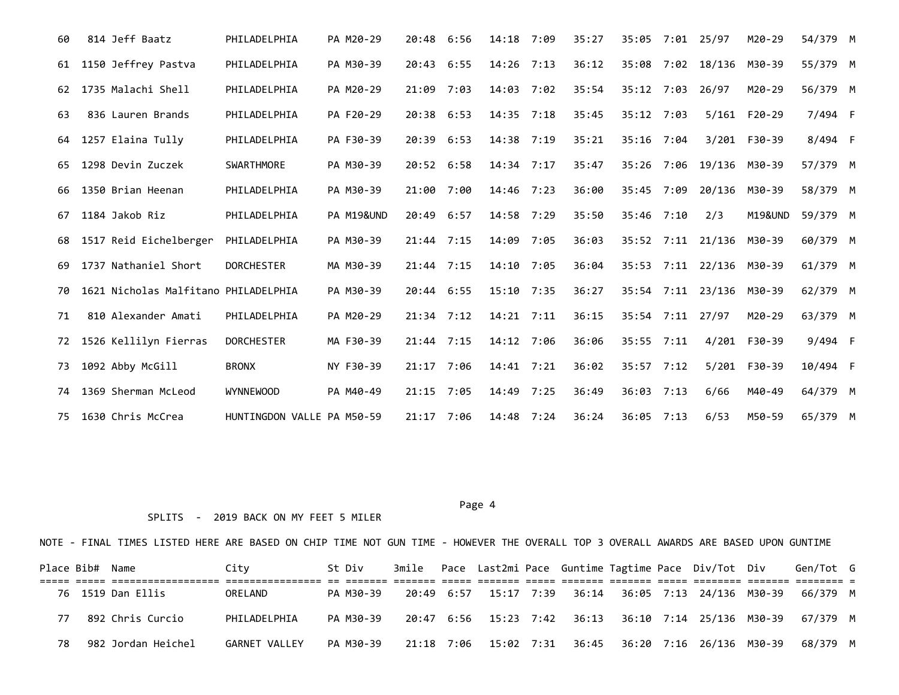| Place | Bib# | Name | City | St | Div | 3mile | Pace | Last2mi | Pace | Guntime | Tagtime | Pace | Div/Tot | Div | Gen/Tot | G |
|---|---|---|---|---|---|---|---|---|---|---|---|---|---|---|---|---|
| 60 | 814 | Jeff Baatz | PHILADELPHIA | PA | M20-29 | 20:48 | 6:56 | 14:18 | 7:09 | 35:27 | 35:05 | 7:01 | 25/97 | M20-29 | 54/379 | M |
| 61 | 1150 | Jeffrey Pastva | PHILADELPHIA | PA | M30-39 | 20:43 | 6:55 | 14:26 | 7:13 | 36:12 | 35:08 | 7:02 | 18/136 | M30-39 | 55/379 | M |
| 62 | 1735 | Malachi Shell | PHILADELPHIA | PA | M20-29 | 21:09 | 7:03 | 14:03 | 7:02 | 35:54 | 35:12 | 7:03 | 26/97 | M20-29 | 56/379 | M |
| 63 | 836 | Lauren Brands | PHILADELPHIA | PA | F20-29 | 20:38 | 6:53 | 14:35 | 7:18 | 35:45 | 35:12 | 7:03 | 5/161 | F20-29 | 7/494 | F |
| 64 | 1257 | Elaina Tully | PHILADELPHIA | PA | F30-39 | 20:39 | 6:53 | 14:38 | 7:19 | 35:21 | 35:16 | 7:04 | 3/201 | F30-39 | 8/494 | F |
| 65 | 1298 | Devin Zuczek | SWARTHMORE | PA | M30-39 | 20:52 | 6:58 | 14:34 | 7:17 | 35:47 | 35:26 | 7:06 | 19/136 | M30-39 | 57/379 | M |
| 66 | 1350 | Brian Heenan | PHILADELPHIA | PA | M30-39 | 21:00 | 7:00 | 14:46 | 7:23 | 36:00 | 35:45 | 7:09 | 20/136 | M30-39 | 58/379 | M |
| 67 | 1184 | Jakob Riz | PHILADELPHIA | PA | M19&UND | 20:49 | 6:57 | 14:58 | 7:29 | 35:50 | 35:46 | 7:10 | 2/3 | M19&UND | 59/379 | M |
| 68 | 1517 | Reid Eichelberger | PHILADELPHIA | PA | M30-39 | 21:44 | 7:15 | 14:09 | 7:05 | 36:03 | 35:52 | 7:11 | 21/136 | M30-39 | 60/379 | M |
| 69 | 1737 | Nathaniel Short | DORCHESTER | MA | M30-39 | 21:44 | 7:15 | 14:10 | 7:05 | 36:04 | 35:53 | 7:11 | 22/136 | M30-39 | 61/379 | M |
| 70 | 1621 | Nicholas Malfitano | PHILADELPHIA | PA | M30-39 | 20:44 | 6:55 | 15:10 | 7:35 | 36:27 | 35:54 | 7:11 | 23/136 | M30-39 | 62/379 | M |
| 71 | 810 | Alexander Amati | PHILADELPHIA | PA | M20-29 | 21:34 | 7:12 | 14:21 | 7:11 | 36:15 | 35:54 | 7:11 | 27/97 | M20-29 | 63/379 | M |
| 72 | 1526 | Kellilyn Fierras | DORCHESTER | MA | F30-39 | 21:44 | 7:15 | 14:12 | 7:06 | 36:06 | 35:55 | 7:11 | 4/201 | F30-39 | 9/494 | F |
| 73 | 1092 | Abby McGill | BRONX | NY | F30-39 | 21:17 | 7:06 | 14:41 | 7:21 | 36:02 | 35:57 | 7:12 | 5/201 | F30-39 | 10/494 | F |
| 74 | 1369 | Sherman McLeod | WYNNEWOOD | PA | M40-49 | 21:15 | 7:05 | 14:49 | 7:25 | 36:49 | 36:03 | 7:13 | 6/66 | M40-49 | 64/379 | M |
| 75 | 1630 | Chris McCrea | HUNTINGDON VALLE | PA | M50-59 | 21:17 | 7:06 | 14:48 | 7:24 | 36:24 | 36:05 | 7:13 | 6/53 | M50-59 | 65/379 | M |

SPLITS - 2019 BACK ON MY FEET 5 MILER

NOTE - FINAL TIMES LISTED HERE ARE BASED ON CHIP TIME NOT GUN TIME - HOWEVER THE OVERALL TOP 3 OVERALL AWARDS ARE BASED UPON GUNTIME

| Place | Bib# | Name | City | St | Div | 3mile | Pace | Last2mi | Pace | Guntime | Tagtime | Pace | Div/Tot | Div | Gen/Tot | G |
|---|---|---|---|---|---|---|---|---|---|---|---|---|---|---|---|---|
| 76 | 1519 | Dan Ellis | ORELAND | PA | M30-39 | 20:49 | 6:57 | 15:17 | 7:39 | 36:14 | 36:05 | 7:13 | 24/136 | M30-39 | 66/379 | M |
| 77 | 892 | Chris Curcio | PHILADELPHIA | PA | M30-39 | 20:47 | 6:56 | 15:23 | 7:42 | 36:13 | 36:10 | 7:14 | 25/136 | M30-39 | 67/379 | M |
| 78 | 982 | Jordan Heichel | GARNET VALLEY | PA | M30-39 | 21:18 | 7:06 | 15:02 | 7:31 | 36:45 | 36:20 | 7:16 | 26/136 | M30-39 | 68/379 | M |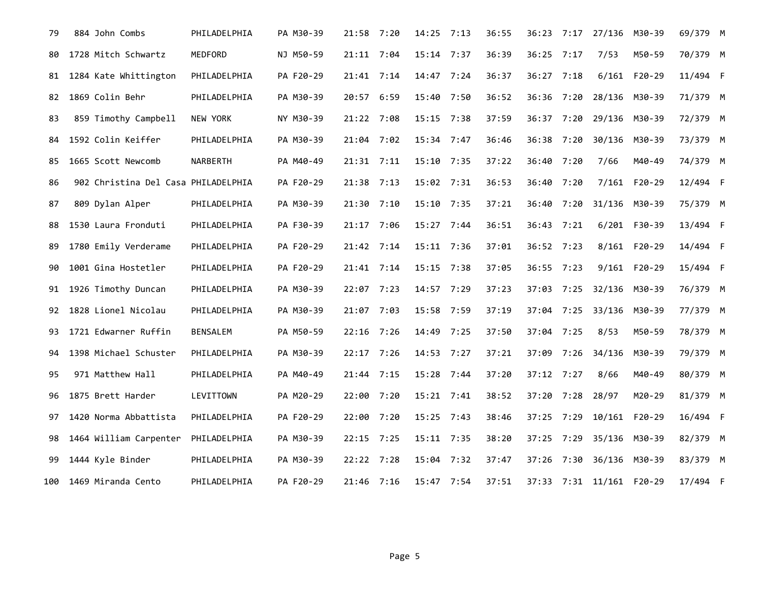| | | | | | | | | | | | | | | | | |
|---|---|---|---|---|---|---|---|---|---|---|---|---|---|---|---|---|
| 79 | 884 | John Combs | PHILADELPHIA | PA | M30-39 | 21:58 | 7:20 | 14:25 | 7:13 | 36:55 | 36:23 | 7:17 | 27/136 | M30-39 | 69/379 | M |
| 80 | 1728 | Mitch Schwartz | MEDFORD | NJ | M50-59 | 21:11 | 7:04 | 15:14 | 7:37 | 36:39 | 36:25 | 7:17 | 7/53 | M50-59 | 70/379 | M |
| 81 | 1284 | Kate Whittington | PHILADELPHIA | PA | F20-29 | 21:41 | 7:14 | 14:47 | 7:24 | 36:37 | 36:27 | 7:18 | 6/161 | F20-29 | 11/494 | F |
| 82 | 1869 | Colin Behr | PHILADELPHIA | PA | M30-39 | 20:57 | 6:59 | 15:40 | 7:50 | 36:52 | 36:36 | 7:20 | 28/136 | M30-39 | 71/379 | M |
| 83 | 859 | Timothy Campbell | NEW YORK | NY | M30-39 | 21:22 | 7:08 | 15:15 | 7:38 | 37:59 | 36:37 | 7:20 | 29/136 | M30-39 | 72/379 | M |
| 84 | 1592 | Colin Keiffer | PHILADELPHIA | PA | M30-39 | 21:04 | 7:02 | 15:34 | 7:47 | 36:46 | 36:38 | 7:20 | 30/136 | M30-39 | 73/379 | M |
| 85 | 1665 | Scott Newcomb | NARBERTH | PA | M40-49 | 21:31 | 7:11 | 15:10 | 7:35 | 37:22 | 36:40 | 7:20 | 7/66 | M40-49 | 74/379 | M |
| 86 | 902 | Christina Del Casa | PHILADELPHIA | PA | F20-29 | 21:38 | 7:13 | 15:02 | 7:31 | 36:53 | 36:40 | 7:20 | 7/161 | F20-29 | 12/494 | F |
| 87 | 809 | Dylan Alper | PHILADELPHIA | PA | M30-39 | 21:30 | 7:10 | 15:10 | 7:35 | 37:21 | 36:40 | 7:20 | 31/136 | M30-39 | 75/379 | M |
| 88 | 1530 | Laura Fronduti | PHILADELPHIA | PA | F30-39 | 21:17 | 7:06 | 15:27 | 7:44 | 36:51 | 36:43 | 7:21 | 6/201 | F30-39 | 13/494 | F |
| 89 | 1780 | Emily Verderame | PHILADELPHIA | PA | F20-29 | 21:42 | 7:14 | 15:11 | 7:36 | 37:01 | 36:52 | 7:23 | 8/161 | F20-29 | 14/494 | F |
| 90 | 1001 | Gina Hostetler | PHILADELPHIA | PA | F20-29 | 21:41 | 7:14 | 15:15 | 7:38 | 37:05 | 36:55 | 7:23 | 9/161 | F20-29 | 15/494 | F |
| 91 | 1926 | Timothy Duncan | PHILADELPHIA | PA | M30-39 | 22:07 | 7:23 | 14:57 | 7:29 | 37:23 | 37:03 | 7:25 | 32/136 | M30-39 | 76/379 | M |
| 92 | 1828 | Lionel Nicolau | PHILADELPHIA | PA | M30-39 | 21:07 | 7:03 | 15:58 | 7:59 | 37:19 | 37:04 | 7:25 | 33/136 | M30-39 | 77/379 | M |
| 93 | 1721 | Edwarner Ruffin | BENSALEM | PA | M50-59 | 22:16 | 7:26 | 14:49 | 7:25 | 37:50 | 37:04 | 7:25 | 8/53 | M50-59 | 78/379 | M |
| 94 | 1398 | Michael Schuster | PHILADELPHIA | PA | M30-39 | 22:17 | 7:26 | 14:53 | 7:27 | 37:21 | 37:09 | 7:26 | 34/136 | M30-39 | 79/379 | M |
| 95 | 971 | Matthew Hall | PHILADELPHIA | PA | M40-49 | 21:44 | 7:15 | 15:28 | 7:44 | 37:20 | 37:12 | 7:27 | 8/66 | M40-49 | 80/379 | M |
| 96 | 1875 | Brett Harder | LEVITTOWN | PA | M20-29 | 22:00 | 7:20 | 15:21 | 7:41 | 38:52 | 37:20 | 7:28 | 28/97 | M20-29 | 81/379 | M |
| 97 | 1420 | Norma Abbattista | PHILADELPHIA | PA | F20-29 | 22:00 | 7:20 | 15:25 | 7:43 | 38:46 | 37:25 | 7:29 | 10/161 | F20-29 | 16/494 | F |
| 98 | 1464 | William Carpenter | PHILADELPHIA | PA | M30-39 | 22:15 | 7:25 | 15:11 | 7:35 | 38:20 | 37:25 | 7:29 | 35/136 | M30-39 | 82/379 | M |
| 99 | 1444 | Kyle Binder | PHILADELPHIA | PA | M30-39 | 22:22 | 7:28 | 15:04 | 7:32 | 37:47 | 37:26 | 7:30 | 36/136 | M30-39 | 83/379 | M |
| 100 | 1469 | Miranda Cento | PHILADELPHIA | PA | F20-29 | 21:46 | 7:16 | 15:47 | 7:54 | 37:51 | 37:33 | 7:31 | 11/161 | F20-29 | 17/494 | F |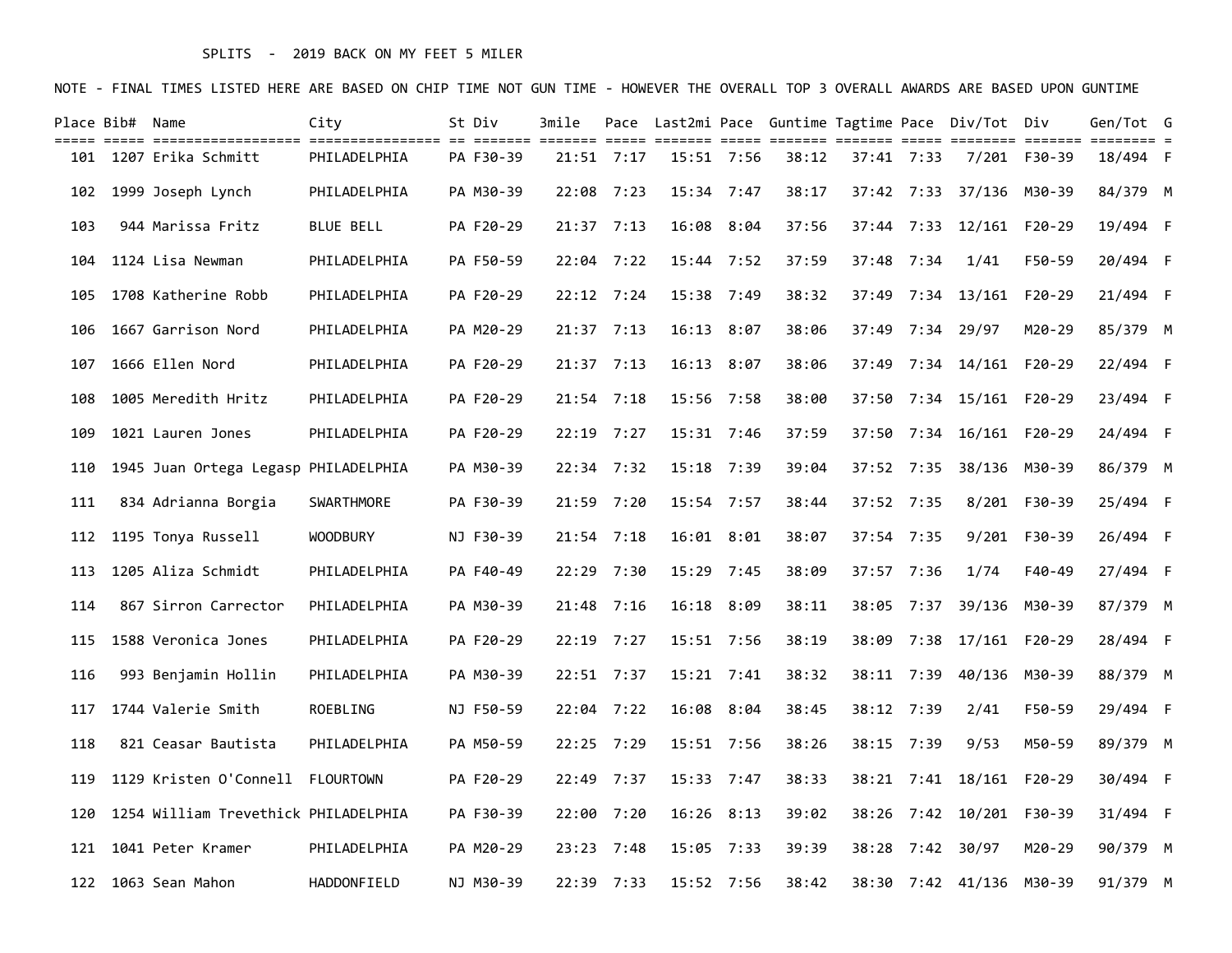SPLITS - 2019 BACK ON MY FEET 5 MILER

NOTE - FINAL TIMES LISTED HERE ARE BASED ON CHIP TIME NOT GUN TIME - HOWEVER THE OVERALL TOP 3 OVERALL AWARDS ARE BASED UPON GUNTIME

| Place | Bib# | Name | City | St | Div | 3mile | Pace | Last2mi | Pace | Guntime | Tagtime | Pace | Div/Tot | Div | Gen/Tot | G |
|---|---|---|---|---|---|---|---|---|---|---|---|---|---|---|---|---|
| 101 | 1207 | Erika Schmitt | PHILADELPHIA | PA | F30-39 | 21:51 | 7:17 | 15:51 | 7:56 | 38:12 | 37:41 | 7:33 | 7/201 | F30-39 | 18/494 | F |
| 102 | 1999 | Joseph Lynch | PHILADELPHIA | PA | M30-39 | 22:08 | 7:23 | 15:34 | 7:47 | 38:17 | 37:42 | 7:33 | 37/136 | M30-39 | 84/379 | M |
| 103 | 944 | Marissa Fritz | BLUE BELL | PA | F20-29 | 21:37 | 7:13 | 16:08 | 8:04 | 37:56 | 37:44 | 7:33 | 12/161 | F20-29 | 19/494 | F |
| 104 | 1124 | Lisa Newman | PHILADELPHIA | PA | F50-59 | 22:04 | 7:22 | 15:44 | 7:52 | 37:59 | 37:48 | 7:34 | 1/41 | F50-59 | 20/494 | F |
| 105 | 1708 | Katherine Robb | PHILADELPHIA | PA | F20-29 | 22:12 | 7:24 | 15:38 | 7:49 | 38:32 | 37:49 | 7:34 | 13/161 | F20-29 | 21/494 | F |
| 106 | 1667 | Garrison Nord | PHILADELPHIA | PA | M20-29 | 21:37 | 7:13 | 16:13 | 8:07 | 38:06 | 37:49 | 7:34 | 29/97 | M20-29 | 85/379 | M |
| 107 | 1666 | Ellen Nord | PHILADELPHIA | PA | F20-29 | 21:37 | 7:13 | 16:13 | 8:07 | 38:06 | 37:49 | 7:34 | 14/161 | F20-29 | 22/494 | F |
| 108 | 1005 | Meredith Hritz | PHILADELPHIA | PA | F20-29 | 21:54 | 7:18 | 15:56 | 7:58 | 38:00 | 37:50 | 7:34 | 15/161 | F20-29 | 23/494 | F |
| 109 | 1021 | Lauren Jones | PHILADELPHIA | PA | F20-29 | 22:19 | 7:27 | 15:31 | 7:46 | 37:59 | 37:50 | 7:34 | 16/161 | F20-29 | 24/494 | F |
| 110 | 1945 | Juan Ortega Legasp | PHILADELPHIA | PA | M30-39 | 22:34 | 7:32 | 15:18 | 7:39 | 39:04 | 37:52 | 7:35 | 38/136 | M30-39 | 86/379 | M |
| 111 | 834 | Adrianna Borgia | SWARTHMORE | PA | F30-39 | 21:59 | 7:20 | 15:54 | 7:57 | 38:44 | 37:52 | 7:35 | 8/201 | F30-39 | 25/494 | F |
| 112 | 1195 | Tonya Russell | WOODBURY | NJ | F30-39 | 21:54 | 7:18 | 16:01 | 8:01 | 38:07 | 37:54 | 7:35 | 9/201 | F30-39 | 26/494 | F |
| 113 | 1205 | Aliza Schmidt | PHILADELPHIA | PA | F40-49 | 22:29 | 7:30 | 15:29 | 7:45 | 38:09 | 37:57 | 7:36 | 1/74 | F40-49 | 27/494 | F |
| 114 | 867 | Sirron Carrector | PHILADELPHIA | PA | M30-39 | 21:48 | 7:16 | 16:18 | 8:09 | 38:11 | 38:05 | 7:37 | 39/136 | M30-39 | 87/379 | M |
| 115 | 1588 | Veronica Jones | PHILADELPHIA | PA | F20-29 | 22:19 | 7:27 | 15:51 | 7:56 | 38:19 | 38:09 | 7:38 | 17/161 | F20-29 | 28/494 | F |
| 116 | 993 | Benjamin Hollin | PHILADELPHIA | PA | M30-39 | 22:51 | 7:37 | 15:21 | 7:41 | 38:32 | 38:11 | 7:39 | 40/136 | M30-39 | 88/379 | M |
| 117 | 1744 | Valerie Smith | ROEBLING | NJ | F50-59 | 22:04 | 7:22 | 16:08 | 8:04 | 38:45 | 38:12 | 7:39 | 2/41 | F50-59 | 29/494 | F |
| 118 | 821 | Ceasar Bautista | PHILADELPHIA | PA | M50-59 | 22:25 | 7:29 | 15:51 | 7:56 | 38:26 | 38:15 | 7:39 | 9/53 | M50-59 | 89/379 | M |
| 119 | 1129 | Kristen O'Connell | FLOURTOWN | PA | F20-29 | 22:49 | 7:37 | 15:33 | 7:47 | 38:33 | 38:21 | 7:41 | 18/161 | F20-29 | 30/494 | F |
| 120 | 1254 | William Trevethick | PHILADELPHIA | PA | F30-39 | 22:00 | 7:20 | 16:26 | 8:13 | 39:02 | 38:26 | 7:42 | 10/201 | F30-39 | 31/494 | F |
| 121 | 1041 | Peter Kramer | PHILADELPHIA | PA | M20-29 | 23:23 | 7:48 | 15:05 | 7:33 | 39:39 | 38:28 | 7:42 | 30/97 | M20-29 | 90/379 | M |
| 122 | 1063 | Sean Mahon | HADDONFIELD | NJ | M30-39 | 22:39 | 7:33 | 15:52 | 7:56 | 38:42 | 38:30 | 7:42 | 41/136 | M30-39 | 91/379 | M |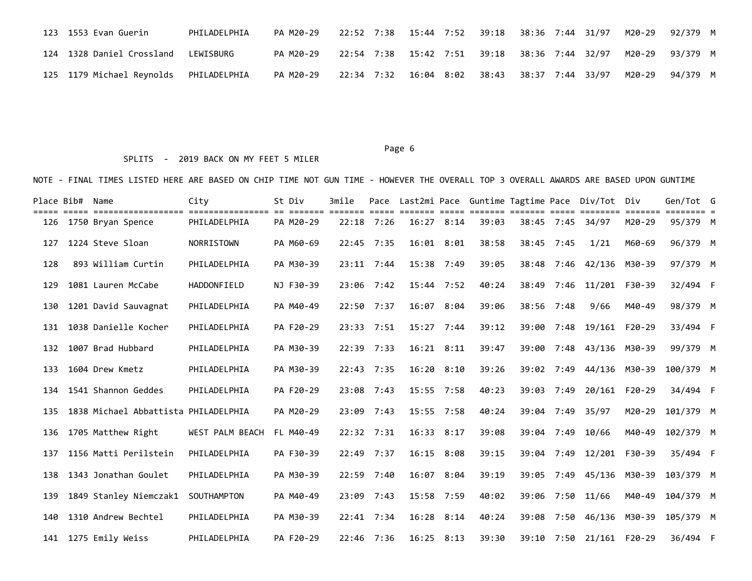| Place | Bib# | Name | City | St | Div | 3mile | Pace | Last2mi | Pace | Guntime | Tagtime | Pace | Div/Tot | Div | Gen/Tot | G |
|---|---|---|---|---|---|---|---|---|---|---|---|---|---|---|---|---|
| 123 | 1553 | Evan Guerin | PHILADELPHIA | PA | M20-29 | 22:52 | 7:38 | 15:44 | 7:52 | 39:18 | 38:36 | 7:44 | 31/97 | M20-29 | 92/379 | M |
| 124 | 1328 | Daniel Crossland | LEWISBURG | PA | M20-29 | 22:54 | 7:38 | 15:42 | 7:51 | 39:18 | 38:36 | 7:44 | 32/97 | M20-29 | 93/379 | M |
| 125 | 1179 | Michael Reynolds | PHILADELPHIA | PA | M20-29 | 22:34 | 7:32 | 16:04 | 8:02 | 38:43 | 38:37 | 7:44 | 33/97 | M20-29 | 94/379 | M |

SPLITS - 2019 BACK ON MY FEET 5 MILER

NOTE - FINAL TIMES LISTED HERE ARE BASED ON CHIP TIME NOT GUN TIME - HOWEVER THE OVERALL TOP 3 OVERALL AWARDS ARE BASED UPON GUNTIME

| Place | Bib# | Name | City | St | Div | 3mile | Pace | Last2mi | Pace | Guntime | Tagtime | Pace | Div/Tot | Div | Gen/Tot | G |
|---|---|---|---|---|---|---|---|---|---|---|---|---|---|---|---|---|
| 126 | 1750 | Bryan Spence | PHILADELPHIA | PA | M20-29 | 22:18 | 7:26 | 16:27 | 8:14 | 39:03 | 38:45 | 7:45 | 34/97 | M20-29 | 95/379 | M |
| 127 | 1224 | Steve Sloan | NORRISTOWN | PA | M60-69 | 22:45 | 7:35 | 16:01 | 8:01 | 38:58 | 38:45 | 7:45 | 1/21 | M60-69 | 96/379 | M |
| 128 | 893 | William Curtin | PHILADELPHIA | PA | M30-39 | 23:11 | 7:44 | 15:38 | 7:49 | 39:05 | 38:48 | 7:46 | 42/136 | M30-39 | 97/379 | M |
| 129 | 1081 | Lauren McCabe | HADDONFIELD | NJ | F30-39 | 23:06 | 7:42 | 15:44 | 7:52 | 40:24 | 38:49 | 7:46 | 11/201 | F30-39 | 32/494 | F |
| 130 | 1201 | David Sauvagnat | PHILADELPHIA | PA | M40-49 | 22:50 | 7:37 | 16:07 | 8:04 | 39:06 | 38:56 | 7:48 | 9/66 | M40-49 | 98/379 | M |
| 131 | 1038 | Danielle Kocher | PHILADELPHIA | PA | F20-29 | 23:33 | 7:51 | 15:27 | 7:44 | 39:12 | 39:00 | 7:48 | 19/161 | F20-29 | 33/494 | F |
| 132 | 1007 | Brad Hubbard | PHILADELPHIA | PA | M30-39 | 22:39 | 7:33 | 16:21 | 8:11 | 39:47 | 39:00 | 7:48 | 43/136 | M30-39 | 99/379 | M |
| 133 | 1604 | Drew Kmetz | PHILADELPHIA | PA | M30-39 | 22:43 | 7:35 | 16:20 | 8:10 | 39:26 | 39:02 | 7:49 | 44/136 | M30-39 | 100/379 | M |
| 134 | 1541 | Shannon Geddes | PHILADELPHIA | PA | F20-29 | 23:08 | 7:43 | 15:55 | 7:58 | 40:23 | 39:03 | 7:49 | 20/161 | F20-29 | 34/494 | F |
| 135 | 1838 | Michael Abbattista | PHILADELPHIA | PA | M20-29 | 23:09 | 7:43 | 15:55 | 7:58 | 40:24 | 39:04 | 7:49 | 35/97 | M20-29 | 101/379 | M |
| 136 | 1705 | Matthew Right | WEST PALM BEACH | FL | M40-49 | 22:32 | 7:31 | 16:33 | 8:17 | 39:08 | 39:04 | 7:49 | 10/66 | M40-49 | 102/379 | M |
| 137 | 1156 | Matti Perilstein | PHILADELPHIA | PA | F30-39 | 22:49 | 7:37 | 16:15 | 8:08 | 39:15 | 39:04 | 7:49 | 12/201 | F30-39 | 35/494 | F |
| 138 | 1343 | Jonathan Goulet | PHILADELPHIA | PA | M30-39 | 22:59 | 7:40 | 16:07 | 8:04 | 39:19 | 39:05 | 7:49 | 45/136 | M30-39 | 103/379 | M |
| 139 | 1849 | Stanley Niemczak1 | SOUTHAMPTON | PA | M40-49 | 23:09 | 7:43 | 15:58 | 7:59 | 40:02 | 39:06 | 7:50 | 11/66 | M40-49 | 104/379 | M |
| 140 | 1310 | Andrew Bechtel | PHILADELPHIA | PA | M30-39 | 22:41 | 7:34 | 16:28 | 8:14 | 40:24 | 39:08 | 7:50 | 46/136 | M30-39 | 105/379 | M |
| 141 | 1275 | Emily Weiss | PHILADELPHIA | PA | F20-29 | 22:46 | 7:36 | 16:25 | 8:13 | 39:30 | 39:10 | 7:50 | 21/161 | F20-29 | 36/494 | F |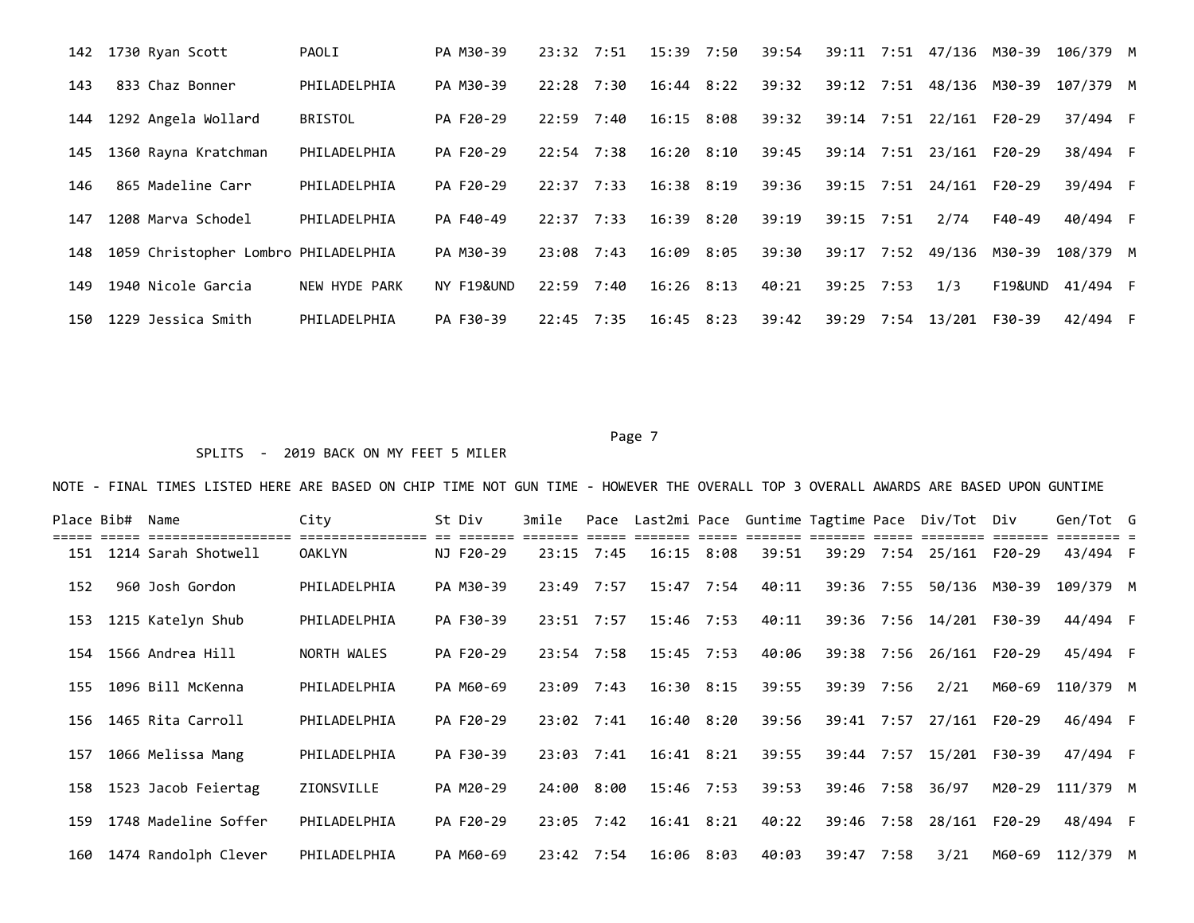| Place | Bib# | Name | City | St | Div | 3mile | Pace | Last2mi | Pace | Guntime | Tagtime | Pace | Div/Tot | Div | Gen/Tot | G |
|---|---|---|---|---|---|---|---|---|---|---|---|---|---|---|---|---|
| 142 | 1730 | Ryan Scott | PAOLI | PA | M30-39 | 23:32 | 7:51 | 15:39 | 7:50 | 39:54 | 39:11 | 7:51 | 47/136 | M30-39 | 106/379 | M |
| 143 | 833 | Chaz Bonner | PHILADELPHIA | PA | M30-39 | 22:28 | 7:30 | 16:44 | 8:22 | 39:32 | 39:12 | 7:51 | 48/136 | M30-39 | 107/379 | M |
| 144 | 1292 | Angela Wollard | BRISTOL | PA | F20-29 | 22:59 | 7:40 | 16:15 | 8:08 | 39:32 | 39:14 | 7:51 | 22/161 | F20-29 | 37/494 | F |
| 145 | 1360 | Rayna Kratchman | PHILADELPHIA | PA | F20-29 | 22:54 | 7:38 | 16:20 | 8:10 | 39:45 | 39:14 | 7:51 | 23/161 | F20-29 | 38/494 | F |
| 146 | 865 | Madeline Carr | PHILADELPHIA | PA | F20-29 | 22:37 | 7:33 | 16:38 | 8:19 | 39:36 | 39:15 | 7:51 | 24/161 | F20-29 | 39/494 | F |
| 147 | 1208 | Marva Schodel | PHILADELPHIA | PA | F40-49 | 22:37 | 7:33 | 16:39 | 8:20 | 39:19 | 39:15 | 7:51 | 2/74 | F40-49 | 40/494 | F |
| 148 | 1059 | Christopher Lombro | PHILADELPHIA | PA | M30-39 | 23:08 | 7:43 | 16:09 | 8:05 | 39:30 | 39:17 | 7:52 | 49/136 | M30-39 | 108/379 | M |
| 149 | 1940 | Nicole Garcia | NEW HYDE PARK | NY | F19&UND | 22:59 | 7:40 | 16:26 | 8:13 | 40:21 | 39:25 | 7:53 | 1/3 | F19&UND | 41/494 | F |
| 150 | 1229 | Jessica Smith | PHILADELPHIA | PA | F30-39 | 22:45 | 7:35 | 16:45 | 8:23 | 39:42 | 39:29 | 7:54 | 13/201 | F30-39 | 42/494 | F |

SPLITS - 2019 BACK ON MY FEET 5 MILER

NOTE - FINAL TIMES LISTED HERE ARE BASED ON CHIP TIME NOT GUN TIME - HOWEVER THE OVERALL TOP 3 OVERALL AWARDS ARE BASED UPON GUNTIME

| Place | Bib# | Name | City | St | Div | 3mile | Pace | Last2mi | Pace | Guntime | Tagtime | Pace | Div/Tot | Div | Gen/Tot | G |
|---|---|---|---|---|---|---|---|---|---|---|---|---|---|---|---|---|
| 151 | 1214 | Sarah Shotwell | OAKLYN | NJ | F20-29 | 23:15 | 7:45 | 16:15 | 8:08 | 39:51 | 39:29 | 7:54 | 25/161 | F20-29 | 43/494 | F |
| 152 | 960 | Josh Gordon | PHILADELPHIA | PA | M30-39 | 23:49 | 7:57 | 15:47 | 7:54 | 40:11 | 39:36 | 7:55 | 50/136 | M30-39 | 109/379 | M |
| 153 | 1215 | Katelyn Shub | PHILADELPHIA | PA | F30-39 | 23:51 | 7:57 | 15:46 | 7:53 | 40:11 | 39:36 | 7:56 | 14/201 | F30-39 | 44/494 | F |
| 154 | 1566 | Andrea Hill | NORTH WALES | PA | F20-29 | 23:54 | 7:58 | 15:45 | 7:53 | 40:06 | 39:38 | 7:56 | 26/161 | F20-29 | 45/494 | F |
| 155 | 1096 | Bill McKenna | PHILADELPHIA | PA | M60-69 | 23:09 | 7:43 | 16:30 | 8:15 | 39:55 | 39:39 | 7:56 | 2/21 | M60-69 | 110/379 | M |
| 156 | 1465 | Rita Carroll | PHILADELPHIA | PA | F20-29 | 23:02 | 7:41 | 16:40 | 8:20 | 39:56 | 39:41 | 7:57 | 27/161 | F20-29 | 46/494 | F |
| 157 | 1066 | Melissa Mang | PHILADELPHIA | PA | F30-39 | 23:03 | 7:41 | 16:41 | 8:21 | 39:55 | 39:44 | 7:57 | 15/201 | F30-39 | 47/494 | F |
| 158 | 1523 | Jacob Feiertag | ZIONSVILLE | PA | M20-29 | 24:00 | 8:00 | 15:46 | 7:53 | 39:53 | 39:46 | 7:58 | 36/97 | M20-29 | 111/379 | M |
| 159 | 1748 | Madeline Soffer | PHILADELPHIA | PA | F20-29 | 23:05 | 7:42 | 16:41 | 8:21 | 40:22 | 39:46 | 7:58 | 28/161 | F20-29 | 48/494 | F |
| 160 | 1474 | Randolph Clever | PHILADELPHIA | PA | M60-69 | 23:42 | 7:54 | 16:06 | 8:03 | 40:03 | 39:47 | 7:58 | 3/21 | M60-69 | 112/379 | M |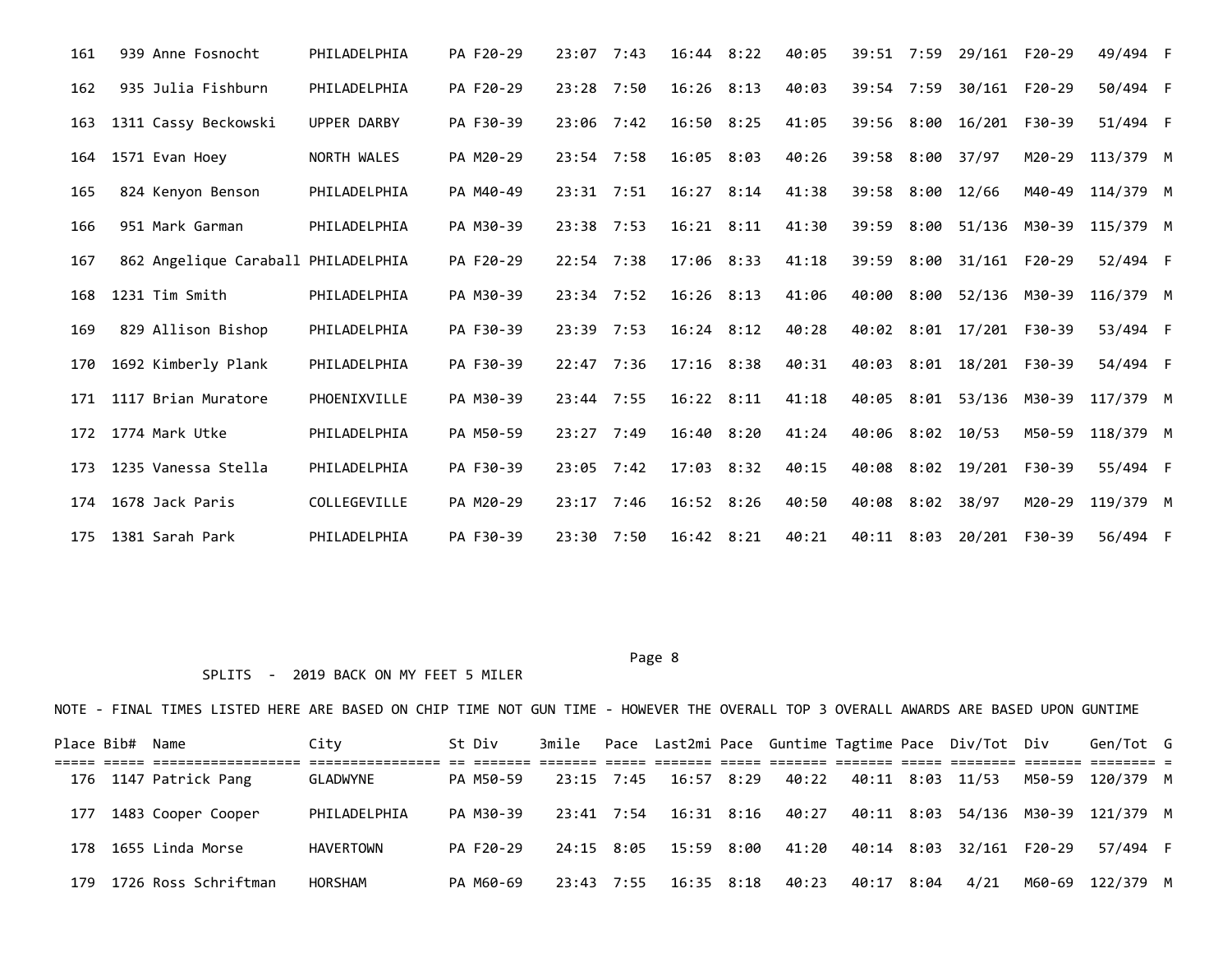| Place | Bib# | Name | City | St | Div | 3mile | Pace | Last2mi | Pace | Guntime | Tagtime | Pace | Div/Tot | Div | Gen/Tot | G |
|---|---|---|---|---|---|---|---|---|---|---|---|---|---|---|---|---|
| 161 | 939 | Anne Fosnocht | PHILADELPHIA | PA | F20-29 | 23:07 | 7:43 | 16:44 | 8:22 | 40:05 | 39:51 | 7:59 | 29/161 | F20-29 | 49/494 | F |
| 162 | 935 | Julia Fishburn | PHILADELPHIA | PA | F20-29 | 23:28 | 7:50 | 16:26 | 8:13 | 40:03 | 39:54 | 7:59 | 30/161 | F20-29 | 50/494 | F |
| 163 | 1311 | Cassy Beckowski | UPPER DARBY | PA | F30-39 | 23:06 | 7:42 | 16:50 | 8:25 | 41:05 | 39:56 | 8:00 | 16/201 | F30-39 | 51/494 | F |
| 164 | 1571 | Evan Hoey | NORTH WALES | PA | M20-29 | 23:54 | 7:58 | 16:05 | 8:03 | 40:26 | 39:58 | 8:00 | 37/97 | M20-29 | 113/379 | M |
| 165 | 824 | Kenyon Benson | PHILADELPHIA | PA | M40-49 | 23:31 | 7:51 | 16:27 | 8:14 | 41:38 | 39:58 | 8:00 | 12/66 | M40-49 | 114/379 | M |
| 166 | 951 | Mark Garman | PHILADELPHIA | PA | M30-39 | 23:38 | 7:53 | 16:21 | 8:11 | 41:30 | 39:59 | 8:00 | 51/136 | M30-39 | 115/379 | M |
| 167 | 862 | Angelique Caraball | PHILADELPHIA | PA | F20-29 | 22:54 | 7:38 | 17:06 | 8:33 | 41:18 | 39:59 | 8:00 | 31/161 | F20-29 | 52/494 | F |
| 168 | 1231 | Tim Smith | PHILADELPHIA | PA | M30-39 | 23:34 | 7:52 | 16:26 | 8:13 | 41:06 | 40:00 | 8:00 | 52/136 | M30-39 | 116/379 | M |
| 169 | 829 | Allison Bishop | PHILADELPHIA | PA | F30-39 | 23:39 | 7:53 | 16:24 | 8:12 | 40:28 | 40:02 | 8:01 | 17/201 | F30-39 | 53/494 | F |
| 170 | 1692 | Kimberly Plank | PHILADELPHIA | PA | F30-39 | 22:47 | 7:36 | 17:16 | 8:38 | 40:31 | 40:03 | 8:01 | 18/201 | F30-39 | 54/494 | F |
| 171 | 1117 | Brian Muratore | PHOENIXVILLE | PA | M30-39 | 23:44 | 7:55 | 16:22 | 8:11 | 41:18 | 40:05 | 8:01 | 53/136 | M30-39 | 117/379 | M |
| 172 | 1774 | Mark Utke | PHILADELPHIA | PA | M50-59 | 23:27 | 7:49 | 16:40 | 8:20 | 41:24 | 40:06 | 8:02 | 10/53 | M50-59 | 118/379 | M |
| 173 | 1235 | Vanessa Stella | PHILADELPHIA | PA | F30-39 | 23:05 | 7:42 | 17:03 | 8:32 | 40:15 | 40:08 | 8:02 | 19/201 | F30-39 | 55/494 | F |
| 174 | 1678 | Jack Paris | COLLEGEVILLE | PA | M20-29 | 23:17 | 7:46 | 16:52 | 8:26 | 40:50 | 40:08 | 8:02 | 38/97 | M20-29 | 119/379 | M |
| 175 | 1381 | Sarah Park | PHILADELPHIA | PA | F30-39 | 23:30 | 7:50 | 16:42 | 8:21 | 40:21 | 40:11 | 8:03 | 20/201 | F30-39 | 56/494 | F |

SPLITS - 2019 BACK ON MY FEET 5 MILER

NOTE - FINAL TIMES LISTED HERE ARE BASED ON CHIP TIME NOT GUN TIME - HOWEVER THE OVERALL TOP 3 OVERALL AWARDS ARE BASED UPON GUNTIME

| Place | Bib# | Name | City | St | Div | 3mile | Pace | Last2mi | Pace | Guntime | Tagtime | Pace | Div/Tot | Div | Gen/Tot | G |
|---|---|---|---|---|---|---|---|---|---|---|---|---|---|---|---|---|
| 176 | 1147 | Patrick Pang | GLADWYNE | PA | M50-59 | 23:15 | 7:45 | 16:57 | 8:29 | 40:22 | 40:11 | 8:03 | 11/53 | M50-59 | 120/379 | M |
| 177 | 1483 | Cooper Cooper | PHILADELPHIA | PA | M30-39 | 23:41 | 7:54 | 16:31 | 8:16 | 40:27 | 40:11 | 8:03 | 54/136 | M30-39 | 121/379 | M |
| 178 | 1655 | Linda Morse | HAVERTOWN | PA | F20-29 | 24:15 | 8:05 | 15:59 | 8:00 | 41:20 | 40:14 | 8:03 | 32/161 | F20-29 | 57/494 | F |
| 179 | 1726 | Ross Schriftman | HORSHAM | PA | M60-69 | 23:43 | 7:55 | 16:35 | 8:18 | 40:23 | 40:17 | 8:04 | 4/21 | M60-69 | 122/379 | M |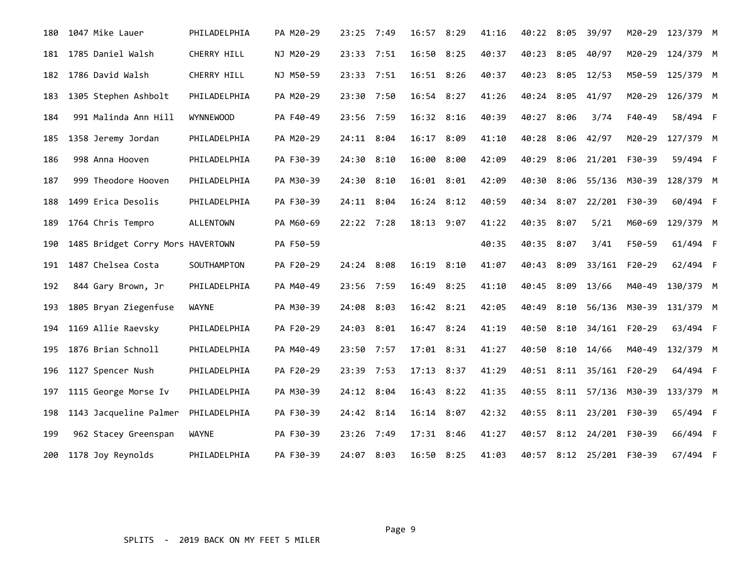| Place | Bib | Name | City | St | Div | Split 1 | Pace | Split 2 | Pace | Gun Time | Net Time | Pace | Div Place | Div | Sex Place | Sex |
|---|---|---|---|---|---|---|---|---|---|---|---|---|---|---|---|---|
| 180 | 1047 | Mike Lauer | PHILADELPHIA | PA | M20-29 | 23:25 | 7:49 | 16:57 | 8:29 | 41:16 | 40:22 | 8:05 | 39/97 | M20-29 | 123/379 | M |
| 181 | 1785 | Daniel Walsh | CHERRY HILL | NJ | M20-29 | 23:33 | 7:51 | 16:50 | 8:25 | 40:37 | 40:23 | 8:05 | 40/97 | M20-29 | 124/379 | M |
| 182 | 1786 | David Walsh | CHERRY HILL | NJ | M50-59 | 23:33 | 7:51 | 16:51 | 8:26 | 40:37 | 40:23 | 8:05 | 12/53 | M50-59 | 125/379 | M |
| 183 | 1305 | Stephen Ashbolt | PHILADELPHIA | PA | M20-29 | 23:30 | 7:50 | 16:54 | 8:27 | 41:26 | 40:24 | 8:05 | 41/97 | M20-29 | 126/379 | M |
| 184 | 991 | Malinda Ann Hill | WYNNEWOOD | PA | F40-49 | 23:56 | 7:59 | 16:32 | 8:16 | 40:39 | 40:27 | 8:06 | 3/74 | F40-49 | 58/494 | F |
| 185 | 1358 | Jeremy Jordan | PHILADELPHIA | PA | M20-29 | 24:11 | 8:04 | 16:17 | 8:09 | 41:10 | 40:28 | 8:06 | 42/97 | M20-29 | 127/379 | M |
| 186 | 998 | Anna Hooven | PHILADELPHIA | PA | F30-39 | 24:30 | 8:10 | 16:00 | 8:00 | 42:09 | 40:29 | 8:06 | 21/201 | F30-39 | 59/494 | F |
| 187 | 999 | Theodore Hooven | PHILADELPHIA | PA | M30-39 | 24:30 | 8:10 | 16:01 | 8:01 | 42:09 | 40:30 | 8:06 | 55/136 | M30-39 | 128/379 | M |
| 188 | 1499 | Erica Desolis | PHILADELPHIA | PA | F30-39 | 24:11 | 8:04 | 16:24 | 8:12 | 40:59 | 40:34 | 8:07 | 22/201 | F30-39 | 60/494 | F |
| 189 | 1764 | Chris Tempro | ALLENTOWN | PA | M60-69 | 22:22 | 7:28 | 18:13 | 9:07 | 41:22 | 40:35 | 8:07 | 5/21 | M60-69 | 129/379 | M |
| 190 | 1485 | Bridget Corry Mors | HAVERTOWN | PA | F50-59 | | | | | 40:35 | 40:35 | 8:07 | 3/41 | F50-59 | 61/494 | F |
| 191 | 1487 | Chelsea Costa | SOUTHAMPTON | PA | F20-29 | 24:24 | 8:08 | 16:19 | 8:10 | 41:07 | 40:43 | 8:09 | 33/161 | F20-29 | 62/494 | F |
| 192 | 844 | Gary Brown, Jr | PHILADELPHIA | PA | M40-49 | 23:56 | 7:59 | 16:49 | 8:25 | 41:10 | 40:45 | 8:09 | 13/66 | M40-49 | 130/379 | M |
| 193 | 1805 | Bryan Ziegenfuse | WAYNE | PA | M30-39 | 24:08 | 8:03 | 16:42 | 8:21 | 42:05 | 40:49 | 8:10 | 56/136 | M30-39 | 131/379 | M |
| 194 | 1169 | Allie Raevsky | PHILADELPHIA | PA | F20-29 | 24:03 | 8:01 | 16:47 | 8:24 | 41:19 | 40:50 | 8:10 | 34/161 | F20-29 | 63/494 | F |
| 195 | 1876 | Brian Schnoll | PHILADELPHIA | PA | M40-49 | 23:50 | 7:57 | 17:01 | 8:31 | 41:27 | 40:50 | 8:10 | 14/66 | M40-49 | 132/379 | M |
| 196 | 1127 | Spencer Nush | PHILADELPHIA | PA | F20-29 | 23:39 | 7:53 | 17:13 | 8:37 | 41:29 | 40:51 | 8:11 | 35/161 | F20-29 | 64/494 | F |
| 197 | 1115 | George Morse Iv | PHILADELPHIA | PA | M30-39 | 24:12 | 8:04 | 16:43 | 8:22 | 41:35 | 40:55 | 8:11 | 57/136 | M30-39 | 133/379 | M |
| 198 | 1143 | Jacqueline Palmer | PHILADELPHIA | PA | F30-39 | 24:42 | 8:14 | 16:14 | 8:07 | 42:32 | 40:55 | 8:11 | 23/201 | F30-39 | 65/494 | F |
| 199 | 962 | Stacey Greenspan | WAYNE | PA | F30-39 | 23:26 | 7:49 | 17:31 | 8:46 | 41:27 | 40:57 | 8:12 | 24/201 | F30-39 | 66/494 | F |
| 200 | 1178 | Joy Reynolds | PHILADELPHIA | PA | F30-39 | 24:07 | 8:03 | 16:50 | 8:25 | 41:03 | 40:57 | 8:12 | 25/201 | F30-39 | 67/494 | F |

SPLITS - 2019 BACK ON MY FEET 5 MILER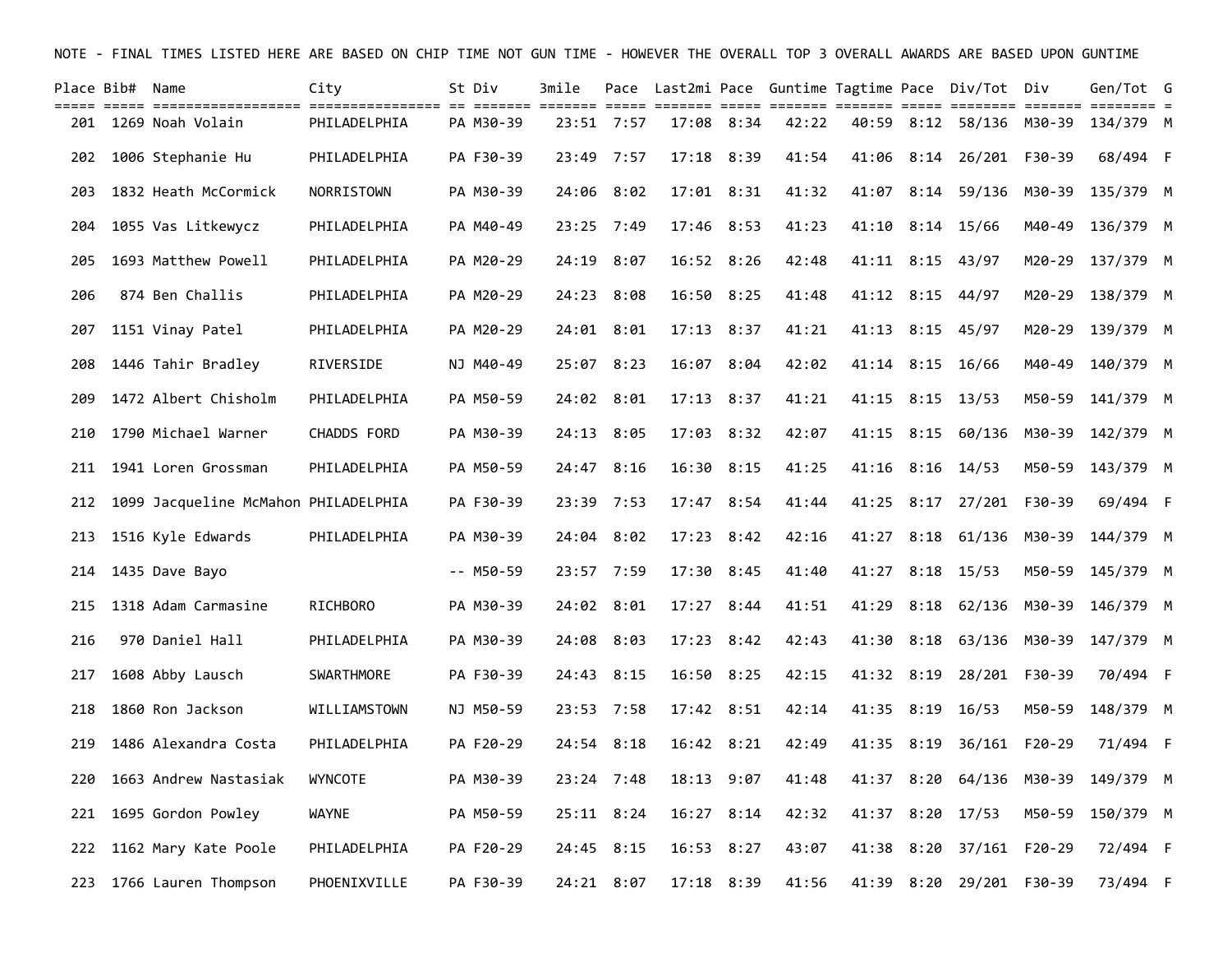NOTE - FINAL TIMES LISTED HERE ARE BASED ON CHIP TIME NOT GUN TIME - HOWEVER THE OVERALL TOP 3 OVERALL AWARDS ARE BASED UPON GUNTIME

| Place | Bib# | Name | City | St | Div | 3mile | Pace | Last2mi | Pace | Guntime | Tagtime | Pace | Div/Tot | Div | Gen/Tot | G |
|---|---|---|---|---|---|---|---|---|---|---|---|---|---|---|---|---|
| 201 | 1269 | Noah Volain | PHILADELPHIA | PA | M30-39 | 23:51 | 7:57 | 17:08 | 8:34 | 42:22 | 40:59 | 8:12 | 58/136 | M30-39 | 134/379 | M |
| 202 | 1006 | Stephanie Hu | PHILADELPHIA | PA | F30-39 | 23:49 | 7:57 | 17:18 | 8:39 | 41:54 | 41:06 | 8:14 | 26/201 | F30-39 | 68/494 | F |
| 203 | 1832 | Heath McCormick | NORRISTOWN | PA | M30-39 | 24:06 | 8:02 | 17:01 | 8:31 | 41:32 | 41:07 | 8:14 | 59/136 | M30-39 | 135/379 | M |
| 204 | 1055 | Vas Litkewycz | PHILADELPHIA | PA | M40-49 | 23:25 | 7:49 | 17:46 | 8:53 | 41:23 | 41:10 | 8:14 | 15/66 | M40-49 | 136/379 | M |
| 205 | 1693 | Matthew Powell | PHILADELPHIA | PA | M20-29 | 24:19 | 8:07 | 16:52 | 8:26 | 42:48 | 41:11 | 8:15 | 43/97 | M20-29 | 137/379 | M |
| 206 | 874 | Ben Challis | PHILADELPHIA | PA | M20-29 | 24:23 | 8:08 | 16:50 | 8:25 | 41:48 | 41:12 | 8:15 | 44/97 | M20-29 | 138/379 | M |
| 207 | 1151 | Vinay Patel | PHILADELPHIA | PA | M20-29 | 24:01 | 8:01 | 17:13 | 8:37 | 41:21 | 41:13 | 8:15 | 45/97 | M20-29 | 139/379 | M |
| 208 | 1446 | Tahir Bradley | RIVERSIDE | NJ | M40-49 | 25:07 | 8:23 | 16:07 | 8:04 | 42:02 | 41:14 | 8:15 | 16/66 | M40-49 | 140/379 | M |
| 209 | 1472 | Albert Chisholm | PHILADELPHIA | PA | M50-59 | 24:02 | 8:01 | 17:13 | 8:37 | 41:21 | 41:15 | 8:15 | 13/53 | M50-59 | 141/379 | M |
| 210 | 1790 | Michael Warner | CHADDS FORD | PA | M30-39 | 24:13 | 8:05 | 17:03 | 8:32 | 42:07 | 41:15 | 8:15 | 60/136 | M30-39 | 142/379 | M |
| 211 | 1941 | Loren Grossman | PHILADELPHIA | PA | M50-59 | 24:47 | 8:16 | 16:30 | 8:15 | 41:25 | 41:16 | 8:16 | 14/53 | M50-59 | 143/379 | M |
| 212 | 1099 | Jacqueline McMahon | PHILADELPHIA | PA | F30-39 | 23:39 | 7:53 | 17:47 | 8:54 | 41:44 | 41:25 | 8:17 | 27/201 | F30-39 | 69/494 | F |
| 213 | 1516 | Kyle Edwards | PHILADELPHIA | PA | M30-39 | 24:04 | 8:02 | 17:23 | 8:42 | 42:16 | 41:27 | 8:18 | 61/136 | M30-39 | 144/379 | M |
| 214 | 1435 | Dave Bayo | | -- | M50-59 | 23:57 | 7:59 | 17:30 | 8:45 | 41:40 | 41:27 | 8:18 | 15/53 | M50-59 | 145/379 | M |
| 215 | 1318 | Adam Carmasine | RICHBORO | PA | M30-39 | 24:02 | 8:01 | 17:27 | 8:44 | 41:51 | 41:29 | 8:18 | 62/136 | M30-39 | 146/379 | M |
| 216 | 970 | Daniel Hall | PHILADELPHIA | PA | M30-39 | 24:08 | 8:03 | 17:23 | 8:42 | 42:43 | 41:30 | 8:18 | 63/136 | M30-39 | 147/379 | M |
| 217 | 1608 | Abby Lausch | SWARTHMORE | PA | F30-39 | 24:43 | 8:15 | 16:50 | 8:25 | 42:15 | 41:32 | 8:19 | 28/201 | F30-39 | 70/494 | F |
| 218 | 1860 | Ron Jackson | WILLIAMSTOWN | NJ | M50-59 | 23:53 | 7:58 | 17:42 | 8:51 | 42:14 | 41:35 | 8:19 | 16/53 | M50-59 | 148/379 | M |
| 219 | 1486 | Alexandra Costa | PHILADELPHIA | PA | F20-29 | 24:54 | 8:18 | 16:42 | 8:21 | 42:49 | 41:35 | 8:19 | 36/161 | F20-29 | 71/494 | F |
| 220 | 1663 | Andrew Nastasiak | WYNCOTE | PA | M30-39 | 23:24 | 7:48 | 18:13 | 9:07 | 41:48 | 41:37 | 8:20 | 64/136 | M30-39 | 149/379 | M |
| 221 | 1695 | Gordon Powley | WAYNE | PA | M50-59 | 25:11 | 8:24 | 16:27 | 8:14 | 42:32 | 41:37 | 8:20 | 17/53 | M50-59 | 150/379 | M |
| 222 | 1162 | Mary Kate Poole | PHILADELPHIA | PA | F20-29 | 24:45 | 8:15 | 16:53 | 8:27 | 43:07 | 41:38 | 8:20 | 37/161 | F20-29 | 72/494 | F |
| 223 | 1766 | Lauren Thompson | PHOENIXVILLE | PA | F30-39 | 24:21 | 8:07 | 17:18 | 8:39 | 41:56 | 41:39 | 8:20 | 29/201 | F30-39 | 73/494 | F |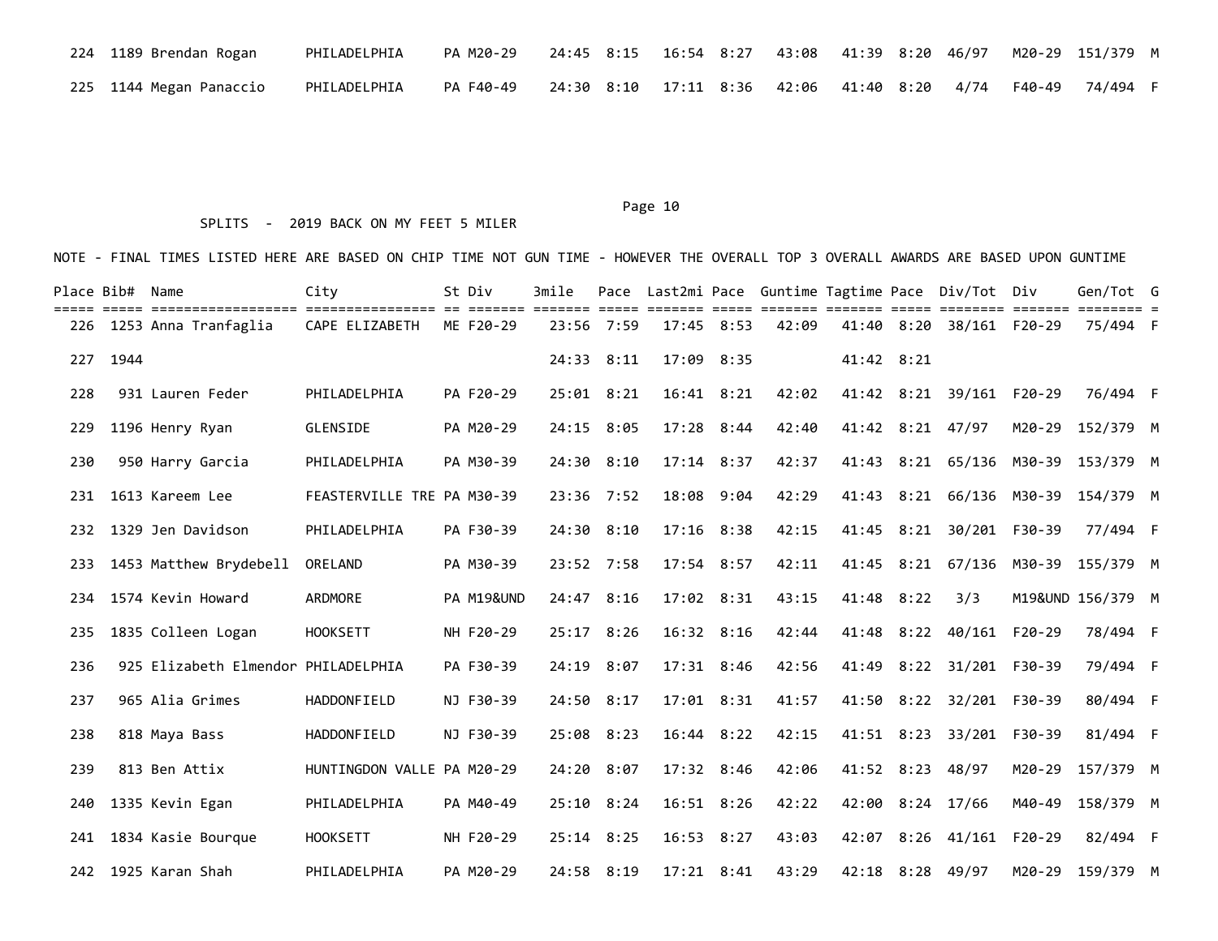| Place | Bib# | Name | City | St | Div | 3mile | Pace | Last2mi | Pace | Guntime | Tagtime | Pace | Div/Tot | Div | Gen/Tot | G |
|---|---|---|---|---|---|---|---|---|---|---|---|---|---|---|---|---|
| 224 | 1189 | Brendan Rogan | PHILADELPHIA | PA | M20-29 | 24:45 | 8:15 | 16:54 | 8:27 | 43:08 | 41:39 | 8:20 | 46/97 | M20-29 | 151/379 | M |
| 225 | 1144 | Megan Panaccio | PHILADELPHIA | PA | F40-49 | 24:30 | 8:10 | 17:11 | 8:36 | 42:06 | 41:40 | 8:20 | 4/74 | F40-49 | 74/494 | F |

SPLITS - 2019 BACK ON MY FEET 5 MILER

NOTE - FINAL TIMES LISTED HERE ARE BASED ON CHIP TIME NOT GUN TIME - HOWEVER THE OVERALL TOP 3 OVERALL AWARDS ARE BASED UPON GUNTIME

| Place | Bib# | Name | City | St | Div | 3mile | Pace | Last2mi | Pace | Guntime | Tagtime | Pace | Div/Tot | Div | Gen/Tot | G |
|---|---|---|---|---|---|---|---|---|---|---|---|---|---|---|---|---|
| 226 | 1253 | Anna Tranfaglia | CAPE ELIZABETH | ME | F20-29 | 23:56 | 7:59 | 17:45 | 8:53 | 42:09 | 41:40 | 8:20 | 38/161 | F20-29 | 75/494 | F |
| 227 | 1944 | | | | | 24:33 | 8:11 | 17:09 | 8:35 | | 41:42 | 8:21 | | | | |
| 228 | 931 | Lauren Feder | PHILADELPHIA | PA | F20-29 | 25:01 | 8:21 | 16:41 | 8:21 | 42:02 | 41:42 | 8:21 | 39/161 | F20-29 | 76/494 | F |
| 229 | 1196 | Henry Ryan | GLENSIDE | PA | M20-29 | 24:15 | 8:05 | 17:28 | 8:44 | 42:40 | 41:42 | 8:21 | 47/97 | M20-29 | 152/379 | M |
| 230 | 950 | Harry Garcia | PHILADELPHIA | PA | M30-39 | 24:30 | 8:10 | 17:14 | 8:37 | 42:37 | 41:43 | 8:21 | 65/136 | M30-39 | 153/379 | M |
| 231 | 1613 | Kareem Lee | FEASTERVILLE TRE | PA | M30-39 | 23:36 | 7:52 | 18:08 | 9:04 | 42:29 | 41:43 | 8:21 | 66/136 | M30-39 | 154/379 | M |
| 232 | 1329 | Jen Davidson | PHILADELPHIA | PA | F30-39 | 24:30 | 8:10 | 17:16 | 8:38 | 42:15 | 41:45 | 8:21 | 30/201 | F30-39 | 77/494 | F |
| 233 | 1453 | Matthew Brydebell | ORELAND | PA | M30-39 | 23:52 | 7:58 | 17:54 | 8:57 | 42:11 | 41:45 | 8:21 | 67/136 | M30-39 | 155/379 | M |
| 234 | 1574 | Kevin Howard | ARDMORE | PA | M19&UND | 24:47 | 8:16 | 17:02 | 8:31 | 43:15 | 41:48 | 8:22 | 3/3 | M19&UND | 156/379 | M |
| 235 | 1835 | Colleen Logan | HOOKSETT | NH | F20-29 | 25:17 | 8:26 | 16:32 | 8:16 | 42:44 | 41:48 | 8:22 | 40/161 | F20-29 | 78/494 | F |
| 236 | 925 | Elizabeth Elmendor | PHILADELPHIA | PA | F30-39 | 24:19 | 8:07 | 17:31 | 8:46 | 42:56 | 41:49 | 8:22 | 31/201 | F30-39 | 79/494 | F |
| 237 | 965 | Alia Grimes | HADDONFIELD | NJ | F30-39 | 24:50 | 8:17 | 17:01 | 8:31 | 41:57 | 41:50 | 8:22 | 32/201 | F30-39 | 80/494 | F |
| 238 | 818 | Maya Bass | HADDONFIELD | NJ | F30-39 | 25:08 | 8:23 | 16:44 | 8:22 | 42:15 | 41:51 | 8:23 | 33/201 | F30-39 | 81/494 | F |
| 239 | 813 | Ben Attix | HUNTINGDON VALLE | PA | M20-29 | 24:20 | 8:07 | 17:32 | 8:46 | 42:06 | 41:52 | 8:23 | 48/97 | M20-29 | 157/379 | M |
| 240 | 1335 | Kevin Egan | PHILADELPHIA | PA | M40-49 | 25:10 | 8:24 | 16:51 | 8:26 | 42:22 | 42:00 | 8:24 | 17/66 | M40-49 | 158/379 | M |
| 241 | 1834 | Kasie Bourque | HOOKSETT | NH | F20-29 | 25:14 | 8:25 | 16:53 | 8:27 | 43:03 | 42:07 | 8:26 | 41/161 | F20-29 | 82/494 | F |
| 242 | 1925 | Karan Shah | PHILADELPHIA | PA | M20-29 | 24:58 | 8:19 | 17:21 | 8:41 | 43:29 | 42:18 | 8:28 | 49/97 | M20-29 | 159/379 | M |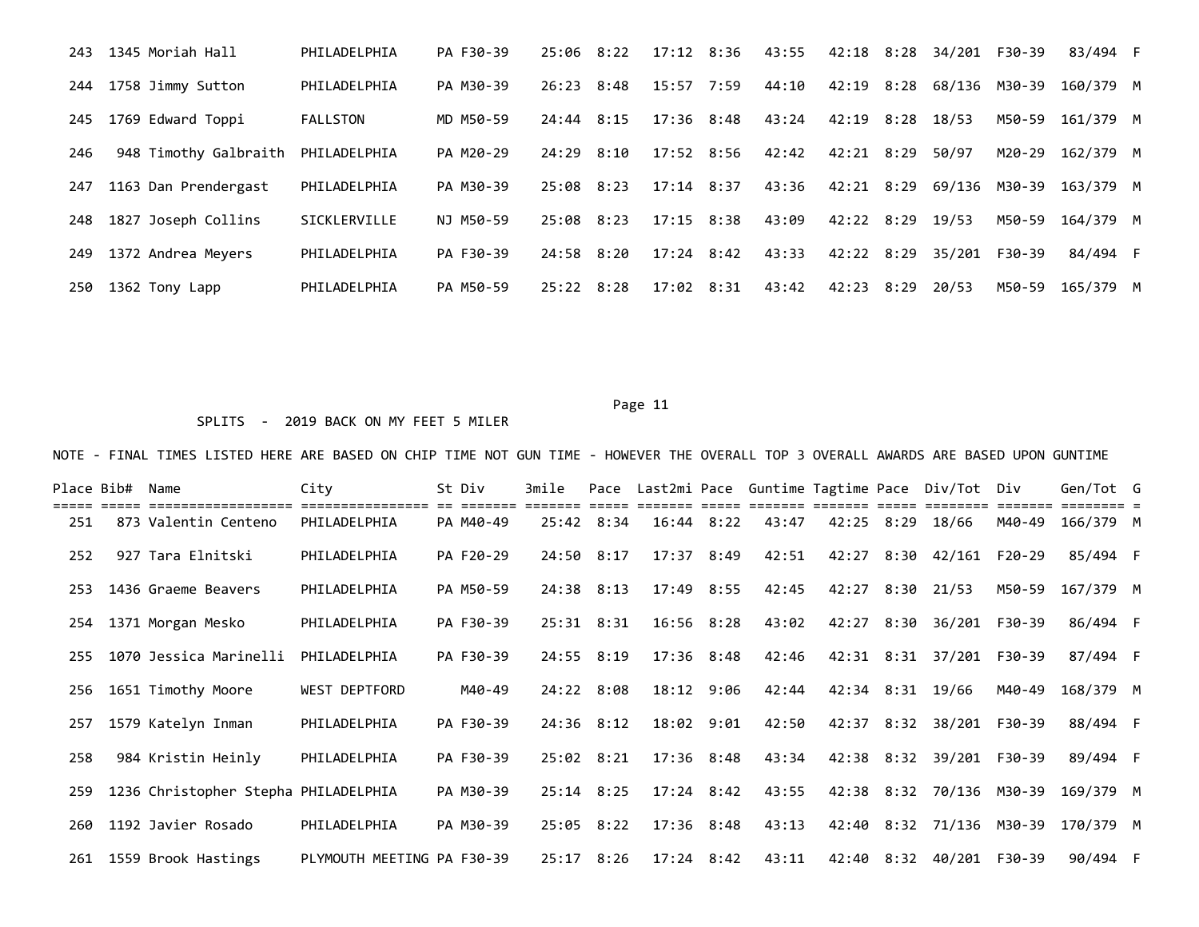| Place | Bib# | Name | City | St | Div | 3mile | Pace | Last2mi | Pace | Guntime | Tagtime | Pace | Div/Tot | Div | Gen/Tot | G |
|---|---|---|---|---|---|---|---|---|---|---|---|---|---|---|---|---|
| 243 | 1345 | Moriah Hall | PHILADELPHIA | PA | F30-39 | 25:06 | 8:22 | 17:12 | 8:36 | 43:55 | 42:18 | 8:28 | 34/201 | F30-39 | 83/494 | F |
| 244 | 1758 | Jimmy Sutton | PHILADELPHIA | PA | M30-39 | 26:23 | 8:48 | 15:57 | 7:59 | 44:10 | 42:19 | 8:28 | 68/136 | M30-39 | 160/379 | M |
| 245 | 1769 | Edward Toppi | FALLSTON | MD | M50-59 | 24:44 | 8:15 | 17:36 | 8:48 | 43:24 | 42:19 | 8:28 | 18/53 | M50-59 | 161/379 | M |
| 246 | 948 | Timothy Galbraith | PHILADELPHIA | PA | M20-29 | 24:29 | 8:10 | 17:52 | 8:56 | 42:42 | 42:21 | 8:29 | 50/97 | M20-29 | 162/379 | M |
| 247 | 1163 | Dan Prendergast | PHILADELPHIA | PA | M30-39 | 25:08 | 8:23 | 17:14 | 8:37 | 43:36 | 42:21 | 8:29 | 69/136 | M30-39 | 163/379 | M |
| 248 | 1827 | Joseph Collins | SICKLERVILLE | NJ | M50-59 | 25:08 | 8:23 | 17:15 | 8:38 | 43:09 | 42:22 | 8:29 | 19/53 | M50-59 | 164/379 | M |
| 249 | 1372 | Andrea Meyers | PHILADELPHIA | PA | F30-39 | 24:58 | 8:20 | 17:24 | 8:42 | 43:33 | 42:22 | 8:29 | 35/201 | F30-39 | 84/494 | F |
| 250 | 1362 | Tony Lapp | PHILADELPHIA | PA | M50-59 | 25:22 | 8:28 | 17:02 | 8:31 | 43:42 | 42:23 | 8:29 | 20/53 | M50-59 | 165/379 | M |

SPLITS - 2019 BACK ON MY FEET 5 MILER

NOTE - FINAL TIMES LISTED HERE ARE BASED ON CHIP TIME NOT GUN TIME - HOWEVER THE OVERALL TOP 3 OVERALL AWARDS ARE BASED UPON GUNTIME

| Place | Bib# | Name | City | St | Div | 3mile | Pace | Last2mi | Pace | Guntime | Tagtime | Pace | Div/Tot | Div | Gen/Tot | G |
|---|---|---|---|---|---|---|---|---|---|---|---|---|---|---|---|---|
| 251 | 873 | Valentin Centeno | PHILADELPHIA | PA | M40-49 | 25:42 | 8:34 | 16:44 | 8:22 | 43:47 | 42:25 | 8:29 | 18/66 | M40-49 | 166/379 | M |
| 252 | 927 | Tara Elnitski | PHILADELPHIA | PA | F20-29 | 24:50 | 8:17 | 17:37 | 8:49 | 42:51 | 42:27 | 8:30 | 42/161 | F20-29 | 85/494 | F |
| 253 | 1436 | Graeme Beavers | PHILADELPHIA | PA | M50-59 | 24:38 | 8:13 | 17:49 | 8:55 | 42:45 | 42:27 | 8:30 | 21/53 | M50-59 | 167/379 | M |
| 254 | 1371 | Morgan Mesko | PHILADELPHIA | PA | F30-39 | 25:31 | 8:31 | 16:56 | 8:28 | 43:02 | 42:27 | 8:30 | 36/201 | F30-39 | 86/494 | F |
| 255 | 1070 | Jessica Marinelli | PHILADELPHIA | PA | F30-39 | 24:55 | 8:19 | 17:36 | 8:48 | 42:46 | 42:31 | 8:31 | 37/201 | F30-39 | 87/494 | F |
| 256 | 1651 | Timothy Moore | WEST DEPTFORD | | M40-49 | 24:22 | 8:08 | 18:12 | 9:06 | 42:44 | 42:34 | 8:31 | 19/66 | M40-49 | 168/379 | M |
| 257 | 1579 | Katelyn Inman | PHILADELPHIA | PA | F30-39 | 24:36 | 8:12 | 18:02 | 9:01 | 42:50 | 42:37 | 8:32 | 38/201 | F30-39 | 88/494 | F |
| 258 | 984 | Kristin Heinly | PHILADELPHIA | PA | F30-39 | 25:02 | 8:21 | 17:36 | 8:48 | 43:34 | 42:38 | 8:32 | 39/201 | F30-39 | 89/494 | F |
| 259 | 1236 | Christopher Stepha | PHILADELPHIA | PA | M30-39 | 25:14 | 8:25 | 17:24 | 8:42 | 43:55 | 42:38 | 8:32 | 70/136 | M30-39 | 169/379 | M |
| 260 | 1192 | Javier Rosado | PHILADELPHIA | PA | M30-39 | 25:05 | 8:22 | 17:36 | 8:48 | 43:13 | 42:40 | 8:32 | 71/136 | M30-39 | 170/379 | M |
| 261 | 1559 | Brook Hastings | PLYMOUTH MEETING | PA | F30-39 | 25:17 | 8:26 | 17:24 | 8:42 | 43:11 | 42:40 | 8:32 | 40/201 | F30-39 | 90/494 | F |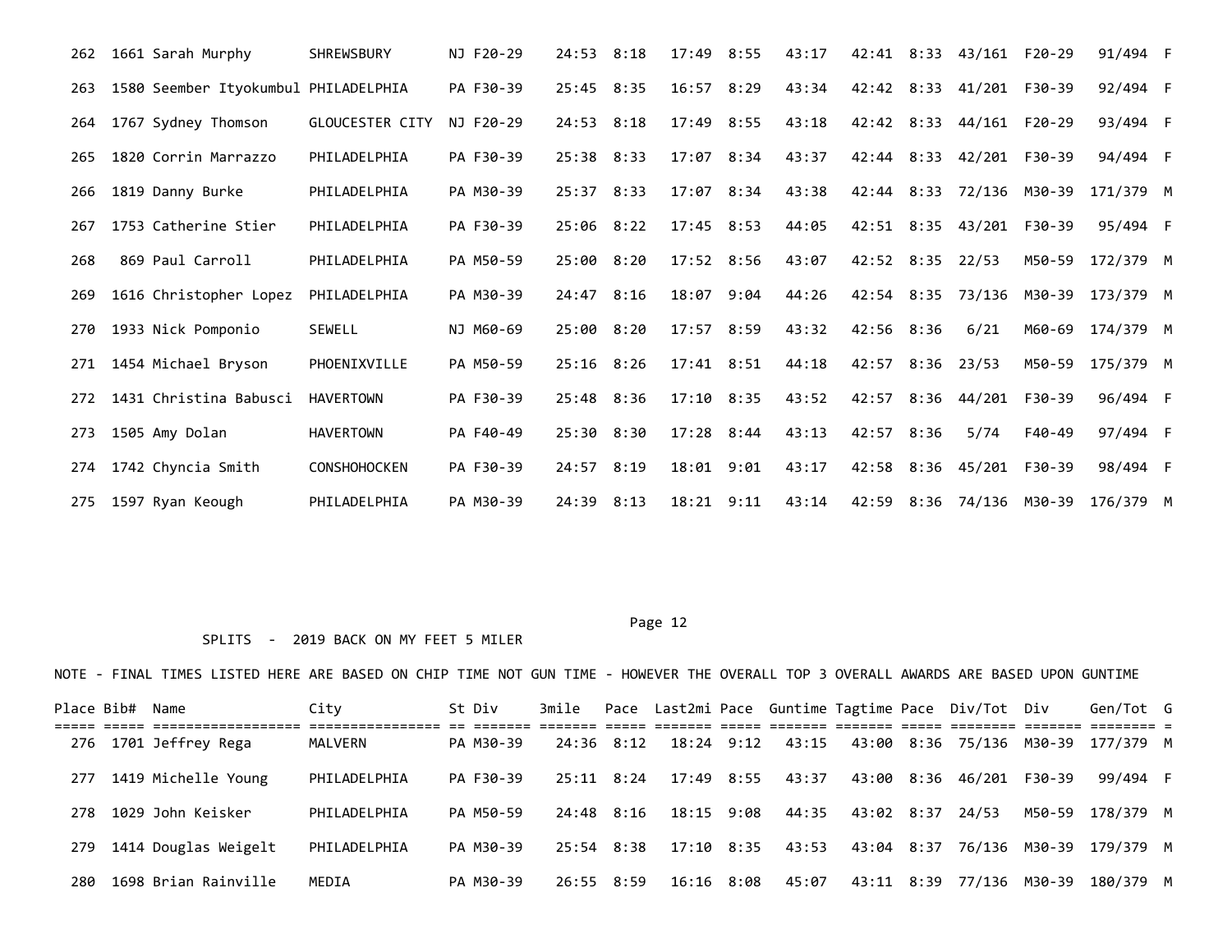| Place | Bib# | Name | City | St | Div | 3mile | Pace | Last2mi | Pace | Guntime | Tagtime | Pace | Div/Tot | Div | Gen/Tot | G |
|---|---|---|---|---|---|---|---|---|---|---|---|---|---|---|---|---|
| 262 | 1661 | Sarah Murphy | SHREWSBURY | NJ | F20-29 | 24:53 | 8:18 | 17:49 | 8:55 | 43:17 | 42:41 | 8:33 | 43/161 | F20-29 | 91/494 | F |
| 263 | 1580 | Seember Ityokumbul | PHILADELPHIA | PA | F30-39 | 25:45 | 8:35 | 16:57 | 8:29 | 43:34 | 42:42 | 8:33 | 41/201 | F30-39 | 92/494 | F |
| 264 | 1767 | Sydney Thomson | GLOUCESTER CITY | NJ | F20-29 | 24:53 | 8:18 | 17:49 | 8:55 | 43:18 | 42:42 | 8:33 | 44/161 | F20-29 | 93/494 | F |
| 265 | 1820 | Corrin Marrazzo | PHILADELPHIA | PA | F30-39 | 25:38 | 8:33 | 17:07 | 8:34 | 43:37 | 42:44 | 8:33 | 42/201 | F30-39 | 94/494 | F |
| 266 | 1819 | Danny Burke | PHILADELPHIA | PA | M30-39 | 25:37 | 8:33 | 17:07 | 8:34 | 43:38 | 42:44 | 8:33 | 72/136 | M30-39 | 171/379 | M |
| 267 | 1753 | Catherine Stier | PHILADELPHIA | PA | F30-39 | 25:06 | 8:22 | 17:45 | 8:53 | 44:05 | 42:51 | 8:35 | 43/201 | F30-39 | 95/494 | F |
| 268 | 869 | Paul Carroll | PHILADELPHIA | PA | M50-59 | 25:00 | 8:20 | 17:52 | 8:56 | 43:07 | 42:52 | 8:35 | 22/53 | M50-59 | 172/379 | M |
| 269 | 1616 | Christopher Lopez | PHILADELPHIA | PA | M30-39 | 24:47 | 8:16 | 18:07 | 9:04 | 44:26 | 42:54 | 8:35 | 73/136 | M30-39 | 173/379 | M |
| 270 | 1933 | Nick Pomponio | SEWELL | NJ | M60-69 | 25:00 | 8:20 | 17:57 | 8:59 | 43:32 | 42:56 | 8:36 | 6/21 | M60-69 | 174/379 | M |
| 271 | 1454 | Michael Bryson | PHOENIXVILLE | PA | M50-59 | 25:16 | 8:26 | 17:41 | 8:51 | 44:18 | 42:57 | 8:36 | 23/53 | M50-59 | 175/379 | M |
| 272 | 1431 | Christina Babusci | HAVERTOWN | PA | F30-39 | 25:48 | 8:36 | 17:10 | 8:35 | 43:52 | 42:57 | 8:36 | 44/201 | F30-39 | 96/494 | F |
| 273 | 1505 | Amy Dolan | HAVERTOWN | PA | F40-49 | 25:30 | 8:30 | 17:28 | 8:44 | 43:13 | 42:57 | 8:36 | 5/74 | F40-49 | 97/494 | F |
| 274 | 1742 | Chyncia Smith | CONSHOHOCKEN | PA | F30-39 | 24:57 | 8:19 | 18:01 | 9:01 | 43:17 | 42:58 | 8:36 | 45/201 | F30-39 | 98/494 | F |
| 275 | 1597 | Ryan Keough | PHILADELPHIA | PA | M30-39 | 24:39 | 8:13 | 18:21 | 9:11 | 43:14 | 42:59 | 8:36 | 74/136 | M30-39 | 176/379 | M |

SPLITS - 2019 BACK ON MY FEET 5 MILER

NOTE - FINAL TIMES LISTED HERE ARE BASED ON CHIP TIME NOT GUN TIME - HOWEVER THE OVERALL TOP 3 OVERALL AWARDS ARE BASED UPON GUNTIME

| Place | Bib# | Name | City | St | Div | 3mile | Pace | Last2mi | Pace | Guntime | Tagtime | Pace | Div/Tot | Div | Gen/Tot | G |
|---|---|---|---|---|---|---|---|---|---|---|---|---|---|---|---|---|
| 276 | 1701 | Jeffrey Rega | MALVERN | PA | M30-39 | 24:36 | 8:12 | 18:24 | 9:12 | 43:15 | 43:00 | 8:36 | 75/136 | M30-39 | 177/379 | M |
| 277 | 1419 | Michelle Young | PHILADELPHIA | PA | F30-39 | 25:11 | 8:24 | 17:49 | 8:55 | 43:37 | 43:00 | 8:36 | 46/201 | F30-39 | 99/494 | F |
| 278 | 1029 | John Keisker | PHILADELPHIA | PA | M50-59 | 24:48 | 8:16 | 18:15 | 9:08 | 44:35 | 43:02 | 8:37 | 24/53 | M50-59 | 178/379 | M |
| 279 | 1414 | Douglas Weigelt | PHILADELPHIA | PA | M30-39 | 25:54 | 8:38 | 17:10 | 8:35 | 43:53 | 43:04 | 8:37 | 76/136 | M30-39 | 179/379 | M |
| 280 | 1698 | Brian Rainville | MEDIA | PA | M30-39 | 26:55 | 8:59 | 16:16 | 8:08 | 45:07 | 43:11 | 8:39 | 77/136 | M30-39 | 180/379 | M |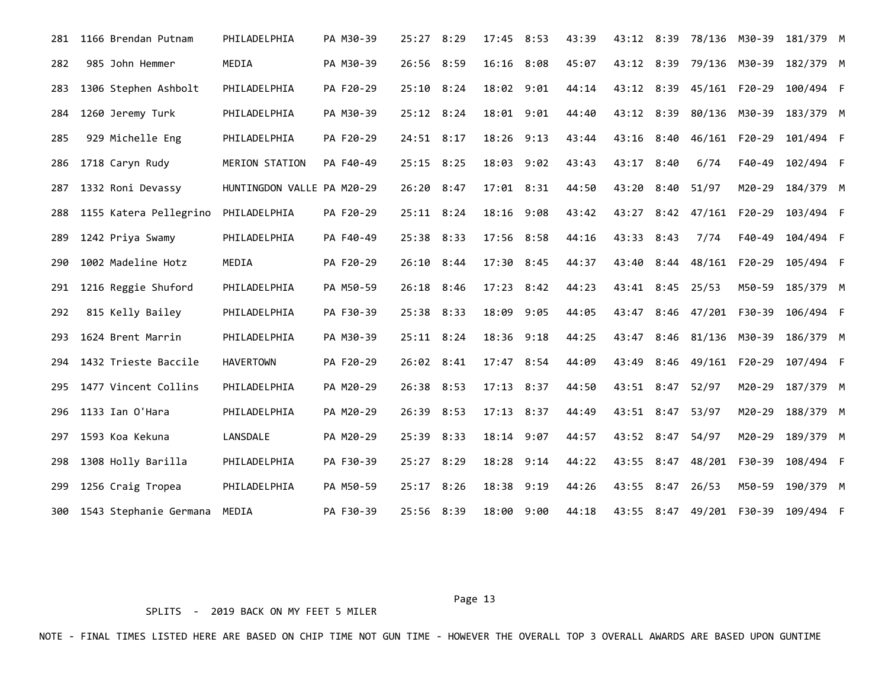| Place | Bib | Name | City | St | Div | Split 1 | Pace 1 | Split 2 | Pace 2 | Gun Time | Chip Time | Pace | Div Place | Div | Sex Place | Sex |
|---|---|---|---|---|---|---|---|---|---|---|---|---|---|---|---|---|
| 281 | 1166 | Brendan Putnam | PHILADELPHIA | PA | M30-39 | 25:27 | 8:29 | 17:45 | 8:53 | 43:39 | 43:12 | 8:39 | 78/136 | M30-39 | 181/379 | M |
| 282 | 985 | John Hemmer | MEDIA | PA | M30-39 | 26:56 | 8:59 | 16:16 | 8:08 | 45:07 | 43:12 | 8:39 | 79/136 | M30-39 | 182/379 | M |
| 283 | 1306 | Stephen Ashbolt | PHILADELPHIA | PA | F20-29 | 25:10 | 8:24 | 18:02 | 9:01 | 44:14 | 43:12 | 8:39 | 45/161 | F20-29 | 100/494 | F |
| 284 | 1260 | Jeremy Turk | PHILADELPHIA | PA | M30-39 | 25:12 | 8:24 | 18:01 | 9:01 | 44:40 | 43:12 | 8:39 | 80/136 | M30-39 | 183/379 | M |
| 285 | 929 | Michelle Eng | PHILADELPHIA | PA | F20-29 | 24:51 | 8:17 | 18:26 | 9:13 | 43:44 | 43:16 | 8:40 | 46/161 | F20-29 | 101/494 | F |
| 286 | 1718 | Caryn Rudy | MERION STATION | PA | F40-49 | 25:15 | 8:25 | 18:03 | 9:02 | 43:43 | 43:17 | 8:40 | 6/74 | F40-49 | 102/494 | F |
| 287 | 1332 | Roni Devassy | HUNTINGDON VALLE | PA | M20-29 | 26:20 | 8:47 | 17:01 | 8:31 | 44:50 | 43:20 | 8:40 | 51/97 | M20-29 | 184/379 | M |
| 288 | 1155 | Katera Pellegrino | PHILADELPHIA | PA | F20-29 | 25:11 | 8:24 | 18:16 | 9:08 | 43:42 | 43:27 | 8:42 | 47/161 | F20-29 | 103/494 | F |
| 289 | 1242 | Priya Swamy | PHILADELPHIA | PA | F40-49 | 25:38 | 8:33 | 17:56 | 8:58 | 44:16 | 43:33 | 8:43 | 7/74 | F40-49 | 104/494 | F |
| 290 | 1002 | Madeline Hotz | MEDIA | PA | F20-29 | 26:10 | 8:44 | 17:30 | 8:45 | 44:37 | 43:40 | 8:44 | 48/161 | F20-29 | 105/494 | F |
| 291 | 1216 | Reggie Shuford | PHILADELPHIA | PA | M50-59 | 26:18 | 8:46 | 17:23 | 8:42 | 44:23 | 43:41 | 8:45 | 25/53 | M50-59 | 185/379 | M |
| 292 | 815 | Kelly Bailey | PHILADELPHIA | PA | F30-39 | 25:38 | 8:33 | 18:09 | 9:05 | 44:05 | 43:47 | 8:46 | 47/201 | F30-39 | 106/494 | F |
| 293 | 1624 | Brent Marrin | PHILADELPHIA | PA | M30-39 | 25:11 | 8:24 | 18:36 | 9:18 | 44:25 | 43:47 | 8:46 | 81/136 | M30-39 | 186/379 | M |
| 294 | 1432 | Trieste Baccile | HAVERTOWN | PA | F20-29 | 26:02 | 8:41 | 17:47 | 8:54 | 44:09 | 43:49 | 8:46 | 49/161 | F20-29 | 107/494 | F |
| 295 | 1477 | Vincent Collins | PHILADELPHIA | PA | M20-29 | 26:38 | 8:53 | 17:13 | 8:37 | 44:50 | 43:51 | 8:47 | 52/97 | M20-29 | 187/379 | M |
| 296 | 1133 | Ian O'Hara | PHILADELPHIA | PA | M20-29 | 26:39 | 8:53 | 17:13 | 8:37 | 44:49 | 43:51 | 8:47 | 53/97 | M20-29 | 188/379 | M |
| 297 | 1593 | Koa Kekuna | LANSDALE | PA | M20-29 | 25:39 | 8:33 | 18:14 | 9:07 | 44:57 | 43:52 | 8:47 | 54/97 | M20-29 | 189/379 | M |
| 298 | 1308 | Holly Barilla | PHILADELPHIA | PA | F30-39 | 25:27 | 8:29 | 18:28 | 9:14 | 44:22 | 43:55 | 8:47 | 48/201 | F30-39 | 108/494 | F |
| 299 | 1256 | Craig Tropea | PHILADELPHIA | PA | M50-59 | 25:17 | 8:26 | 18:38 | 9:19 | 44:26 | 43:55 | 8:47 | 26/53 | M50-59 | 190/379 | M |
| 300 | 1543 | Stephanie Germana | MEDIA | PA | F30-39 | 25:56 | 8:39 | 18:00 | 9:00 | 44:18 | 43:55 | 8:47 | 49/201 | F30-39 | 109/494 | F |

SPLITS - 2019 BACK ON MY FEET 5 MILER

NOTE - FINAL TIMES LISTED HERE ARE BASED ON CHIP TIME NOT GUN TIME - HOWEVER THE OVERALL TOP 3 OVERALL AWARDS ARE BASED UPON GUNTIME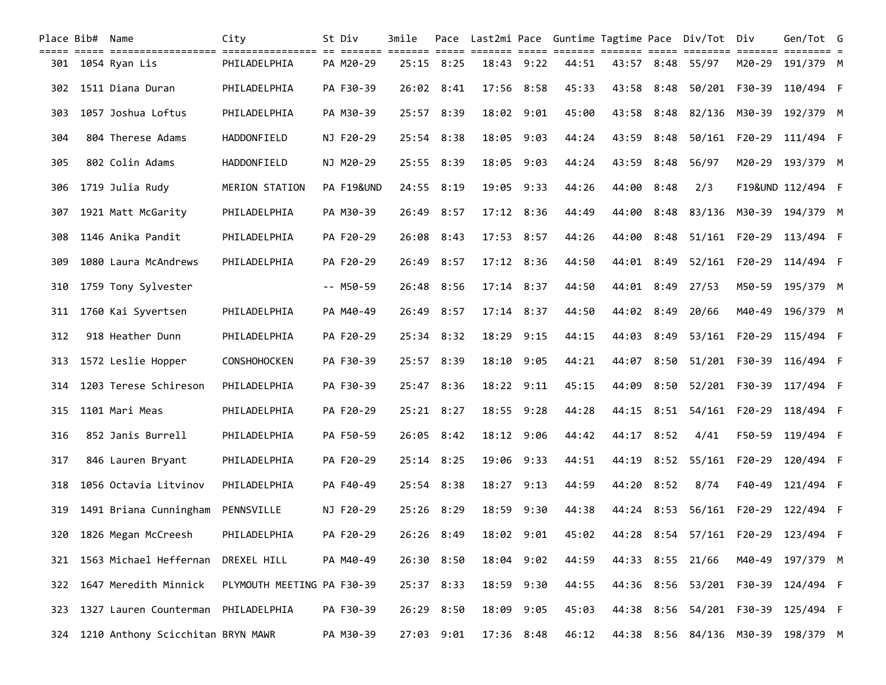| Place | Bib# | Name | City | St | Div | 3mile | Pace | Last2mi | Pace | Guntime | Tagtime | Pace | Div/Tot | Div | Gen/Tot | G |
|---|---|---|---|---|---|---|---|---|---|---|---|---|---|---|---|---|
| 301 | 1054 | Ryan Lis | PHILADELPHIA | PA | M20-29 | 25:15 | 8:25 | 18:43 | 9:22 | 44:51 | 43:57 | 8:48 | 55/97 | M20-29 | 191/379 | M |
| 302 | 1511 | Diana Duran | PHILADELPHIA | PA | F30-39 | 26:02 | 8:41 | 17:56 | 8:58 | 45:33 | 43:58 | 8:48 | 50/201 | F30-39 | 110/494 | F |
| 303 | 1057 | Joshua Loftus | PHILADELPHIA | PA | M30-39 | 25:57 | 8:39 | 18:02 | 9:01 | 45:00 | 43:58 | 8:48 | 82/136 | M30-39 | 192/379 | M |
| 304 | 804 | Therese Adams | HADDONFIELD | NJ | F20-29 | 25:54 | 8:38 | 18:05 | 9:03 | 44:24 | 43:59 | 8:48 | 50/161 | F20-29 | 111/494 | F |
| 305 | 802 | Colin Adams | HADDONFIELD | NJ | M20-29 | 25:55 | 8:39 | 18:05 | 9:03 | 44:24 | 43:59 | 8:48 | 56/97 | M20-29 | 193/379 | M |
| 306 | 1719 | Julia Rudy | MERION STATION | PA | F19&UND | 24:55 | 8:19 | 19:05 | 9:33 | 44:26 | 44:00 | 8:48 | 2/3 | F19&UND | 112/494 | F |
| 307 | 1921 | Matt McGarity | PHILADELPHIA | PA | M30-39 | 26:49 | 8:57 | 17:12 | 8:36 | 44:49 | 44:00 | 8:48 | 83/136 | M30-39 | 194/379 | M |
| 308 | 1146 | Anika Pandit | PHILADELPHIA | PA | F20-29 | 26:08 | 8:43 | 17:53 | 8:57 | 44:26 | 44:00 | 8:48 | 51/161 | F20-29 | 113/494 | F |
| 309 | 1080 | Laura McAndrews | PHILADELPHIA | PA | F20-29 | 26:49 | 8:57 | 17:12 | 8:36 | 44:50 | 44:01 | 8:49 | 52/161 | F20-29 | 114/494 | F |
| 310 | 1759 | Tony Sylvester | | -- | M50-59 | 26:48 | 8:56 | 17:14 | 8:37 | 44:50 | 44:01 | 8:49 | 27/53 | M50-59 | 195/379 | M |
| 311 | 1760 | Kai Syvertsen | PHILADELPHIA | PA | M40-49 | 26:49 | 8:57 | 17:14 | 8:37 | 44:50 | 44:02 | 8:49 | 20/66 | M40-49 | 196/379 | M |
| 312 | 918 | Heather Dunn | PHILADELPHIA | PA | F20-29 | 25:34 | 8:32 | 18:29 | 9:15 | 44:15 | 44:03 | 8:49 | 53/161 | F20-29 | 115/494 | F |
| 313 | 1572 | Leslie Hopper | CONSHOHOCKEN | PA | F30-39 | 25:57 | 8:39 | 18:10 | 9:05 | 44:21 | 44:07 | 8:50 | 51/201 | F30-39 | 116/494 | F |
| 314 | 1203 | Terese Schireson | PHILADELPHIA | PA | F30-39 | 25:47 | 8:36 | 18:22 | 9:11 | 45:15 | 44:09 | 8:50 | 52/201 | F30-39 | 117/494 | F |
| 315 | 1101 | Mari Meas | PHILADELPHIA | PA | F20-29 | 25:21 | 8:27 | 18:55 | 9:28 | 44:28 | 44:15 | 8:51 | 54/161 | F20-29 | 118/494 | F |
| 316 | 852 | Janis Burrell | PHILADELPHIA | PA | F50-59 | 26:05 | 8:42 | 18:12 | 9:06 | 44:42 | 44:17 | 8:52 | 4/41 | F50-59 | 119/494 | F |
| 317 | 846 | Lauren Bryant | PHILADELPHIA | PA | F20-29 | 25:14 | 8:25 | 19:06 | 9:33 | 44:51 | 44:19 | 8:52 | 55/161 | F20-29 | 120/494 | F |
| 318 | 1056 | Octavia Litvinov | PHILADELPHIA | PA | F40-49 | 25:54 | 8:38 | 18:27 | 9:13 | 44:59 | 44:20 | 8:52 | 8/74 | F40-49 | 121/494 | F |
| 319 | 1491 | Briana Cunningham | PENNSVILLE | NJ | F20-29 | 25:26 | 8:29 | 18:59 | 9:30 | 44:38 | 44:24 | 8:53 | 56/161 | F20-29 | 122/494 | F |
| 320 | 1826 | Megan McCreesh | PHILADELPHIA | PA | F20-29 | 26:26 | 8:49 | 18:02 | 9:01 | 45:02 | 44:28 | 8:54 | 57/161 | F20-29 | 123/494 | F |
| 321 | 1563 | Michael Heffernan | DREXEL HILL | PA | M40-49 | 26:30 | 8:50 | 18:04 | 9:02 | 44:59 | 44:33 | 8:55 | 21/66 | M40-49 | 197/379 | M |
| 322 | 1647 | Meredith Minnick | PLYMOUTH MEETING | PA | F30-39 | 25:37 | 8:33 | 18:59 | 9:30 | 44:55 | 44:36 | 8:56 | 53/201 | F30-39 | 124/494 | F |
| 323 | 1327 | Lauren Counterman | PHILADELPHIA | PA | F30-39 | 26:29 | 8:50 | 18:09 | 9:05 | 45:03 | 44:38 | 8:56 | 54/201 | F30-39 | 125/494 | F |
| 324 | 1210 | Anthony Scicchitan | BRYN MAWR | PA | M30-39 | 27:03 | 9:01 | 17:36 | 8:48 | 46:12 | 44:38 | 8:56 | 84/136 | M30-39 | 198/379 | M |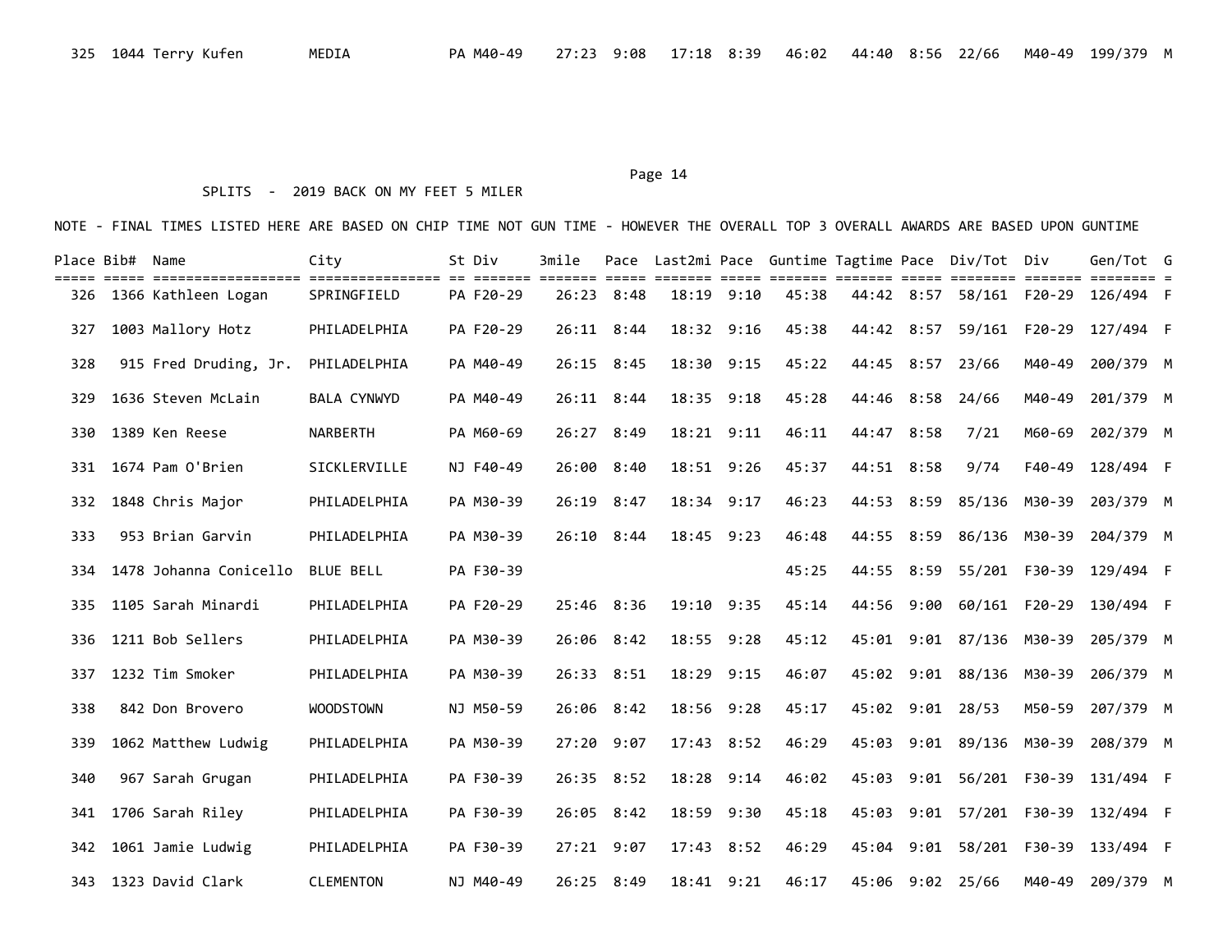| Place | Bib# | Name | City | St | Div | 3mile | Pace | Last2mi | Pace | Guntime | Tagtime | Pace | Div/Tot | Div | Gen/Tot | G |
|---|---|---|---|---|---|---|---|---|---|---|---|---|---|---|---|---|
| 325 | 1044 | Terry Kufen | MEDIA | PA | M40-49 | 27:23 | 9:08 | 17:18 | 8:39 | 46:02 | 44:40 | 8:56 | 22/66 | M40-49 | 199/379 | M |

SPLITS - 2019 BACK ON MY FEET 5 MILER

NOTE - FINAL TIMES LISTED HERE ARE BASED ON CHIP TIME NOT GUN TIME - HOWEVER THE OVERALL TOP 3 OVERALL AWARDS ARE BASED UPON GUNTIME

| Place | Bib# | Name | City | St | Div | 3mile | Pace | Last2mi | Pace | Guntime | Tagtime | Pace | Div/Tot | Div | Gen/Tot | G |
|---|---|---|---|---|---|---|---|---|---|---|---|---|---|---|---|---|
| 326 | 1366 | Kathleen Logan | SPRINGFIELD | PA | F20-29 | 26:23 | 8:48 | 18:19 | 9:10 | 45:38 | 44:42 | 8:57 | 58/161 | F20-29 | 126/494 | F |
| 327 | 1003 | Mallory Hotz | PHILADELPHIA | PA | F20-29 | 26:11 | 8:44 | 18:32 | 9:16 | 45:38 | 44:42 | 8:57 | 59/161 | F20-29 | 127/494 | F |
| 328 | 915 | Fred Druding, Jr. | PHILADELPHIA | PA | M40-49 | 26:15 | 8:45 | 18:30 | 9:15 | 45:22 | 44:45 | 8:57 | 23/66 | M40-49 | 200/379 | M |
| 329 | 1636 | Steven McLain | BALA CYNWYD | PA | M40-49 | 26:11 | 8:44 | 18:35 | 9:18 | 45:28 | 44:46 | 8:58 | 24/66 | M40-49 | 201/379 | M |
| 330 | 1389 | Ken Reese | NARBERTH | PA | M60-69 | 26:27 | 8:49 | 18:21 | 9:11 | 46:11 | 44:47 | 8:58 | 7/21 | M60-69 | 202/379 | M |
| 331 | 1674 | Pam O'Brien | SICKLERVILLE | NJ | F40-49 | 26:00 | 8:40 | 18:51 | 9:26 | 45:37 | 44:51 | 8:58 | 9/74 | F40-49 | 128/494 | F |
| 332 | 1848 | Chris Major | PHILADELPHIA | PA | M30-39 | 26:19 | 8:47 | 18:34 | 9:17 | 46:23 | 44:53 | 8:59 | 85/136 | M30-39 | 203/379 | M |
| 333 | 953 | Brian Garvin | PHILADELPHIA | PA | M30-39 | 26:10 | 8:44 | 18:45 | 9:23 | 46:48 | 44:55 | 8:59 | 86/136 | M30-39 | 204/379 | M |
| 334 | 1478 | Johanna Conicello | BLUE BELL | PA | F30-39 | | | | | 45:25 | 44:55 | 8:59 | 55/201 | F30-39 | 129/494 | F |
| 335 | 1105 | Sarah Minardi | PHILADELPHIA | PA | F20-29 | 25:46 | 8:36 | 19:10 | 9:35 | 45:14 | 44:56 | 9:00 | 60/161 | F20-29 | 130/494 | F |
| 336 | 1211 | Bob Sellers | PHILADELPHIA | PA | M30-39 | 26:06 | 8:42 | 18:55 | 9:28 | 45:12 | 45:01 | 9:01 | 87/136 | M30-39 | 205/379 | M |
| 337 | 1232 | Tim Smoker | PHILADELPHIA | PA | M30-39 | 26:33 | 8:51 | 18:29 | 9:15 | 46:07 | 45:02 | 9:01 | 88/136 | M30-39 | 206/379 | M |
| 338 | 842 | Don Brovero | WOODSTOWN | NJ | M50-59 | 26:06 | 8:42 | 18:56 | 9:28 | 45:17 | 45:02 | 9:01 | 28/53 | M50-59 | 207/379 | M |
| 339 | 1062 | Matthew Ludwig | PHILADELPHIA | PA | M30-39 | 27:20 | 9:07 | 17:43 | 8:52 | 46:29 | 45:03 | 9:01 | 89/136 | M30-39 | 208/379 | M |
| 340 | 967 | Sarah Grugan | PHILADELPHIA | PA | F30-39 | 26:35 | 8:52 | 18:28 | 9:14 | 46:02 | 45:03 | 9:01 | 56/201 | F30-39 | 131/494 | F |
| 341 | 1706 | Sarah Riley | PHILADELPHIA | PA | F30-39 | 26:05 | 8:42 | 18:59 | 9:30 | 45:18 | 45:03 | 9:01 | 57/201 | F30-39 | 132/494 | F |
| 342 | 1061 | Jamie Ludwig | PHILADELPHIA | PA | F30-39 | 27:21 | 9:07 | 17:43 | 8:52 | 46:29 | 45:04 | 9:01 | 58/201 | F30-39 | 133/494 | F |
| 343 | 1323 | David Clark | CLEMENTON | NJ | M40-49 | 26:25 | 8:49 | 18:41 | 9:21 | 46:17 | 45:06 | 9:02 | 25/66 | M40-49 | 209/379 | M |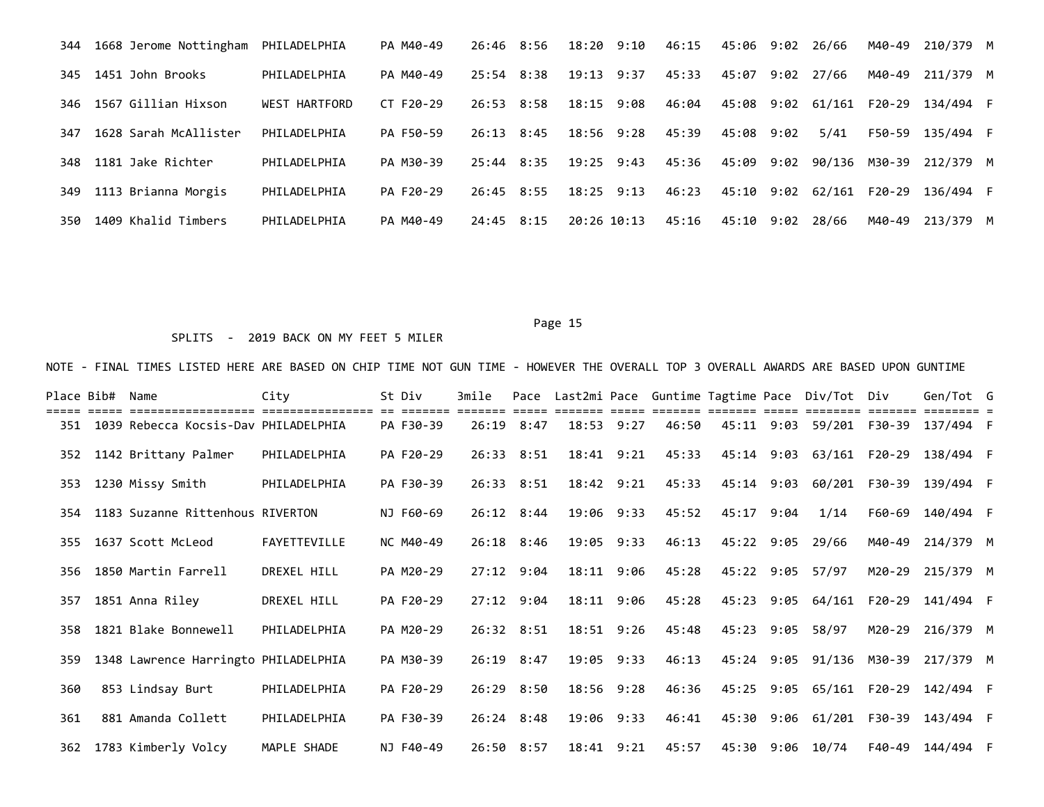| Place | Bib# | Name | City | St | Div | 3mile | Pace | Last2mi | Pace | Guntime | Tagtime | Pace | Div/Tot | Div | Gen/Tot | G |
|---|---|---|---|---|---|---|---|---|---|---|---|---|---|---|---|---|
| 344 | 1668 | Jerome Nottingham | PHILADELPHIA | PA | M40-49 | 26:46 | 8:56 | 18:20 | 9:10 | 46:15 | 45:06 | 9:02 | 26/66 | M40-49 | 210/379 | M |
| 345 | 1451 | John Brooks | PHILADELPHIA | PA | M40-49 | 25:54 | 8:38 | 19:13 | 9:37 | 45:33 | 45:07 | 9:02 | 27/66 | M40-49 | 211/379 | M |
| 346 | 1567 | Gillian Hixson | WEST HARTFORD | CT | F20-29 | 26:53 | 8:58 | 18:15 | 9:08 | 46:04 | 45:08 | 9:02 | 61/161 | F20-29 | 134/494 | F |
| 347 | 1628 | Sarah McAllister | PHILADELPHIA | PA | F50-59 | 26:13 | 8:45 | 18:56 | 9:28 | 45:39 | 45:08 | 9:02 | 5/41 | F50-59 | 135/494 | F |
| 348 | 1181 | Jake Richter | PHILADELPHIA | PA | M30-39 | 25:44 | 8:35 | 19:25 | 9:43 | 45:36 | 45:09 | 9:02 | 90/136 | M30-39 | 212/379 | M |
| 349 | 1113 | Brianna Morgis | PHILADELPHIA | PA | F20-29 | 26:45 | 8:55 | 18:25 | 9:13 | 46:23 | 45:10 | 9:02 | 62/161 | F20-29 | 136/494 | F |
| 350 | 1409 | Khalid Timbers | PHILADELPHIA | PA | M40-49 | 24:45 | 8:15 | 20:26 | 10:13 | 45:16 | 45:10 | 9:02 | 28/66 | M40-49 | 213/379 | M |

SPLITS - 2019 BACK ON MY FEET 5 MILER

NOTE - FINAL TIMES LISTED HERE ARE BASED ON CHIP TIME NOT GUN TIME - HOWEVER THE OVERALL TOP 3 OVERALL AWARDS ARE BASED UPON GUNTIME

| Place | Bib# | Name | City | St | Div | 3mile | Pace | Last2mi | Pace | Guntime | Tagtime | Pace | Div/Tot | Div | Gen/Tot | G |
|---|---|---|---|---|---|---|---|---|---|---|---|---|---|---|---|---|
| 351 | 1039 | Rebecca Kocsis-Dav | PHILADELPHIA | PA | F30-39 | 26:19 | 8:47 | 18:53 | 9:27 | 46:50 | 45:11 | 9:03 | 59/201 | F30-39 | 137/494 | F |
| 352 | 1142 | Brittany Palmer | PHILADELPHIA | PA | F20-29 | 26:33 | 8:51 | 18:41 | 9:21 | 45:33 | 45:14 | 9:03 | 63/161 | F20-29 | 138/494 | F |
| 353 | 1230 | Missy Smith | PHILADELPHIA | PA | F30-39 | 26:33 | 8:51 | 18:42 | 9:21 | 45:33 | 45:14 | 9:03 | 60/201 | F30-39 | 139/494 | F |
| 354 | 1183 | Suzanne Rittenhous | RIVERTON | NJ | F60-69 | 26:12 | 8:44 | 19:06 | 9:33 | 45:52 | 45:17 | 9:04 | 1/14 | F60-69 | 140/494 | F |
| 355 | 1637 | Scott McLeod | FAYETTEVILLE | NC | M40-49 | 26:18 | 8:46 | 19:05 | 9:33 | 46:13 | 45:22 | 9:05 | 29/66 | M40-49 | 214/379 | M |
| 356 | 1850 | Martin Farrell | DREXEL HILL | PA | M20-29 | 27:12 | 9:04 | 18:11 | 9:06 | 45:28 | 45:22 | 9:05 | 57/97 | M20-29 | 215/379 | M |
| 357 | 1851 | Anna Riley | DREXEL HILL | PA | F20-29 | 27:12 | 9:04 | 18:11 | 9:06 | 45:28 | 45:23 | 9:05 | 64/161 | F20-29 | 141/494 | F |
| 358 | 1821 | Blake Bonnewell | PHILADELPHIA | PA | M20-29 | 26:32 | 8:51 | 18:51 | 9:26 | 45:48 | 45:23 | 9:05 | 58/97 | M20-29 | 216/379 | M |
| 359 | 1348 | Lawrence Harringto | PHILADELPHIA | PA | M30-39 | 26:19 | 8:47 | 19:05 | 9:33 | 46:13 | 45:24 | 9:05 | 91/136 | M30-39 | 217/379 | M |
| 360 | 853 | Lindsay Burt | PHILADELPHIA | PA | F20-29 | 26:29 | 8:50 | 18:56 | 9:28 | 46:36 | 45:25 | 9:05 | 65/161 | F20-29 | 142/494 | F |
| 361 | 881 | Amanda Collett | PHILADELPHIA | PA | F30-39 | 26:24 | 8:48 | 19:06 | 9:33 | 46:41 | 45:30 | 9:06 | 61/201 | F30-39 | 143/494 | F |
| 362 | 1783 | Kimberly Volcy | MAPLE SHADE | NJ | F40-49 | 26:50 | 8:57 | 18:41 | 9:21 | 45:57 | 45:30 | 9:06 | 10/74 | F40-49 | 144/494 | F |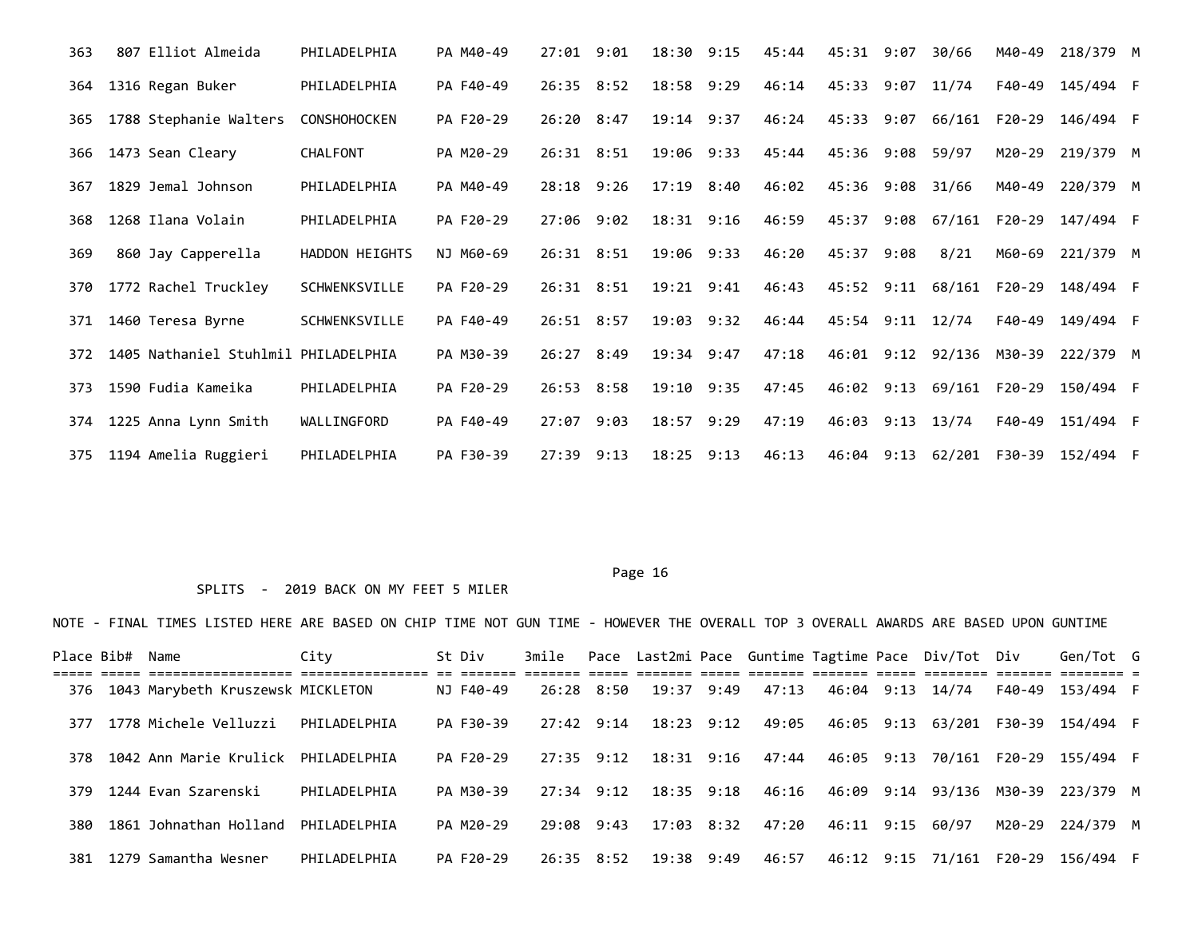| Place | Bib# | Name | City | St | Div | 3mile | Pace | Last2mi | Pace | Guntime | Tagtime | Pace | Div/Tot | Div | Gen/Tot | G |
|---|---|---|---|---|---|---|---|---|---|---|---|---|---|---|---|---|
| 363 | 807 | Elliot Almeida | PHILADELPHIA | PA | M40-49 | 27:01 | 9:01 | 18:30 | 9:15 | 45:44 | 45:31 | 9:07 | 30/66 | M40-49 | 218/379 | M |
| 364 | 1316 | Regan Buker | PHILADELPHIA | PA | F40-49 | 26:35 | 8:52 | 18:58 | 9:29 | 46:14 | 45:33 | 9:07 | 11/74 | F40-49 | 145/494 | F |
| 365 | 1788 | Stephanie Walters | CONSHOHOCKEN | PA | F20-29 | 26:20 | 8:47 | 19:14 | 9:37 | 46:24 | 45:33 | 9:07 | 66/161 | F20-29 | 146/494 | F |
| 366 | 1473 | Sean Cleary | CHALFONT | PA | M20-29 | 26:31 | 8:51 | 19:06 | 9:33 | 45:44 | 45:36 | 9:08 | 59/97 | M20-29 | 219/379 | M |
| 367 | 1829 | Jemal Johnson | PHILADELPHIA | PA | M40-49 | 28:18 | 9:26 | 17:19 | 8:40 | 46:02 | 45:36 | 9:08 | 31/66 | M40-49 | 220/379 | M |
| 368 | 1268 | Ilana Volain | PHILADELPHIA | PA | F20-29 | 27:06 | 9:02 | 18:31 | 9:16 | 46:59 | 45:37 | 9:08 | 67/161 | F20-29 | 147/494 | F |
| 369 | 860 | Jay Capperella | HADDON HEIGHTS | NJ | M60-69 | 26:31 | 8:51 | 19:06 | 9:33 | 46:20 | 45:37 | 9:08 | 8/21 | M60-69 | 221/379 | M |
| 370 | 1772 | Rachel Truckley | SCHWENKSVILLE | PA | F20-29 | 26:31 | 8:51 | 19:21 | 9:41 | 46:43 | 45:52 | 9:11 | 68/161 | F20-29 | 148/494 | F |
| 371 | 1460 | Teresa Byrne | SCHWENKSVILLE | PA | F40-49 | 26:51 | 8:57 | 19:03 | 9:32 | 46:44 | 45:54 | 9:11 | 12/74 | F40-49 | 149/494 | F |
| 372 | 1405 | Nathaniel Stuhlmil | PHILADELPHIA | PA | M30-39 | 26:27 | 8:49 | 19:34 | 9:47 | 47:18 | 46:01 | 9:12 | 92/136 | M30-39 | 222/379 | M |
| 373 | 1590 | Fudia Kameika | PHILADELPHIA | PA | F20-29 | 26:53 | 8:58 | 19:10 | 9:35 | 47:45 | 46:02 | 9:13 | 69/161 | F20-29 | 150/494 | F |
| 374 | 1225 | Anna Lynn Smith | WALLINGFORD | PA | F40-49 | 27:07 | 9:03 | 18:57 | 9:29 | 47:19 | 46:03 | 9:13 | 13/74 | F40-49 | 151/494 | F |
| 375 | 1194 | Amelia Ruggieri | PHILADELPHIA | PA | F30-39 | 27:39 | 9:13 | 18:25 | 9:13 | 46:13 | 46:04 | 9:13 | 62/201 | F30-39 | 152/494 | F |

SPLITS - 2019 BACK ON MY FEET 5 MILER

NOTE - FINAL TIMES LISTED HERE ARE BASED ON CHIP TIME NOT GUN TIME - HOWEVER THE OVERALL TOP 3 OVERALL AWARDS ARE BASED UPON GUNTIME

| Place | Bib# | Name | City | St | Div | 3mile | Pace | Last2mi | Pace | Guntime | Tagtime | Pace | Div/Tot | Div | Gen/Tot | G |
|---|---|---|---|---|---|---|---|---|---|---|---|---|---|---|---|---|
| 376 | 1043 | Marybeth Kruszewsk | MICKLETON | NJ | F40-49 | 26:28 | 8:50 | 19:37 | 9:49 | 47:13 | 46:04 | 9:13 | 14/74 | F40-49 | 153/494 | F |
| 377 | 1778 | Michele Velluzzi | PHILADELPHIA | PA | F30-39 | 27:42 | 9:14 | 18:23 | 9:12 | 49:05 | 46:05 | 9:13 | 63/201 | F30-39 | 154/494 | F |
| 378 | 1042 | Ann Marie Krulick | PHILADELPHIA | PA | F20-29 | 27:35 | 9:12 | 18:31 | 9:16 | 47:44 | 46:05 | 9:13 | 70/161 | F20-29 | 155/494 | F |
| 379 | 1244 | Evan Szarenski | PHILADELPHIA | PA | M30-39 | 27:34 | 9:12 | 18:35 | 9:18 | 46:16 | 46:09 | 9:14 | 93/136 | M30-39 | 223/379 | M |
| 380 | 1861 | Johnathan Holland | PHILADELPHIA | PA | M20-29 | 29:08 | 9:43 | 17:03 | 8:32 | 47:20 | 46:11 | 9:15 | 60/97 | M20-29 | 224/379 | M |
| 381 | 1279 | Samantha Wesner | PHILADELPHIA | PA | F20-29 | 26:35 | 8:52 | 19:38 | 9:49 | 46:57 | 46:12 | 9:15 | 71/161 | F20-29 | 156/494 | F |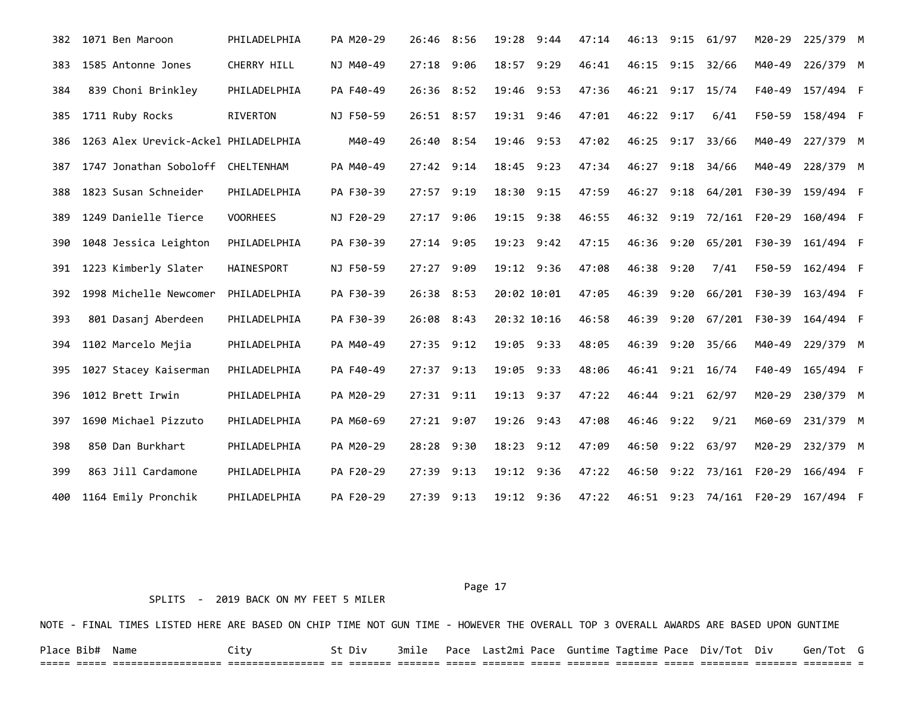| Place | Bib# | Name | City | St | Div | 3mile | Pace | Last2mi | Pace | Guntime | Tagtime | Pace | Div/Tot | Div | Gen/Tot | G |
|---|---|---|---|---|---|---|---|---|---|---|---|---|---|---|---|---|
| 382 | 1071 | Ben Maroon | PHILADELPHIA | PA | M20-29 | 26:46 | 8:56 | 19:28 | 9:44 | 47:14 | 46:13 | 9:15 | 61/97 | M20-29 | 225/379 | M |
| 383 | 1585 | Antonne Jones | CHERRY HILL | NJ | M40-49 | 27:18 | 9:06 | 18:57 | 9:29 | 46:41 | 46:15 | 9:15 | 32/66 | M40-49 | 226/379 | M |
| 384 | 839 | Choni Brinkley | PHILADELPHIA | PA | F40-49 | 26:36 | 8:52 | 19:46 | 9:53 | 47:36 | 46:21 | 9:17 | 15/74 | F40-49 | 157/494 | F |
| 385 | 1711 | Ruby Rocks | RIVERTON | NJ | F50-59 | 26:51 | 8:57 | 19:31 | 9:46 | 47:01 | 46:22 | 9:17 | 6/41 | F50-59 | 158/494 | F |
| 386 | 1263 | Alex Urevick-Ackel | PHILADELPHIA | | M40-49 | 26:40 | 8:54 | 19:46 | 9:53 | 47:02 | 46:25 | 9:17 | 33/66 | M40-49 | 227/379 | M |
| 387 | 1747 | Jonathan Soboloff | CHELTENHAM | PA | M40-49 | 27:42 | 9:14 | 18:45 | 9:23 | 47:34 | 46:27 | 9:18 | 34/66 | M40-49 | 228/379 | M |
| 388 | 1823 | Susan Schneider | PHILADELPHIA | PA | F30-39 | 27:57 | 9:19 | 18:30 | 9:15 | 47:59 | 46:27 | 9:18 | 64/201 | F30-39 | 159/494 | F |
| 389 | 1249 | Danielle Tierce | VOORHEES | NJ | F20-29 | 27:17 | 9:06 | 19:15 | 9:38 | 46:55 | 46:32 | 9:19 | 72/161 | F20-29 | 160/494 | F |
| 390 | 1048 | Jessica Leighton | PHILADELPHIA | PA | F30-39 | 27:14 | 9:05 | 19:23 | 9:42 | 47:15 | 46:36 | 9:20 | 65/201 | F30-39 | 161/494 | F |
| 391 | 1223 | Kimberly Slater | HAINESPORT | NJ | F50-59 | 27:27 | 9:09 | 19:12 | 9:36 | 47:08 | 46:38 | 9:20 | 7/41 | F50-59 | 162/494 | F |
| 392 | 1998 | Michelle Newcomer | PHILADELPHIA | PA | F30-39 | 26:38 | 8:53 | 20:02 | 10:01 | 47:05 | 46:39 | 9:20 | 66/201 | F30-39 | 163/494 | F |
| 393 | 801 | Dasanj Aberdeen | PHILADELPHIA | PA | F30-39 | 26:08 | 8:43 | 20:32 | 10:16 | 46:58 | 46:39 | 9:20 | 67/201 | F30-39 | 164/494 | F |
| 394 | 1102 | Marcelo Mejia | PHILADELPHIA | PA | M40-49 | 27:35 | 9:12 | 19:05 | 9:33 | 48:05 | 46:39 | 9:20 | 35/66 | M40-49 | 229/379 | M |
| 395 | 1027 | Stacey Kaiserman | PHILADELPHIA | PA | F40-49 | 27:37 | 9:13 | 19:05 | 9:33 | 48:06 | 46:41 | 9:21 | 16/74 | F40-49 | 165/494 | F |
| 396 | 1012 | Brett Irwin | PHILADELPHIA | PA | M20-29 | 27:31 | 9:11 | 19:13 | 9:37 | 47:22 | 46:44 | 9:21 | 62/97 | M20-29 | 230/379 | M |
| 397 | 1690 | Michael Pizzuto | PHILADELPHIA | PA | M60-69 | 27:21 | 9:07 | 19:26 | 9:43 | 47:08 | 46:46 | 9:22 | 9/21 | M60-69 | 231/379 | M |
| 398 | 850 | Dan Burkhart | PHILADELPHIA | PA | M20-29 | 28:28 | 9:30 | 18:23 | 9:12 | 47:09 | 46:50 | 9:22 | 63/97 | M20-29 | 232/379 | M |
| 399 | 863 | Jill Cardamone | PHILADELPHIA | PA | F20-29 | 27:39 | 9:13 | 19:12 | 9:36 | 47:22 | 46:50 | 9:22 | 73/161 | F20-29 | 166/494 | F |
| 400 | 1164 | Emily Pronchik | PHILADELPHIA | PA | F20-29 | 27:39 | 9:13 | 19:12 | 9:36 | 47:22 | 46:51 | 9:23 | 74/161 | F20-29 | 167/494 | F |

SPLITS - 2019 BACK ON MY FEET 5 MILER

NOTE - FINAL TIMES LISTED HERE ARE BASED ON CHIP TIME NOT GUN TIME - HOWEVER THE OVERALL TOP 3 OVERALL AWARDS ARE BASED UPON GUNTIME

| Place | Bib# | Name | City | St | Div | 3mile | Pace | Last2mi | Pace | Guntime | Tagtime | Pace | Div/Tot | Div | Gen/Tot | G |
|---|---|---|---|---|---|---|---|---|---|---|---|---|---|---|---|---|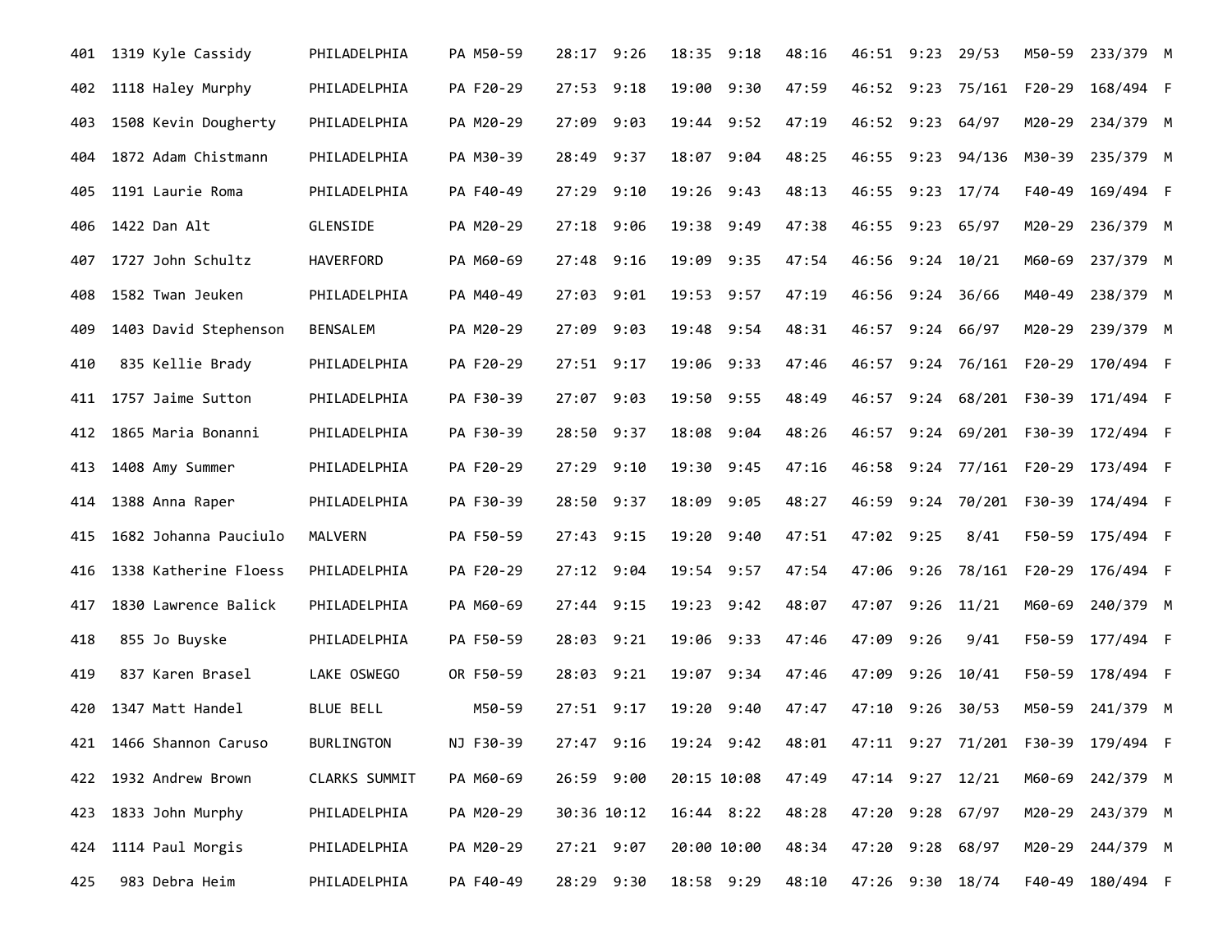| 401 | 1319 | Kyle Cassidy | PHILADELPHIA | PA | M50-59 | 28:17 | 9:26 | 18:35 | 9:18 | 48:16 | 46:51 | 9:23 | 29/53 | M50-59 | 233/379 | M |
|---|---|---|---|---|---|---|---|---|---|---|---|---|---|---|---|---|
| 402 | 1118 | Haley Murphy | PHILADELPHIA | PA | F20-29 | 27:53 | 9:18 | 19:00 | 9:30 | 47:59 | 46:52 | 9:23 | 75/161 | F20-29 | 168/494 | F |
| 403 | 1508 | Kevin Dougherty | PHILADELPHIA | PA | M20-29 | 27:09 | 9:03 | 19:44 | 9:52 | 47:19 | 46:52 | 9:23 | 64/97 | M20-29 | 234/379 | M |
| 404 | 1872 | Adam Chistmann | PHILADELPHIA | PA | M30-39 | 28:49 | 9:37 | 18:07 | 9:04 | 48:25 | 46:55 | 9:23 | 94/136 | M30-39 | 235/379 | M |
| 405 | 1191 | Laurie Roma | PHILADELPHIA | PA | F40-49 | 27:29 | 9:10 | 19:26 | 9:43 | 48:13 | 46:55 | 9:23 | 17/74 | F40-49 | 169/494 | F |
| 406 | 1422 | Dan Alt | GLENSIDE | PA | M20-29 | 27:18 | 9:06 | 19:38 | 9:49 | 47:38 | 46:55 | 9:23 | 65/97 | M20-29 | 236/379 | M |
| 407 | 1727 | John Schultz | HAVERFORD | PA | M60-69 | 27:48 | 9:16 | 19:09 | 9:35 | 47:54 | 46:56 | 9:24 | 10/21 | M60-69 | 237/379 | M |
| 408 | 1582 | Twan Jeuken | PHILADELPHIA | PA | M40-49 | 27:03 | 9:01 | 19:53 | 9:57 | 47:19 | 46:56 | 9:24 | 36/66 | M40-49 | 238/379 | M |
| 409 | 1403 | David Stephenson | BENSALEM | PA | M20-29 | 27:09 | 9:03 | 19:48 | 9:54 | 48:31 | 46:57 | 9:24 | 66/97 | M20-29 | 239/379 | M |
| 410 | 835 | Kellie Brady | PHILADELPHIA | PA | F20-29 | 27:51 | 9:17 | 19:06 | 9:33 | 47:46 | 46:57 | 9:24 | 76/161 | F20-29 | 170/494 | F |
| 411 | 1757 | Jaime Sutton | PHILADELPHIA | PA | F30-39 | 27:07 | 9:03 | 19:50 | 9:55 | 48:49 | 46:57 | 9:24 | 68/201 | F30-39 | 171/494 | F |
| 412 | 1865 | Maria Bonanni | PHILADELPHIA | PA | F30-39 | 28:50 | 9:37 | 18:08 | 9:04 | 48:26 | 46:57 | 9:24 | 69/201 | F30-39 | 172/494 | F |
| 413 | 1408 | Amy Summer | PHILADELPHIA | PA | F20-29 | 27:29 | 9:10 | 19:30 | 9:45 | 47:16 | 46:58 | 9:24 | 77/161 | F20-29 | 173/494 | F |
| 414 | 1388 | Anna Raper | PHILADELPHIA | PA | F30-39 | 28:50 | 9:37 | 18:09 | 9:05 | 48:27 | 46:59 | 9:24 | 70/201 | F30-39 | 174/494 | F |
| 415 | 1682 | Johanna Pauciulo | MALVERN | PA | F50-59 | 27:43 | 9:15 | 19:20 | 9:40 | 47:51 | 47:02 | 9:25 | 8/41 | F50-59 | 175/494 | F |
| 416 | 1338 | Katherine Floess | PHILADELPHIA | PA | F20-29 | 27:12 | 9:04 | 19:54 | 9:57 | 47:54 | 47:06 | 9:26 | 78/161 | F20-29 | 176/494 | F |
| 417 | 1830 | Lawrence Balick | PHILADELPHIA | PA | M60-69 | 27:44 | 9:15 | 19:23 | 9:42 | 48:07 | 47:07 | 9:26 | 11/21 | M60-69 | 240/379 | M |
| 418 | 855 | Jo Buyske | PHILADELPHIA | PA | F50-59 | 28:03 | 9:21 | 19:06 | 9:33 | 47:46 | 47:09 | 9:26 | 9/41 | F50-59 | 177/494 | F |
| 419 | 837 | Karen Brasel | LAKE OSWEGO | OR | F50-59 | 28:03 | 9:21 | 19:07 | 9:34 | 47:46 | 47:09 | 9:26 | 10/41 | F50-59 | 178/494 | F |
| 420 | 1347 | Matt Handel | BLUE BELL | | M50-59 | 27:51 | 9:17 | 19:20 | 9:40 | 47:47 | 47:10 | 9:26 | 30/53 | M50-59 | 241/379 | M |
| 421 | 1466 | Shannon Caruso | BURLINGTON | NJ | F30-39 | 27:47 | 9:16 | 19:24 | 9:42 | 48:01 | 47:11 | 9:27 | 71/201 | F30-39 | 179/494 | F |
| 422 | 1932 | Andrew Brown | CLARKS SUMMIT | PA | M60-69 | 26:59 | 9:00 | 20:15 | 10:08 | 47:49 | 47:14 | 9:27 | 12/21 | M60-69 | 242/379 | M |
| 423 | 1833 | John Murphy | PHILADELPHIA | PA | M20-29 | 30:36 | 10:12 | 16:44 | 8:22 | 48:28 | 47:20 | 9:28 | 67/97 | M20-29 | 243/379 | M |
| 424 | 1114 | Paul Morgis | PHILADELPHIA | PA | M20-29 | 27:21 | 9:07 | 20:00 | 10:00 | 48:34 | 47:20 | 9:28 | 68/97 | M20-29 | 244/379 | M |
| 425 | 983 | Debra Heim | PHILADELPHIA | PA | F40-49 | 28:29 | 9:30 | 18:58 | 9:29 | 48:10 | 47:26 | 9:30 | 18/74 | F40-49 | 180/494 | F |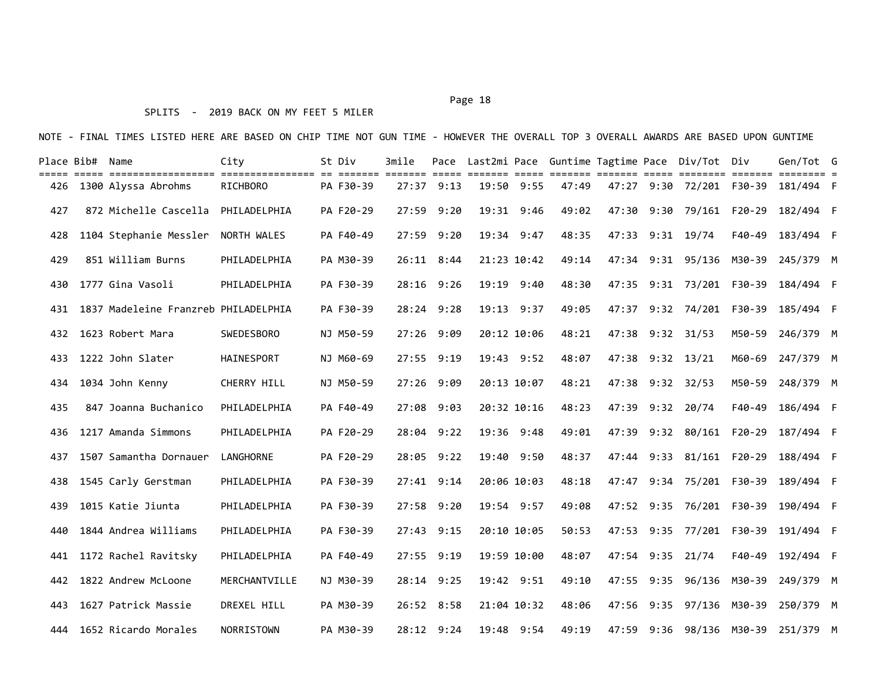SPLITS - 2019 BACK ON MY FEET 5 MILER

NOTE - FINAL TIMES LISTED HERE ARE BASED ON CHIP TIME NOT GUN TIME - HOWEVER THE OVERALL TOP 3 OVERALL AWARDS ARE BASED UPON GUNTIME

| Place | Bib# | Name | City | St | Div | 3mile | Pace | Last2mi | Pace | Guntime | Tagtime | Pace | Div/Tot | Div | Gen/Tot | G |
|---|---|---|---|---|---|---|---|---|---|---|---|---|---|---|---|---|
| 426 | 1300 | Alyssa Abrohms | RICHBORO | PA | F30-39 | 27:37 | 9:13 | 19:50 | 9:55 | 47:49 | 47:27 | 9:30 | 72/201 | F30-39 | 181/494 | F |
| 427 | 872 | Michelle Cascella | PHILADELPHIA | PA | F20-29 | 27:59 | 9:20 | 19:31 | 9:46 | 49:02 | 47:30 | 9:30 | 79/161 | F20-29 | 182/494 | F |
| 428 | 1104 | Stephanie Messler | NORTH WALES | PA | F40-49 | 27:59 | 9:20 | 19:34 | 9:47 | 48:35 | 47:33 | 9:31 | 19/74 | F40-49 | 183/494 | F |
| 429 | 851 | William Burns | PHILADELPHIA | PA | M30-39 | 26:11 | 8:44 | 21:23 | 10:42 | 49:14 | 47:34 | 9:31 | 95/136 | M30-39 | 245/379 | M |
| 430 | 1777 | Gina Vasoli | PHILADELPHIA | PA | F30-39 | 28:16 | 9:26 | 19:19 | 9:40 | 48:30 | 47:35 | 9:31 | 73/201 | F30-39 | 184/494 | F |
| 431 | 1837 | Madeleine Franzreb | PHILADELPHIA | PA | F30-39 | 28:24 | 9:28 | 19:13 | 9:37 | 49:05 | 47:37 | 9:32 | 74/201 | F30-39 | 185/494 | F |
| 432 | 1623 | Robert Mara | SWEDESBORO | NJ | M50-59 | 27:26 | 9:09 | 20:12 | 10:06 | 48:21 | 47:38 | 9:32 | 31/53 | M50-59 | 246/379 | M |
| 433 | 1222 | John Slater | HAINESPORT | NJ | M60-69 | 27:55 | 9:19 | 19:43 | 9:52 | 48:07 | 47:38 | 9:32 | 13/21 | M60-69 | 247/379 | M |
| 434 | 1034 | John Kenny | CHERRY HILL | NJ | M50-59 | 27:26 | 9:09 | 20:13 | 10:07 | 48:21 | 47:38 | 9:32 | 32/53 | M50-59 | 248/379 | M |
| 435 | 847 | Joanna Buchanico | PHILADELPHIA | PA | F40-49 | 27:08 | 9:03 | 20:32 | 10:16 | 48:23 | 47:39 | 9:32 | 20/74 | F40-49 | 186/494 | F |
| 436 | 1217 | Amanda Simmons | PHILADELPHIA | PA | F20-29 | 28:04 | 9:22 | 19:36 | 9:48 | 49:01 | 47:39 | 9:32 | 80/161 | F20-29 | 187/494 | F |
| 437 | 1507 | Samantha Dornauer | LANGHORNE | PA | F20-29 | 28:05 | 9:22 | 19:40 | 9:50 | 48:37 | 47:44 | 9:33 | 81/161 | F20-29 | 188/494 | F |
| 438 | 1545 | Carly Gerstman | PHILADELPHIA | PA | F30-39 | 27:41 | 9:14 | 20:06 | 10:03 | 48:18 | 47:47 | 9:34 | 75/201 | F30-39 | 189/494 | F |
| 439 | 1015 | Katie Jiunta | PHILADELPHIA | PA | F30-39 | 27:58 | 9:20 | 19:54 | 9:57 | 49:08 | 47:52 | 9:35 | 76/201 | F30-39 | 190/494 | F |
| 440 | 1844 | Andrea Williams | PHILADELPHIA | PA | F30-39 | 27:43 | 9:15 | 20:10 | 10:05 | 50:53 | 47:53 | 9:35 | 77/201 | F30-39 | 191/494 | F |
| 441 | 1172 | Rachel Ravitsky | PHILADELPHIA | PA | F40-49 | 27:55 | 9:19 | 19:59 | 10:00 | 48:07 | 47:54 | 9:35 | 21/74 | F40-49 | 192/494 | F |
| 442 | 1822 | Andrew McLoone | MERCHANTVILLE | NJ | M30-39 | 28:14 | 9:25 | 19:42 | 9:51 | 49:10 | 47:55 | 9:35 | 96/136 | M30-39 | 249/379 | M |
| 443 | 1627 | Patrick Massie | DREXEL HILL | PA | M30-39 | 26:52 | 8:58 | 21:04 | 10:32 | 48:06 | 47:56 | 9:35 | 97/136 | M30-39 | 250/379 | M |
| 444 | 1652 | Ricardo Morales | NORRISTOWN | PA | M30-39 | 28:12 | 9:24 | 19:48 | 9:54 | 49:19 | 47:59 | 9:36 | 98/136 | M30-39 | 251/379 | M |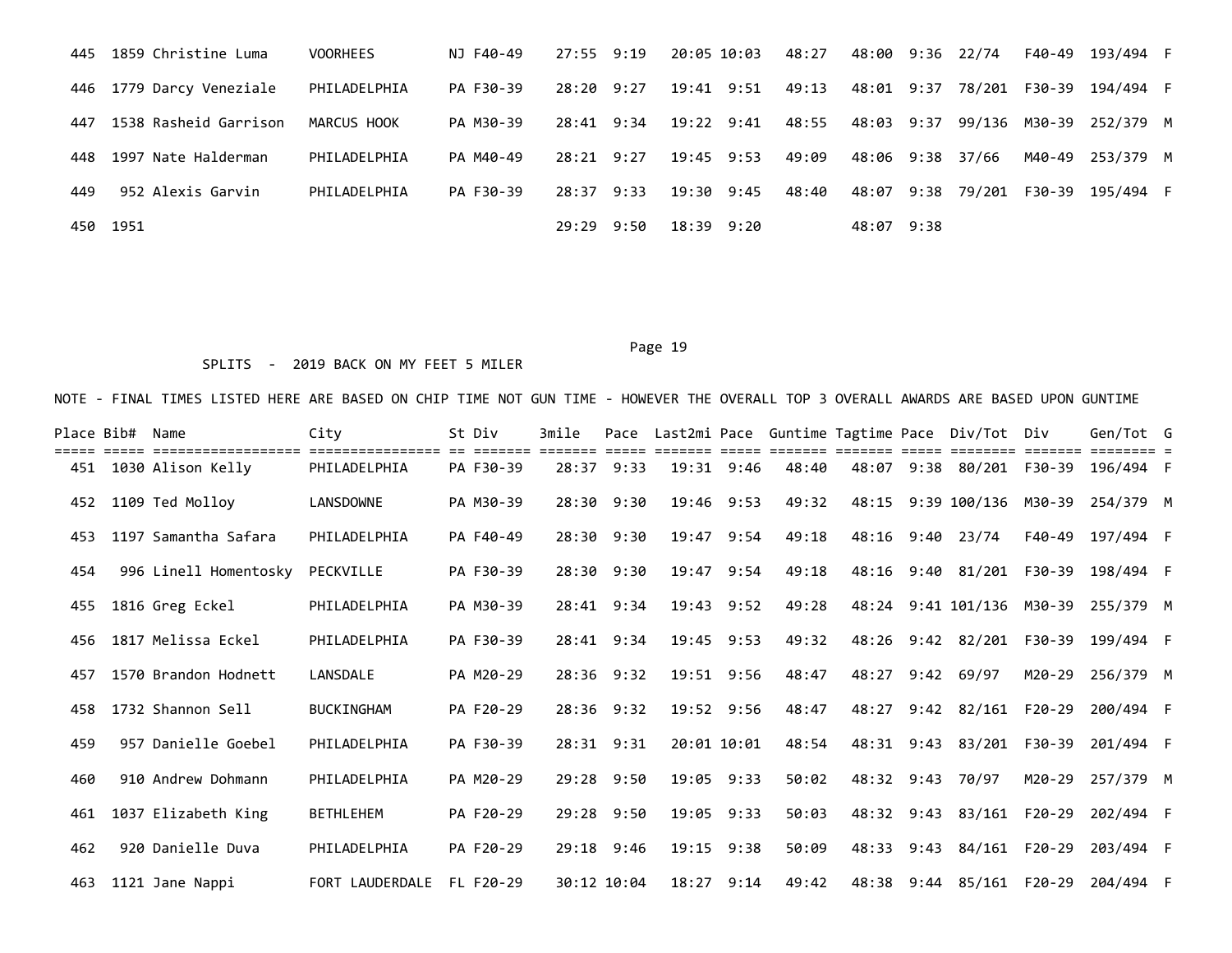| Place | Bib# | Name | City | St | Div | 3mile | Pace | Last2mi | Pace | Guntime | Tagtime | Pace | Div/Tot | Div | Gen/Tot | G |
|---|---|---|---|---|---|---|---|---|---|---|---|---|---|---|---|---|
| 445 | 1859 | Christine Luma | VOORHEES | NJ | F40-49 | 27:55 | 9:19 | 20:05 | 10:03 | 48:27 | 48:00 | 9:36 | 22/74 | F40-49 | 193/494 | F |
| 446 | 1779 | Darcy Veneziale | PHILADELPHIA | PA | F30-39 | 28:20 | 9:27 | 19:41 | 9:51 | 49:13 | 48:01 | 9:37 | 78/201 | F30-39 | 194/494 | F |
| 447 | 1538 | Rasheid Garrison | MARCUS HOOK | PA | M30-39 | 28:41 | 9:34 | 19:22 | 9:41 | 48:55 | 48:03 | 9:37 | 99/136 | M30-39 | 252/379 | M |
| 448 | 1997 | Nate Halderman | PHILADELPHIA | PA | M40-49 | 28:21 | 9:27 | 19:45 | 9:53 | 49:09 | 48:06 | 9:38 | 37/66 | M40-49 | 253/379 | M |
| 449 | 952 | Alexis Garvin | PHILADELPHIA | PA | F30-39 | 28:37 | 9:33 | 19:30 | 9:45 | 48:40 | 48:07 | 9:38 | 79/201 | F30-39 | 195/494 | F |
| 450 | 1951 | | | | | 29:29 | 9:50 | 18:39 | 9:20 | | 48:07 | 9:38 | | | | |

SPLITS - 2019 BACK ON MY FEET 5 MILER

NOTE - FINAL TIMES LISTED HERE ARE BASED ON CHIP TIME NOT GUN TIME - HOWEVER THE OVERALL TOP 3 OVERALL AWARDS ARE BASED UPON GUNTIME

| Place | Bib# | Name | City | St | Div | 3mile | Pace | Last2mi | Pace | Guntime | Tagtime | Pace | Div/Tot | Div | Gen/Tot | G |
|---|---|---|---|---|---|---|---|---|---|---|---|---|---|---|---|---|
| 451 | 1030 | Alison Kelly | PHILADELPHIA | PA | F30-39 | 28:37 | 9:33 | 19:31 | 9:46 | 48:40 | 48:07 | 9:38 | 80/201 | F30-39 | 196/494 | F |
| 452 | 1109 | Ted Molloy | LANSDOWNE | PA | M30-39 | 28:30 | 9:30 | 19:46 | 9:53 | 49:32 | 48:15 | 9:39 | 100/136 | M30-39 | 254/379 | M |
| 453 | 1197 | Samantha Safara | PHILADELPHIA | PA | F40-49 | 28:30 | 9:30 | 19:47 | 9:54 | 49:18 | 48:16 | 9:40 | 23/74 | F40-49 | 197/494 | F |
| 454 | 996 | Linell Homentosky | PECKVILLE | PA | F30-39 | 28:30 | 9:30 | 19:47 | 9:54 | 49:18 | 48:16 | 9:40 | 81/201 | F30-39 | 198/494 | F |
| 455 | 1816 | Greg Eckel | PHILADELPHIA | PA | M30-39 | 28:41 | 9:34 | 19:43 | 9:52 | 49:28 | 48:24 | 9:41 | 101/136 | M30-39 | 255/379 | M |
| 456 | 1817 | Melissa Eckel | PHILADELPHIA | PA | F30-39 | 28:41 | 9:34 | 19:45 | 9:53 | 49:32 | 48:26 | 9:42 | 82/201 | F30-39 | 199/494 | F |
| 457 | 1570 | Brandon Hodnett | LANSDALE | PA | M20-29 | 28:36 | 9:32 | 19:51 | 9:56 | 48:47 | 48:27 | 9:42 | 69/97 | M20-29 | 256/379 | M |
| 458 | 1732 | Shannon Sell | BUCKINGHAM | PA | F20-29 | 28:36 | 9:32 | 19:52 | 9:56 | 48:47 | 48:27 | 9:42 | 82/161 | F20-29 | 200/494 | F |
| 459 | 957 | Danielle Goebel | PHILADELPHIA | PA | F30-39 | 28:31 | 9:31 | 20:01 | 10:01 | 48:54 | 48:31 | 9:43 | 83/201 | F30-39 | 201/494 | F |
| 460 | 910 | Andrew Dohmann | PHILADELPHIA | PA | M20-29 | 29:28 | 9:50 | 19:05 | 9:33 | 50:02 | 48:32 | 9:43 | 70/97 | M20-29 | 257/379 | M |
| 461 | 1037 | Elizabeth King | BETHLEHEM | PA | F20-29 | 29:28 | 9:50 | 19:05 | 9:33 | 50:03 | 48:32 | 9:43 | 83/161 | F20-29 | 202/494 | F |
| 462 | 920 | Danielle Duva | PHILADELPHIA | PA | F20-29 | 29:18 | 9:46 | 19:15 | 9:38 | 50:09 | 48:33 | 9:43 | 84/161 | F20-29 | 203/494 | F |
| 463 | 1121 | Jane Nappi | FORT LAUDERDALE | FL | F20-29 | 30:12 | 10:04 | 18:27 | 9:14 | 49:42 | 48:38 | 9:44 | 85/161 | F20-29 | 204/494 | F |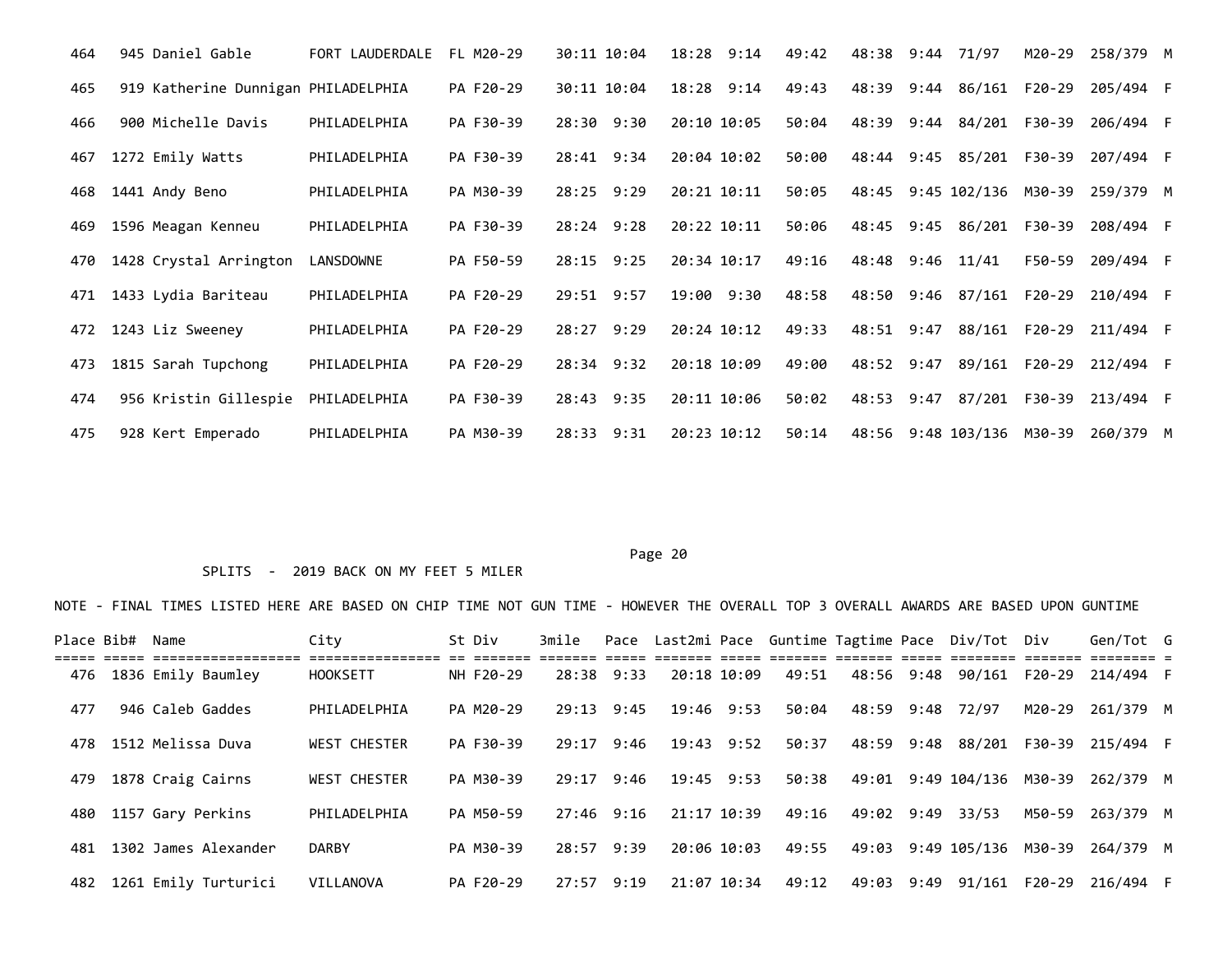| Place | Bib# | Name | City | St | Div | 3mile | Pace | Last2mi | Pace | Guntime | Tagtime | Pace | Div/Tot | Div | Gen/Tot | G |
|---|---|---|---|---|---|---|---|---|---|---|---|---|---|---|---|---|
| 464 | 945 | Daniel Gable | FORT LAUDERDALE | FL | M20-29 | 30:11 | 10:04 | 18:28 | 9:14 | 49:42 | 48:38 | 9:44 | 71/97 | M20-29 | 258/379 | M |
| 465 | 919 | Katherine Dunnigan | PHILADELPHIA | PA | F20-29 | 30:11 | 10:04 | 18:28 | 9:14 | 49:43 | 48:39 | 9:44 | 86/161 | F20-29 | 205/494 | F |
| 466 | 900 | Michelle Davis | PHILADELPHIA | PA | F30-39 | 28:30 | 9:30 | 20:10 | 10:05 | 50:04 | 48:39 | 9:44 | 84/201 | F30-39 | 206/494 | F |
| 467 | 1272 | Emily Watts | PHILADELPHIA | PA | F30-39 | 28:41 | 9:34 | 20:04 | 10:02 | 50:00 | 48:44 | 9:45 | 85/201 | F30-39 | 207/494 | F |
| 468 | 1441 | Andy Beno | PHILADELPHIA | PA | M30-39 | 28:25 | 9:29 | 20:21 | 10:11 | 50:05 | 48:45 | 9:45 | 102/136 | M30-39 | 259/379 | M |
| 469 | 1596 | Meagan Kenneu | PHILADELPHIA | PA | F30-39 | 28:24 | 9:28 | 20:22 | 10:11 | 50:06 | 48:45 | 9:45 | 86/201 | F30-39 | 208/494 | F |
| 470 | 1428 | Crystal Arrington | LANSDOWNE | PA | F50-59 | 28:15 | 9:25 | 20:34 | 10:17 | 49:16 | 48:48 | 9:46 | 11/41 | F50-59 | 209/494 | F |
| 471 | 1433 | Lydia Bariteau | PHILADELPHIA | PA | F20-29 | 29:51 | 9:57 | 19:00 | 9:30 | 48:58 | 48:50 | 9:46 | 87/161 | F20-29 | 210/494 | F |
| 472 | 1243 | Liz Sweeney | PHILADELPHIA | PA | F20-29 | 28:27 | 9:29 | 20:24 | 10:12 | 49:33 | 48:51 | 9:47 | 88/161 | F20-29 | 211/494 | F |
| 473 | 1815 | Sarah Tupchong | PHILADELPHIA | PA | F20-29 | 28:34 | 9:32 | 20:18 | 10:09 | 49:00 | 48:52 | 9:47 | 89/161 | F20-29 | 212/494 | F |
| 474 | 956 | Kristin Gillespie | PHILADELPHIA | PA | F30-39 | 28:43 | 9:35 | 20:11 | 10:06 | 50:02 | 48:53 | 9:47 | 87/201 | F30-39 | 213/494 | F |
| 475 | 928 | Kert Emperado | PHILADELPHIA | PA | M30-39 | 28:33 | 9:31 | 20:23 | 10:12 | 50:14 | 48:56 | 9:48 | 103/136 | M30-39 | 260/379 | M |

SPLITS - 2019 BACK ON MY FEET 5 MILER

NOTE - FINAL TIMES LISTED HERE ARE BASED ON CHIP TIME NOT GUN TIME - HOWEVER THE OVERALL TOP 3 OVERALL AWARDS ARE BASED UPON GUNTIME

| Place | Bib# | Name | City | St | Div | 3mile | Pace | Last2mi | Pace | Guntime | Tagtime | Pace | Div/Tot | Div | Gen/Tot | G |
|---|---|---|---|---|---|---|---|---|---|---|---|---|---|---|---|---|
| 476 | 1836 | Emily Baumley | HOOKSETT | NH | F20-29 | 28:38 | 9:33 | 20:18 | 10:09 | 49:51 | 48:56 | 9:48 | 90/161 | F20-29 | 214/494 | F |
| 477 | 946 | Caleb Gaddes | PHILADELPHIA | PA | M20-29 | 29:13 | 9:45 | 19:46 | 9:53 | 50:04 | 48:59 | 9:48 | 72/97 | M20-29 | 261/379 | M |
| 478 | 1512 | Melissa Duva | WEST CHESTER | PA | F30-39 | 29:17 | 9:46 | 19:43 | 9:52 | 50:37 | 48:59 | 9:48 | 88/201 | F30-39 | 215/494 | F |
| 479 | 1878 | Craig Cairns | WEST CHESTER | PA | M30-39 | 29:17 | 9:46 | 19:45 | 9:53 | 50:38 | 49:01 | 9:49 | 104/136 | M30-39 | 262/379 | M |
| 480 | 1157 | Gary Perkins | PHILADELPHIA | PA | M50-59 | 27:46 | 9:16 | 21:17 | 10:39 | 49:16 | 49:02 | 9:49 | 33/53 | M50-59 | 263/379 | M |
| 481 | 1302 | James Alexander | DARBY | PA | M30-39 | 28:57 | 9:39 | 20:06 | 10:03 | 49:55 | 49:03 | 9:49 | 105/136 | M30-39 | 264/379 | M |
| 482 | 1261 | Emily Turturici | VILLANOVA | PA | F20-29 | 27:57 | 9:19 | 21:07 | 10:34 | 49:12 | 49:03 | 9:49 | 91/161 | F20-29 | 216/494 | F |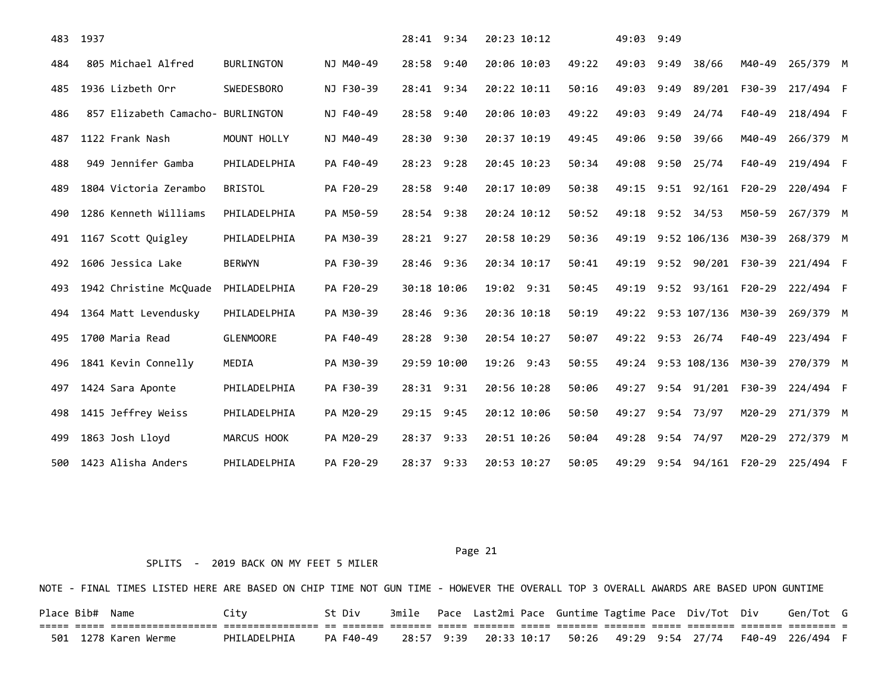| Place | Bib# | Name | City | St | Div | 3mile | Pace | Last2mi | Pace | Guntime | Tagtime | Pace | Div/Tot | Div | Gen/Tot | G |
|---|---|---|---|---|---|---|---|---|---|---|---|---|---|---|---|---|
| 483 | 1937 | | | | | 28:41 | 9:34 | 20:23 | 10:12 | | 49:03 | 9:49 | | | | |
| 484 | 805 | Michael Alfred | BURLINGTON | NJ | M40-49 | 28:58 | 9:40 | 20:06 | 10:03 | 49:22 | 49:03 | 9:49 | 38/66 | M40-49 | 265/379 | M |
| 485 | 1936 | Lizbeth Orr | SWEDESBORO | NJ | F30-39 | 28:41 | 9:34 | 20:22 | 10:11 | 50:16 | 49:03 | 9:49 | 89/201 | F30-39 | 217/494 | F |
| 486 | 857 | Elizabeth Camacho- | BURLINGTON | NJ | F40-49 | 28:58 | 9:40 | 20:06 | 10:03 | 49:22 | 49:03 | 9:49 | 24/74 | F40-49 | 218/494 | F |
| 487 | 1122 | Frank Nash | MOUNT HOLLY | NJ | M40-49 | 28:30 | 9:30 | 20:37 | 10:19 | 49:45 | 49:06 | 9:50 | 39/66 | M40-49 | 266/379 | M |
| 488 | 949 | Jennifer Gamba | PHILADELPHIA | PA | F40-49 | 28:23 | 9:28 | 20:45 | 10:23 | 50:34 | 49:08 | 9:50 | 25/74 | F40-49 | 219/494 | F |
| 489 | 1804 | Victoria Zerambo | BRISTOL | PA | F20-29 | 28:58 | 9:40 | 20:17 | 10:09 | 50:38 | 49:15 | 9:51 | 92/161 | F20-29 | 220/494 | F |
| 490 | 1286 | Kenneth Williams | PHILADELPHIA | PA | M50-59 | 28:54 | 9:38 | 20:24 | 10:12 | 50:52 | 49:18 | 9:52 | 34/53 | M50-59 | 267/379 | M |
| 491 | 1167 | Scott Quigley | PHILADELPHIA | PA | M30-39 | 28:21 | 9:27 | 20:58 | 10:29 | 50:36 | 49:19 | 9:52 | 106/136 | M30-39 | 268/379 | M |
| 492 | 1606 | Jessica Lake | BERWYN | PA | F30-39 | 28:46 | 9:36 | 20:34 | 10:17 | 50:41 | 49:19 | 9:52 | 90/201 | F30-39 | 221/494 | F |
| 493 | 1942 | Christine McQuade | PHILADELPHIA | PA | F20-29 | 30:18 | 10:06 | 19:02 | 9:31 | 50:45 | 49:19 | 9:52 | 93/161 | F20-29 | 222/494 | F |
| 494 | 1364 | Matt Levendusky | PHILADELPHIA | PA | M30-39 | 28:46 | 9:36 | 20:36 | 10:18 | 50:19 | 49:22 | 9:53 | 107/136 | M30-39 | 269/379 | M |
| 495 | 1700 | Maria Read | GLENMOORE | PA | F40-49 | 28:28 | 9:30 | 20:54 | 10:27 | 50:07 | 49:22 | 9:53 | 26/74 | F40-49 | 223/494 | F |
| 496 | 1841 | Kevin Connelly | MEDIA | PA | M30-39 | 29:59 | 10:00 | 19:26 | 9:43 | 50:55 | 49:24 | 9:53 | 108/136 | M30-39 | 270/379 | M |
| 497 | 1424 | Sara Aponte | PHILADELPHIA | PA | F30-39 | 28:31 | 9:31 | 20:56 | 10:28 | 50:06 | 49:27 | 9:54 | 91/201 | F30-39 | 224/494 | F |
| 498 | 1415 | Jeffrey Weiss | PHILADELPHIA | PA | M20-29 | 29:15 | 9:45 | 20:12 | 10:06 | 50:50 | 49:27 | 9:54 | 73/97 | M20-29 | 271/379 | M |
| 499 | 1863 | Josh Lloyd | MARCUS HOOK | PA | M20-29 | 28:37 | 9:33 | 20:51 | 10:26 | 50:04 | 49:28 | 9:54 | 74/97 | M20-29 | 272/379 | M |
| 500 | 1423 | Alisha Anders | PHILADELPHIA | PA | F20-29 | 28:37 | 9:33 | 20:53 | 10:27 | 50:05 | 49:29 | 9:54 | 94/161 | F20-29 | 225/494 | F |

SPLITS - 2019 BACK ON MY FEET 5 MILER

NOTE - FINAL TIMES LISTED HERE ARE BASED ON CHIP TIME NOT GUN TIME - HOWEVER THE OVERALL TOP 3 OVERALL AWARDS ARE BASED UPON GUNTIME

| Place | Bib# | Name | City | St | Div | 3mile | Pace | Last2mi | Pace | Guntime | Tagtime | Pace | Div/Tot | Div | Gen/Tot | G |
|---|---|---|---|---|---|---|---|---|---|---|---|---|---|---|---|---|
| 501 | 1278 | Karen Werme | PHILADELPHIA | PA | F40-49 | 28:57 | 9:39 | 20:33 | 10:17 | 50:26 | 49:29 | 9:54 | 27/74 | F40-49 | 226/494 | F |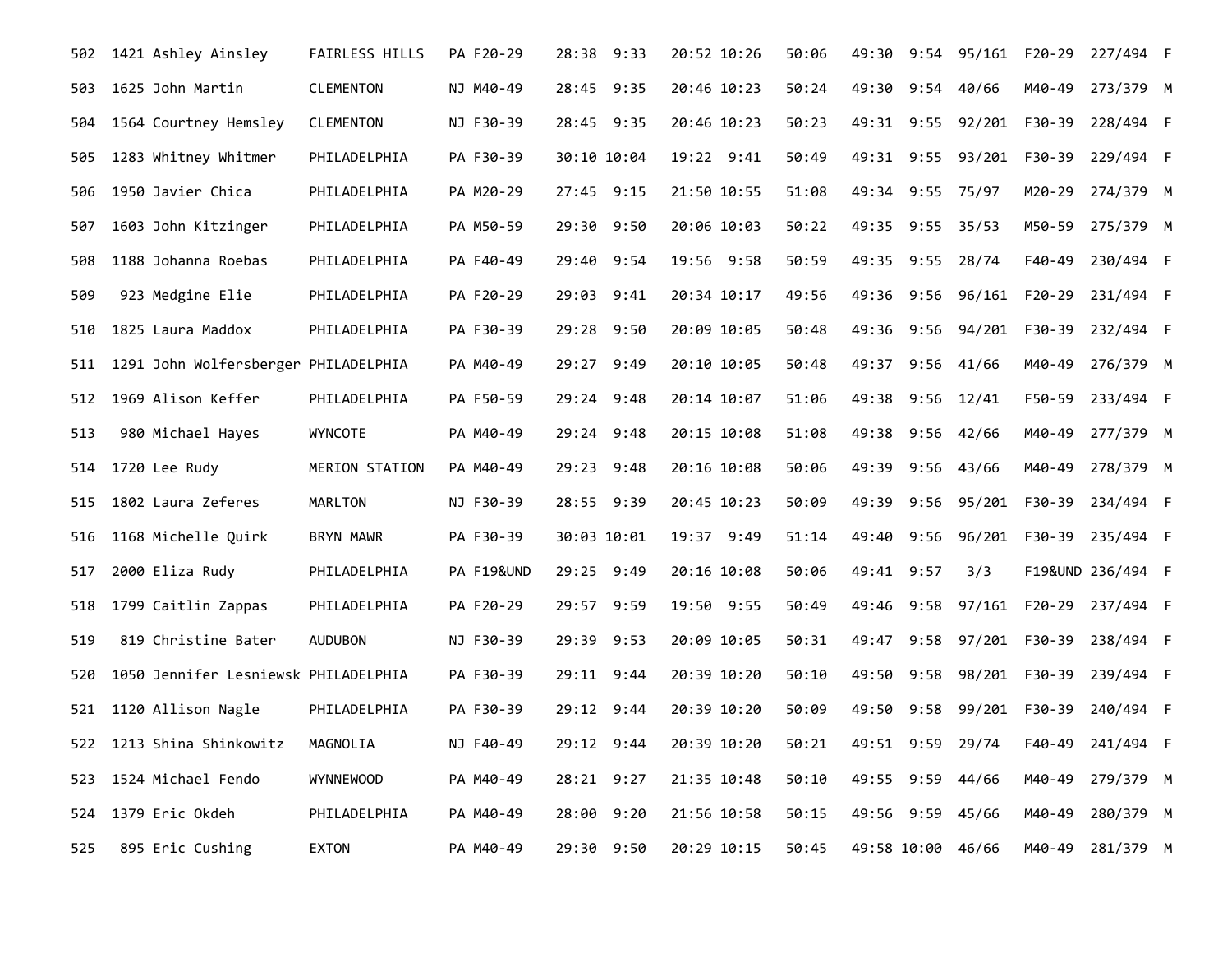| 502 | 1421 | Ashley Ainsley | FAIRLESS HILLS | PA | F20-29 | 28:38 | 9:33 | 20:52 | 10:26 | 50:06 | 49:30 | 9:54 | 95/161 | F20-29 | 227/494 | F |
|---|---|---|---|---|---|---|---|---|---|---|---|---|---|---|---|---|
| 503 | 1625 | John Martin | CLEMENTON | NJ | M40-49 | 28:45 | 9:35 | 20:46 | 10:23 | 50:24 | 49:30 | 9:54 | 40/66 | M40-49 | 273/379 | M |
| 504 | 1564 | Courtney Hemsley | CLEMENTON | NJ | F30-39 | 28:45 | 9:35 | 20:46 | 10:23 | 50:23 | 49:31 | 9:55 | 92/201 | F30-39 | 228/494 | F |
| 505 | 1283 | Whitney Whitmer | PHILADELPHIA | PA | F30-39 | 30:10 | 10:04 | 19:22 | 9:41 | 50:49 | 49:31 | 9:55 | 93/201 | F30-39 | 229/494 | F |
| 506 | 1950 | Javier Chica | PHILADELPHIA | PA | M20-29 | 27:45 | 9:15 | 21:50 | 10:55 | 51:08 | 49:34 | 9:55 | 75/97 | M20-29 | 274/379 | M |
| 507 | 1603 | John Kitzinger | PHILADELPHIA | PA | M50-59 | 29:30 | 9:50 | 20:06 | 10:03 | 50:22 | 49:35 | 9:55 | 35/53 | M50-59 | 275/379 | M |
| 508 | 1188 | Johanna Roebas | PHILADELPHIA | PA | F40-49 | 29:40 | 9:54 | 19:56 | 9:58 | 50:59 | 49:35 | 9:55 | 28/74 | F40-49 | 230/494 | F |
| 509 | 923 | Medgine Elie | PHILADELPHIA | PA | F20-29 | 29:03 | 9:41 | 20:34 | 10:17 | 49:56 | 49:36 | 9:56 | 96/161 | F20-29 | 231/494 | F |
| 510 | 1825 | Laura Maddox | PHILADELPHIA | PA | F30-39 | 29:28 | 9:50 | 20:09 | 10:05 | 50:48 | 49:36 | 9:56 | 94/201 | F30-39 | 232/494 | F |
| 511 | 1291 | John Wolfersberger | PHILADELPHIA | PA | M40-49 | 29:27 | 9:49 | 20:10 | 10:05 | 50:48 | 49:37 | 9:56 | 41/66 | M40-49 | 276/379 | M |
| 512 | 1969 | Alison Keffer | PHILADELPHIA | PA | F50-59 | 29:24 | 9:48 | 20:14 | 10:07 | 51:06 | 49:38 | 9:56 | 12/41 | F50-59 | 233/494 | F |
| 513 | 980 | Michael Hayes | WYNCOTE | PA | M40-49 | 29:24 | 9:48 | 20:15 | 10:08 | 51:08 | 49:38 | 9:56 | 42/66 | M40-49 | 277/379 | M |
| 514 | 1720 | Lee Rudy | MERION STATION | PA | M40-49 | 29:23 | 9:48 | 20:16 | 10:08 | 50:06 | 49:39 | 9:56 | 43/66 | M40-49 | 278/379 | M |
| 515 | 1802 | Laura Zeferes | MARLTON | NJ | F30-39 | 28:55 | 9:39 | 20:45 | 10:23 | 50:09 | 49:39 | 9:56 | 95/201 | F30-39 | 234/494 | F |
| 516 | 1168 | Michelle Quirk | BRYN MAWR | PA | F30-39 | 30:03 | 10:01 | 19:37 | 9:49 | 51:14 | 49:40 | 9:56 | 96/201 | F30-39 | 235/494 | F |
| 517 | 2000 | Eliza Rudy | PHILADELPHIA | PA | F19&UND | 29:25 | 9:49 | 20:16 | 10:08 | 50:06 | 49:41 | 9:57 | 3/3 | F19&UND | 236/494 | F |
| 518 | 1799 | Caitlin Zappas | PHILADELPHIA | PA | F20-29 | 29:57 | 9:59 | 19:50 | 9:55 | 50:49 | 49:46 | 9:58 | 97/161 | F20-29 | 237/494 | F |
| 519 | 819 | Christine Bater | AUDUBON | NJ | F30-39 | 29:39 | 9:53 | 20:09 | 10:05 | 50:31 | 49:47 | 9:58 | 97/201 | F30-39 | 238/494 | F |
| 520 | 1050 | Jennifer Lesniewsk | PHILADELPHIA | PA | F30-39 | 29:11 | 9:44 | 20:39 | 10:20 | 50:10 | 49:50 | 9:58 | 98/201 | F30-39 | 239/494 | F |
| 521 | 1120 | Allison Nagle | PHILADELPHIA | PA | F30-39 | 29:12 | 9:44 | 20:39 | 10:20 | 50:09 | 49:50 | 9:58 | 99/201 | F30-39 | 240/494 | F |
| 522 | 1213 | Shina Shinkowitz | MAGNOLIA | NJ | F40-49 | 29:12 | 9:44 | 20:39 | 10:20 | 50:21 | 49:51 | 9:59 | 29/74 | F40-49 | 241/494 | F |
| 523 | 1524 | Michael Fendo | WYNNEWOOD | PA | M40-49 | 28:21 | 9:27 | 21:35 | 10:48 | 50:10 | 49:55 | 9:59 | 44/66 | M40-49 | 279/379 | M |
| 524 | 1379 | Eric Okdeh | PHILADELPHIA | PA | M40-49 | 28:00 | 9:20 | 21:56 | 10:58 | 50:15 | 49:56 | 9:59 | 45/66 | M40-49 | 280/379 | M |
| 525 | 895 | Eric Cushing | EXTON | PA | M40-49 | 29:30 | 9:50 | 20:29 | 10:15 | 50:45 | 49:58 | 10:00 | 46/66 | M40-49 | 281/379 | M |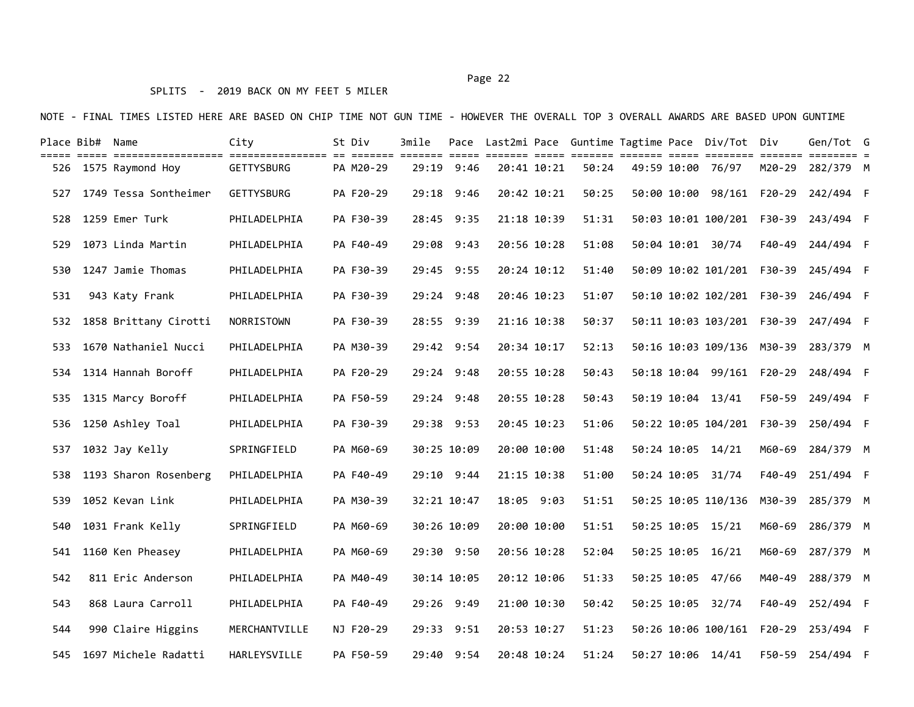SPLITS - 2019 BACK ON MY FEET 5 MILER

NOTE - FINAL TIMES LISTED HERE ARE BASED ON CHIP TIME NOT GUN TIME - HOWEVER THE OVERALL TOP 3 OVERALL AWARDS ARE BASED UPON GUNTIME

| Place | Bib# | Name | City | St | Div | 3mile | Pace | Last2mi | Pace | Guntime | Tagtime | Pace | Div/Tot | Div | Gen/Tot | G |
|---|---|---|---|---|---|---|---|---|---|---|---|---|---|---|---|---|
| 526 | 1575 | Raymond Hoy | GETTYSBURG | PA | M20-29 | 29:19 | 9:46 | 20:41 | 10:21 | 50:24 | 49:59 | 10:00 | 76/97 | M20-29 | 282/379 | M |
| 527 | 1749 | Tessa Sontheimer | GETTYSBURG | PA | F20-29 | 29:18 | 9:46 | 20:42 | 10:21 | 50:25 | 50:00 | 10:00 | 98/161 | F20-29 | 242/494 | F |
| 528 | 1259 | Emer Turk | PHILADELPHIA | PA | F30-39 | 28:45 | 9:35 | 21:18 | 10:39 | 51:31 | 50:03 | 10:01 | 100/201 | F30-39 | 243/494 | F |
| 529 | 1073 | Linda Martin | PHILADELPHIA | PA | F40-49 | 29:08 | 9:43 | 20:56 | 10:28 | 51:08 | 50:04 | 10:01 | 30/74 | F40-49 | 244/494 | F |
| 530 | 1247 | Jamie Thomas | PHILADELPHIA | PA | F30-39 | 29:45 | 9:55 | 20:24 | 10:12 | 51:40 | 50:09 | 10:02 | 101/201 | F30-39 | 245/494 | F |
| 531 | 943 | Katy Frank | PHILADELPHIA | PA | F30-39 | 29:24 | 9:48 | 20:46 | 10:23 | 51:07 | 50:10 | 10:02 | 102/201 | F30-39 | 246/494 | F |
| 532 | 1858 | Brittany Cirotti | NORRISTOWN | PA | F30-39 | 28:55 | 9:39 | 21:16 | 10:38 | 50:37 | 50:11 | 10:03 | 103/201 | F30-39 | 247/494 | F |
| 533 | 1670 | Nathaniel Nucci | PHILADELPHIA | PA | M30-39 | 29:42 | 9:54 | 20:34 | 10:17 | 52:13 | 50:16 | 10:03 | 109/136 | M30-39 | 283/379 | M |
| 534 | 1314 | Hannah Boroff | PHILADELPHIA | PA | F20-29 | 29:24 | 9:48 | 20:55 | 10:28 | 50:43 | 50:18 | 10:04 | 99/161 | F20-29 | 248/494 | F |
| 535 | 1315 | Marcy Boroff | PHILADELPHIA | PA | F50-59 | 29:24 | 9:48 | 20:55 | 10:28 | 50:43 | 50:19 | 10:04 | 13/41 | F50-59 | 249/494 | F |
| 536 | 1250 | Ashley Toal | PHILADELPHIA | PA | F30-39 | 29:38 | 9:53 | 20:45 | 10:23 | 51:06 | 50:22 | 10:05 | 104/201 | F30-39 | 250/494 | F |
| 537 | 1032 | Jay Kelly | SPRINGFIELD | PA | M60-69 | 30:25 | 10:09 | 20:00 | 10:00 | 51:48 | 50:24 | 10:05 | 14/21 | M60-69 | 284/379 | M |
| 538 | 1193 | Sharon Rosenberg | PHILADELPHIA | PA | F40-49 | 29:10 | 9:44 | 21:15 | 10:38 | 51:00 | 50:24 | 10:05 | 31/74 | F40-49 | 251/494 | F |
| 539 | 1052 | Kevan Link | PHILADELPHIA | PA | M30-39 | 32:21 | 10:47 | 18:05 | 9:03 | 51:51 | 50:25 | 10:05 | 110/136 | M30-39 | 285/379 | M |
| 540 | 1031 | Frank Kelly | SPRINGFIELD | PA | M60-69 | 30:26 | 10:09 | 20:00 | 10:00 | 51:51 | 50:25 | 10:05 | 15/21 | M60-69 | 286/379 | M |
| 541 | 1160 | Ken Pheasey | PHILADELPHIA | PA | M60-69 | 29:30 | 9:50 | 20:56 | 10:28 | 52:04 | 50:25 | 10:05 | 16/21 | M60-69 | 287/379 | M |
| 542 | 811 | Eric Anderson | PHILADELPHIA | PA | M40-49 | 30:14 | 10:05 | 20:12 | 10:06 | 51:33 | 50:25 | 10:05 | 47/66 | M40-49 | 288/379 | M |
| 543 | 868 | Laura Carroll | PHILADELPHIA | PA | F40-49 | 29:26 | 9:49 | 21:00 | 10:30 | 50:42 | 50:25 | 10:05 | 32/74 | F40-49 | 252/494 | F |
| 544 | 990 | Claire Higgins | MERCHANTVILLE | NJ | F20-29 | 29:33 | 9:51 | 20:53 | 10:27 | 51:23 | 50:26 | 10:06 | 100/161 | F20-29 | 253/494 | F |
| 545 | 1697 | Michele Radatti | HARLEYSVILLE | PA | F50-59 | 29:40 | 9:54 | 20:48 | 10:24 | 51:24 | 50:27 | 10:06 | 14/41 | F50-59 | 254/494 | F |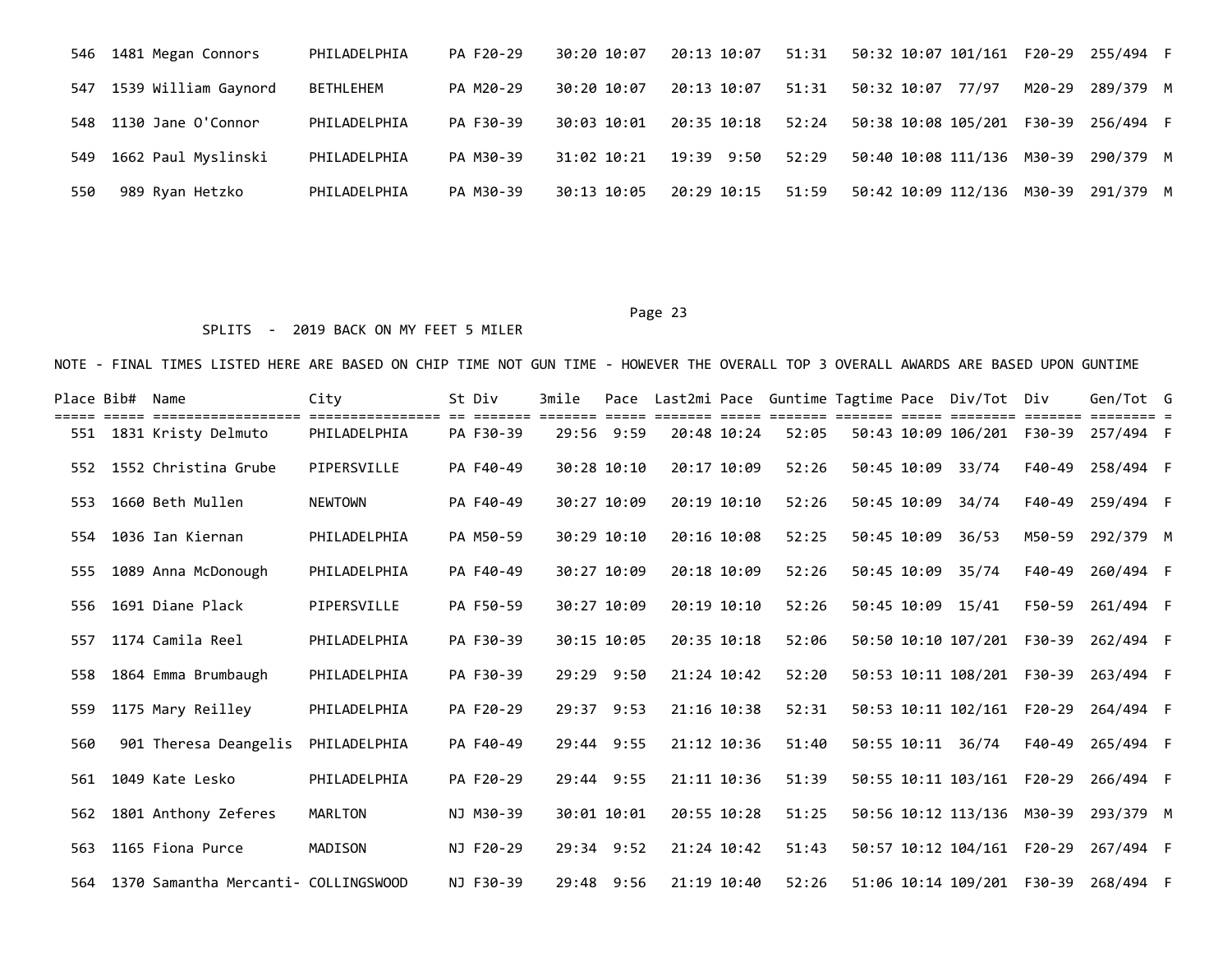| Place | Bib# | Name | City | St | Div | 3mile | Pace | Last2mi | Pace | Guntime | Tagtime | Pace | Div/Tot | Div | Gen/Tot | G |
|---|---|---|---|---|---|---|---|---|---|---|---|---|---|---|---|---|
| 546 | 1481 | Megan Connors | PHILADELPHIA | PA | F20-29 | 30:20 | 10:07 | 20:13 | 10:07 | 51:31 | 50:32 | 10:07 | 101/161 | F20-29 | 255/494 | F |
| 547 | 1539 | William Gaynord | BETHLEHEM | PA | M20-29 | 30:20 | 10:07 | 20:13 | 10:07 | 51:31 | 50:32 | 10:07 | 77/97 | M20-29 | 289/379 | M |
| 548 | 1130 | Jane O'Connor | PHILADELPHIA | PA | F30-39 | 30:03 | 10:01 | 20:35 | 10:18 | 52:24 | 50:38 | 10:08 | 105/201 | F30-39 | 256/494 | F |
| 549 | 1662 | Paul Myslinski | PHILADELPHIA | PA | M30-39 | 31:02 | 10:21 | 19:39 | 9:50 | 52:29 | 50:40 | 10:08 | 111/136 | M30-39 | 290/379 | M |
| 550 | 989 | Ryan Hetzko | PHILADELPHIA | PA | M30-39 | 30:13 | 10:05 | 20:29 | 10:15 | 51:59 | 50:42 | 10:09 | 112/136 | M30-39 | 291/379 | M |

SPLITS - 2019 BACK ON MY FEET 5 MILER

NOTE - FINAL TIMES LISTED HERE ARE BASED ON CHIP TIME NOT GUN TIME - HOWEVER THE OVERALL TOP 3 OVERALL AWARDS ARE BASED UPON GUNTIME

| Place | Bib# | Name | City | St | Div | 3mile | Pace | Last2mi | Pace | Guntime | Tagtime | Pace | Div/Tot | Div | Gen/Tot | G |
|---|---|---|---|---|---|---|---|---|---|---|---|---|---|---|---|---|
| 551 | 1831 | Kristy Delmuto | PHILADELPHIA | PA | F30-39 | 29:56 | 9:59 | 20:48 | 10:24 | 52:05 | 50:43 | 10:09 | 106/201 | F30-39 | 257/494 | F |
| 552 | 1552 | Christina Grube | PIPERSVILLE | PA | F40-49 | 30:28 | 10:10 | 20:17 | 10:09 | 52:26 | 50:45 | 10:09 | 33/74 | F40-49 | 258/494 | F |
| 553 | 1660 | Beth Mullen | NEWTOWN | PA | F40-49 | 30:27 | 10:09 | 20:19 | 10:10 | 52:26 | 50:45 | 10:09 | 34/74 | F40-49 | 259/494 | F |
| 554 | 1036 | Ian Kiernan | PHILADELPHIA | PA | M50-59 | 30:29 | 10:10 | 20:16 | 10:08 | 52:25 | 50:45 | 10:09 | 36/53 | M50-59 | 292/379 | M |
| 555 | 1089 | Anna McDonough | PHILADELPHIA | PA | F40-49 | 30:27 | 10:09 | 20:18 | 10:09 | 52:26 | 50:45 | 10:09 | 35/74 | F40-49 | 260/494 | F |
| 556 | 1691 | Diane Plack | PIPERSVILLE | PA | F50-59 | 30:27 | 10:09 | 20:19 | 10:10 | 52:26 | 50:45 | 10:09 | 15/41 | F50-59 | 261/494 | F |
| 557 | 1174 | Camila Reel | PHILADELPHIA | PA | F30-39 | 30:15 | 10:05 | 20:35 | 10:18 | 52:06 | 50:50 | 10:10 | 107/201 | F30-39 | 262/494 | F |
| 558 | 1864 | Emma Brumbaugh | PHILADELPHIA | PA | F30-39 | 29:29 | 9:50 | 21:24 | 10:42 | 52:20 | 50:53 | 10:11 | 108/201 | F30-39 | 263/494 | F |
| 559 | 1175 | Mary Reilley | PHILADELPHIA | PA | F20-29 | 29:37 | 9:53 | 21:16 | 10:38 | 52:31 | 50:53 | 10:11 | 102/161 | F20-29 | 264/494 | F |
| 560 | 901 | Theresa Deangelis | PHILADELPHIA | PA | F40-49 | 29:44 | 9:55 | 21:12 | 10:36 | 51:40 | 50:55 | 10:11 | 36/74 | F40-49 | 265/494 | F |
| 561 | 1049 | Kate Lesko | PHILADELPHIA | PA | F20-29 | 29:44 | 9:55 | 21:11 | 10:36 | 51:39 | 50:55 | 10:11 | 103/161 | F20-29 | 266/494 | F |
| 562 | 1801 | Anthony Zeferes | MARLTON | NJ | M30-39 | 30:01 | 10:01 | 20:55 | 10:28 | 51:25 | 50:56 | 10:12 | 113/136 | M30-39 | 293/379 | M |
| 563 | 1165 | Fiona Purce | MADISON | NJ | F20-29 | 29:34 | 9:52 | 21:24 | 10:42 | 51:43 | 50:57 | 10:12 | 104/161 | F20-29 | 267/494 | F |
| 564 | 1370 | Samantha Mercanti- | COLLINGSWOOD | NJ | F30-39 | 29:48 | 9:56 | 21:19 | 10:40 | 52:26 | 51:06 | 10:14 | 109/201 | F30-39 | 268/494 | F |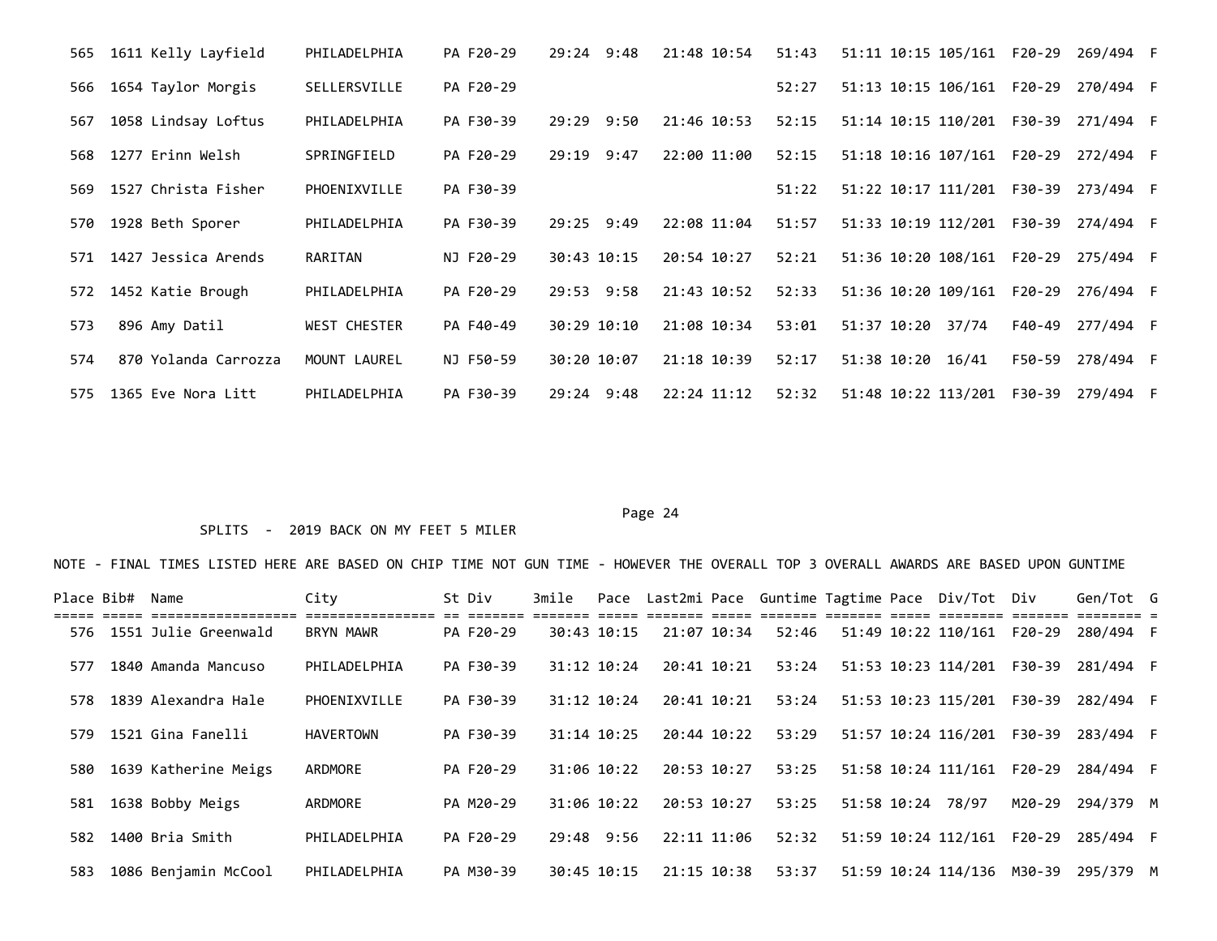| Place | Bib# | Name | City | St | Div | 3mile | Pace | Last2mi | Pace | Guntime | Tagtime | Pace | Div/Tot | Div | Gen/Tot | G |
|---|---|---|---|---|---|---|---|---|---|---|---|---|---|---|---|---|
| 565 | 1611 | Kelly Layfield | PHILADELPHIA | PA | F20-29 | 29:24 | 9:48 | 21:48 | 10:54 | 51:43 | 51:11 | 10:15 | 105/161 | F20-29 | 269/494 | F |
| 566 | 1654 | Taylor Morgis | SELLERSVILLE | PA | F20-29 | | | | | 52:27 | 51:13 | 10:15 | 106/161 | F20-29 | 270/494 | F |
| 567 | 1058 | Lindsay Loftus | PHILADELPHIA | PA | F30-39 | 29:29 | 9:50 | 21:46 | 10:53 | 52:15 | 51:14 | 10:15 | 110/201 | F30-39 | 271/494 | F |
| 568 | 1277 | Erinn Welsh | SPRINGFIELD | PA | F20-29 | 29:19 | 9:47 | 22:00 | 11:00 | 52:15 | 51:18 | 10:16 | 107/161 | F20-29 | 272/494 | F |
| 569 | 1527 | Christa Fisher | PHOENIXVILLE | PA | F30-39 | | | | | 51:22 | 51:22 | 10:17 | 111/201 | F30-39 | 273/494 | F |
| 570 | 1928 | Beth Sporer | PHILADELPHIA | PA | F30-39 | 29:25 | 9:49 | 22:08 | 11:04 | 51:57 | 51:33 | 10:19 | 112/201 | F30-39 | 274/494 | F |
| 571 | 1427 | Jessica Arends | RARITAN | NJ | F20-29 | 30:43 | 10:15 | 20:54 | 10:27 | 52:21 | 51:36 | 10:20 | 108/161 | F20-29 | 275/494 | F |
| 572 | 1452 | Katie Brough | PHILADELPHIA | PA | F20-29 | 29:53 | 9:58 | 21:43 | 10:52 | 52:33 | 51:36 | 10:20 | 109/161 | F20-29 | 276/494 | F |
| 573 | 896 | Amy Datil | WEST CHESTER | PA | F40-49 | 30:29 | 10:10 | 21:08 | 10:34 | 53:01 | 51:37 | 10:20 | 37/74 | F40-49 | 277/494 | F |
| 574 | 870 | Yolanda Carrozza | MOUNT LAUREL | NJ | F50-59 | 30:20 | 10:07 | 21:18 | 10:39 | 52:17 | 51:38 | 10:20 | 16/41 | F50-59 | 278/494 | F |
| 575 | 1365 | Eve Nora Litt | PHILADELPHIA | PA | F30-39 | 29:24 | 9:48 | 22:24 | 11:12 | 52:32 | 51:48 | 10:22 | 113/201 | F30-39 | 279/494 | F |

SPLITS - 2019 BACK ON MY FEET 5 MILER

NOTE - FINAL TIMES LISTED HERE ARE BASED ON CHIP TIME NOT GUN TIME - HOWEVER THE OVERALL TOP 3 OVERALL AWARDS ARE BASED UPON GUNTIME

| Place | Bib# | Name | City | St | Div | 3mile | Pace | Last2mi | Pace | Guntime | Tagtime | Pace | Div/Tot | Div | Gen/Tot | G |
|---|---|---|---|---|---|---|---|---|---|---|---|---|---|---|---|---|
| 576 | 1551 | Julie Greenwald | BRYN MAWR | PA | F20-29 | 30:43 | 10:15 | 21:07 | 10:34 | 52:46 | 51:49 | 10:22 | 110/161 | F20-29 | 280/494 | F |
| 577 | 1840 | Amanda Mancuso | PHILADELPHIA | PA | F30-39 | 31:12 | 10:24 | 20:41 | 10:21 | 53:24 | 51:53 | 10:23 | 114/201 | F30-39 | 281/494 | F |
| 578 | 1839 | Alexandra Hale | PHOENIXVILLE | PA | F30-39 | 31:12 | 10:24 | 20:41 | 10:21 | 53:24 | 51:53 | 10:23 | 115/201 | F30-39 | 282/494 | F |
| 579 | 1521 | Gina Fanelli | HAVERTOWN | PA | F30-39 | 31:14 | 10:25 | 20:44 | 10:22 | 53:29 | 51:57 | 10:24 | 116/201 | F30-39 | 283/494 | F |
| 580 | 1639 | Katherine Meigs | ARDMORE | PA | F20-29 | 31:06 | 10:22 | 20:53 | 10:27 | 53:25 | 51:58 | 10:24 | 111/161 | F20-29 | 284/494 | F |
| 581 | 1638 | Bobby Meigs | ARDMORE | PA | M20-29 | 31:06 | 10:22 | 20:53 | 10:27 | 53:25 | 51:58 | 10:24 | 78/97 | M20-29 | 294/379 | M |
| 582 | 1400 | Bria Smith | PHILADELPHIA | PA | F20-29 | 29:48 | 9:56 | 22:11 | 11:06 | 52:32 | 51:59 | 10:24 | 112/161 | F20-29 | 285/494 | F |
| 583 | 1086 | Benjamin McCool | PHILADELPHIA | PA | M30-39 | 30:45 | 10:15 | 21:15 | 10:38 | 53:37 | 51:59 | 10:24 | 114/136 | M30-39 | 295/379 | M |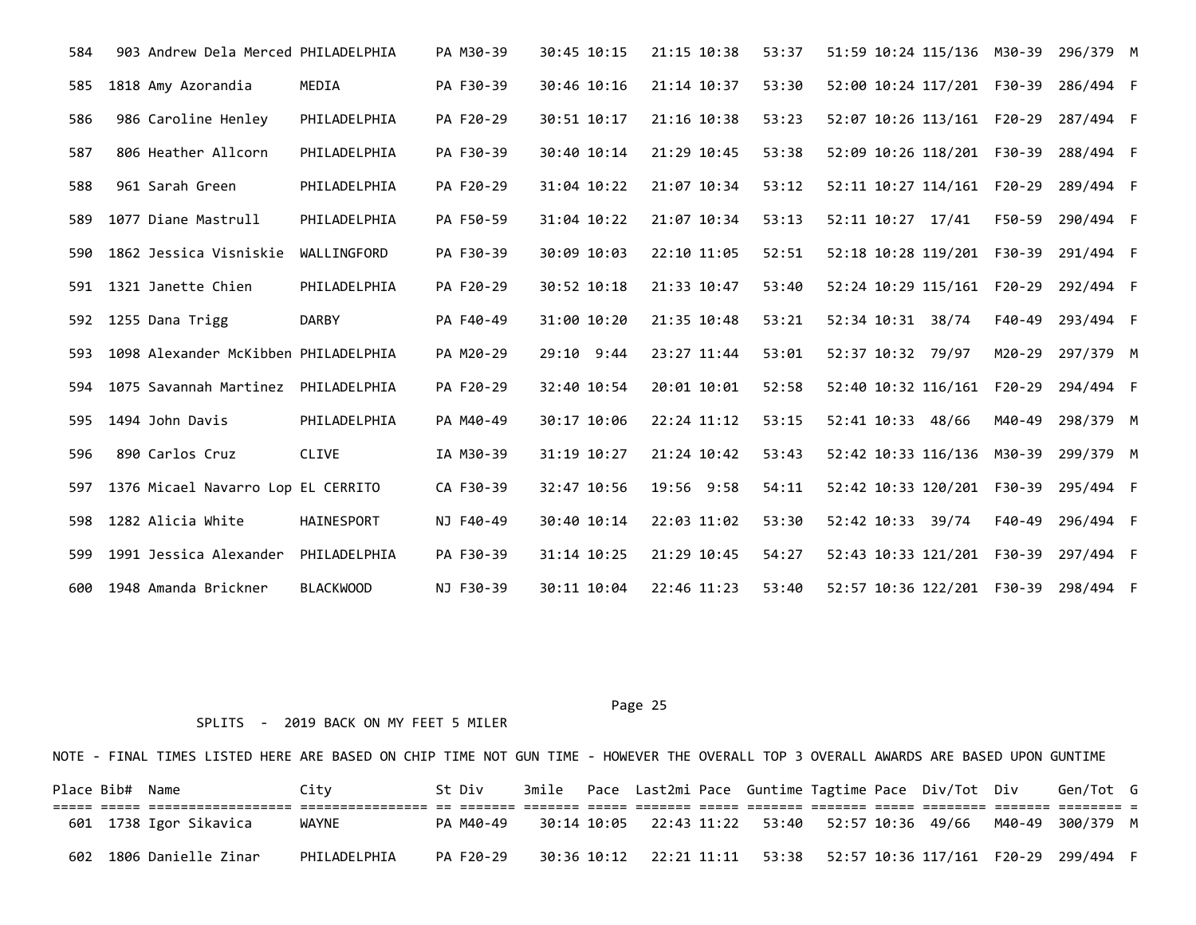| Place | Bib# | Name | City | St | Div | 3mile | Pace | Last2mi | Pace | Guntime | Tagtime | Pace | Div/Tot | Div | Gen/Tot | G |
|---|---|---|---|---|---|---|---|---|---|---|---|---|---|---|---|---|
| 584 | 903 | Andrew Dela Merced | PHILADELPHIA | PA | M30-39 | 30:45 | 10:15 | 21:15 | 10:38 | 53:37 | 51:59 | 10:24 | 115/136 | M30-39 | 296/379 | M |
| 585 | 1818 | Amy Azorandia | MEDIA | PA | F30-39 | 30:46 | 10:16 | 21:14 | 10:37 | 53:30 | 52:00 | 10:24 | 117/201 | F30-39 | 286/494 | F |
| 586 | 986 | Caroline Henley | PHILADELPHIA | PA | F20-29 | 30:51 | 10:17 | 21:16 | 10:38 | 53:23 | 52:07 | 10:26 | 113/161 | F20-29 | 287/494 | F |
| 587 | 806 | Heather Allcorn | PHILADELPHIA | PA | F30-39 | 30:40 | 10:14 | 21:29 | 10:45 | 53:38 | 52:09 | 10:26 | 118/201 | F30-39 | 288/494 | F |
| 588 | 961 | Sarah Green | PHILADELPHIA | PA | F20-29 | 31:04 | 10:22 | 21:07 | 10:34 | 53:12 | 52:11 | 10:27 | 114/161 | F20-29 | 289/494 | F |
| 589 | 1077 | Diane Mastrull | PHILADELPHIA | PA | F50-59 | 31:04 | 10:22 | 21:07 | 10:34 | 53:13 | 52:11 | 10:27 | 17/41 | F50-59 | 290/494 | F |
| 590 | 1862 | Jessica Visniskie | WALLINGFORD | PA | F30-39 | 30:09 | 10:03 | 22:10 | 11:05 | 52:51 | 52:18 | 10:28 | 119/201 | F30-39 | 291/494 | F |
| 591 | 1321 | Janette Chien | PHILADELPHIA | PA | F20-29 | 30:52 | 10:18 | 21:33 | 10:47 | 53:40 | 52:24 | 10:29 | 115/161 | F20-29 | 292/494 | F |
| 592 | 1255 | Dana Trigg | DARBY | PA | F40-49 | 31:00 | 10:20 | 21:35 | 10:48 | 53:21 | 52:34 | 10:31 | 38/74 | F40-49 | 293/494 | F |
| 593 | 1098 | Alexander McKibben | PHILADELPHIA | PA | M20-29 | 29:10 | 9:44 | 23:27 | 11:44 | 53:01 | 52:37 | 10:32 | 79/97 | M20-29 | 297/379 | M |
| 594 | 1075 | Savannah Martinez | PHILADELPHIA | PA | F20-29 | 32:40 | 10:54 | 20:01 | 10:01 | 52:58 | 52:40 | 10:32 | 116/161 | F20-29 | 294/494 | F |
| 595 | 1494 | John Davis | PHILADELPHIA | PA | M40-49 | 30:17 | 10:06 | 22:24 | 11:12 | 53:15 | 52:41 | 10:33 | 48/66 | M40-49 | 298/379 | M |
| 596 | 890 | Carlos Cruz | CLIVE | IA | M30-39 | 31:19 | 10:27 | 21:24 | 10:42 | 53:43 | 52:42 | 10:33 | 116/136 | M30-39 | 299/379 | M |
| 597 | 1376 | Micael Navarro Lop | EL CERRITO | CA | F30-39 | 32:47 | 10:56 | 19:56 | 9:58 | 54:11 | 52:42 | 10:33 | 120/201 | F30-39 | 295/494 | F |
| 598 | 1282 | Alicia White | HAINESPORT | NJ | F40-49 | 30:40 | 10:14 | 22:03 | 11:02 | 53:30 | 52:42 | 10:33 | 39/74 | F40-49 | 296/494 | F |
| 599 | 1991 | Jessica Alexander | PHILADELPHIA | PA | F30-39 | 31:14 | 10:25 | 21:29 | 10:45 | 54:27 | 52:43 | 10:33 | 121/201 | F30-39 | 297/494 | F |
| 600 | 1948 | Amanda Brickner | BLACKWOOD | NJ | F30-39 | 30:11 | 10:04 | 22:46 | 11:23 | 53:40 | 52:57 | 10:36 | 122/201 | F30-39 | 298/494 | F |

SPLITS - 2019 BACK ON MY FEET 5 MILER

NOTE - FINAL TIMES LISTED HERE ARE BASED ON CHIP TIME NOT GUN TIME - HOWEVER THE OVERALL TOP 3 OVERALL AWARDS ARE BASED UPON GUNTIME

| Place | Bib# | Name | City | St | Div | 3mile | Pace | Last2mi | Pace | Guntime | Tagtime | Pace | Div/Tot | Div | Gen/Tot | G |
|---|---|---|---|---|---|---|---|---|---|---|---|---|---|---|---|---|
| 601 | 1738 | Igor Sikavica | WAYNE | PA | M40-49 | 30:14 | 10:05 | 22:43 | 11:22 | 53:40 | 52:57 | 10:36 | 49/66 | M40-49 | 300/379 | M |
| 602 | 1806 | Danielle Zinar | PHILADELPHIA | PA | F20-29 | 30:36 | 10:12 | 22:21 | 11:11 | 53:38 | 52:57 | 10:36 | 117/161 | F20-29 | 299/494 | F |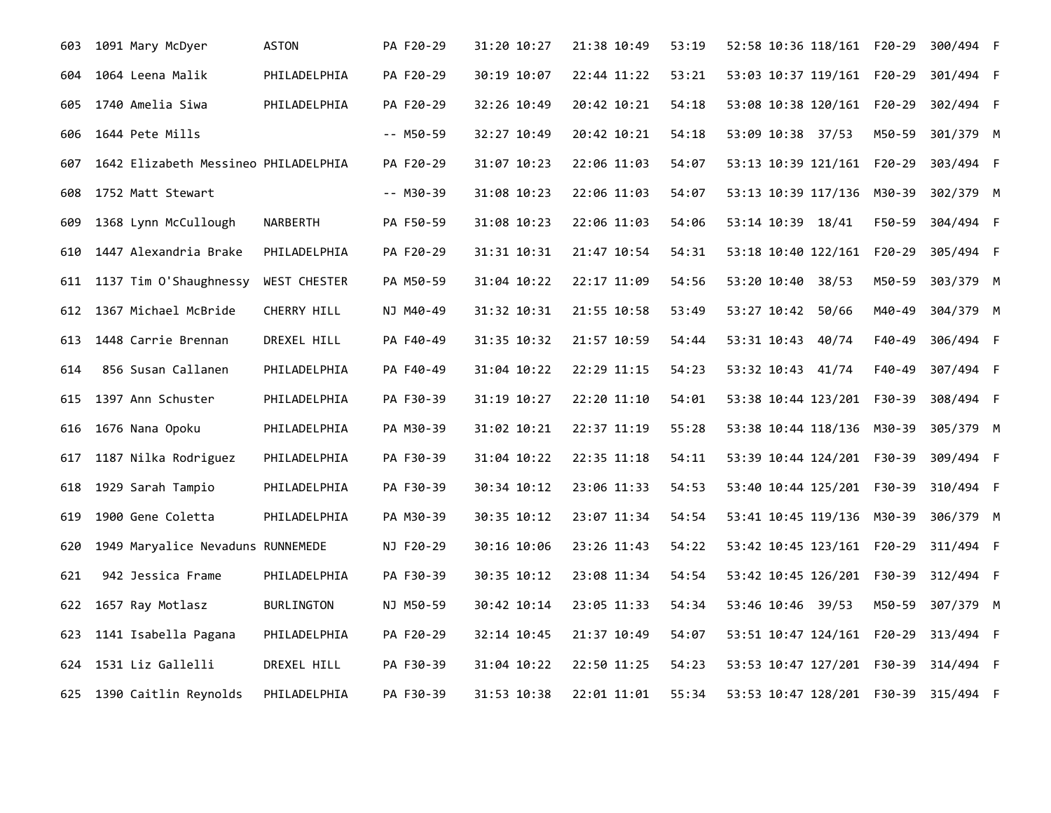| | | | | | | | | | | | | | | | |
|---|---|---|---|---|---|---|---|---|---|---|---|---|---|---|---|
| 603 | 1091 | Mary McDyer | ASTON | PA | F20-29 | 31:20 | 10:27 | 21:38 | 10:49 | 53:19 | 52:58 | 10:36 | 118/161 | F20-29 | 300/494 F |
| 604 | 1064 | Leena Malik | PHILADELPHIA | PA | F20-29 | 30:19 | 10:07 | 22:44 | 11:22 | 53:21 | 53:03 | 10:37 | 119/161 | F20-29 | 301/494 F |
| 605 | 1740 | Amelia Siwa | PHILADELPHIA | PA | F20-29 | 32:26 | 10:49 | 20:42 | 10:21 | 54:18 | 53:08 | 10:38 | 120/161 | F20-29 | 302/494 F |
| 606 | 1644 | Pete Mills | | -- | M50-59 | 32:27 | 10:49 | 20:42 | 10:21 | 54:18 | 53:09 | 10:38 | 37/53 | M50-59 | 301/379 M |
| 607 | 1642 | Elizabeth Messineo | PHILADELPHIA | PA | F20-29 | 31:07 | 10:23 | 22:06 | 11:03 | 54:07 | 53:13 | 10:39 | 121/161 | F20-29 | 303/494 F |
| 608 | 1752 | Matt Stewart | | -- | M30-39 | 31:08 | 10:23 | 22:06 | 11:03 | 54:07 | 53:13 | 10:39 | 117/136 | M30-39 | 302/379 M |
| 609 | 1368 | Lynn McCullough | NARBERTH | PA | F50-59 | 31:08 | 10:23 | 22:06 | 11:03 | 54:06 | 53:14 | 10:39 | 18/41 | F50-59 | 304/494 F |
| 610 | 1447 | Alexandria Brake | PHILADELPHIA | PA | F20-29 | 31:31 | 10:31 | 21:47 | 10:54 | 54:31 | 53:18 | 10:40 | 122/161 | F20-29 | 305/494 F |
| 611 | 1137 | Tim O'Shaughnessy | WEST CHESTER | PA | M50-59 | 31:04 | 10:22 | 22:17 | 11:09 | 54:56 | 53:20 | 10:40 | 38/53 | M50-59 | 303/379 M |
| 612 | 1367 | Michael McBride | CHERRY HILL | NJ | M40-49 | 31:32 | 10:31 | 21:55 | 10:58 | 53:49 | 53:27 | 10:42 | 50/66 | M40-49 | 304/379 M |
| 613 | 1448 | Carrie Brennan | DREXEL HILL | PA | F40-49 | 31:35 | 10:32 | 21:57 | 10:59 | 54:44 | 53:31 | 10:43 | 40/74 | F40-49 | 306/494 F |
| 614 | 856 | Susan Callanen | PHILADELPHIA | PA | F40-49 | 31:04 | 10:22 | 22:29 | 11:15 | 54:23 | 53:32 | 10:43 | 41/74 | F40-49 | 307/494 F |
| 615 | 1397 | Ann Schuster | PHILADELPHIA | PA | F30-39 | 31:19 | 10:27 | 22:20 | 11:10 | 54:01 | 53:38 | 10:44 | 123/201 | F30-39 | 308/494 F |
| 616 | 1676 | Nana Opoku | PHILADELPHIA | PA | M30-39 | 31:02 | 10:21 | 22:37 | 11:19 | 55:28 | 53:38 | 10:44 | 118/136 | M30-39 | 305/379 M |
| 617 | 1187 | Nilka Rodriguez | PHILADELPHIA | PA | F30-39 | 31:04 | 10:22 | 22:35 | 11:18 | 54:11 | 53:39 | 10:44 | 124/201 | F30-39 | 309/494 F |
| 618 | 1929 | Sarah Tampio | PHILADELPHIA | PA | F30-39 | 30:34 | 10:12 | 23:06 | 11:33 | 54:53 | 53:40 | 10:44 | 125/201 | F30-39 | 310/494 F |
| 619 | 1900 | Gene Coletta | PHILADELPHIA | PA | M30-39 | 30:35 | 10:12 | 23:07 | 11:34 | 54:54 | 53:41 | 10:45 | 119/136 | M30-39 | 306/379 M |
| 620 | 1949 | Maryalice Nevaduns | RUNNEMEDE | NJ | F20-29 | 30:16 | 10:06 | 23:26 | 11:43 | 54:22 | 53:42 | 10:45 | 123/161 | F20-29 | 311/494 F |
| 621 | 942 | Jessica Frame | PHILADELPHIA | PA | F30-39 | 30:35 | 10:12 | 23:08 | 11:34 | 54:54 | 53:42 | 10:45 | 126/201 | F30-39 | 312/494 F |
| 622 | 1657 | Ray Motlasz | BURLINGTON | NJ | M50-59 | 30:42 | 10:14 | 23:05 | 11:33 | 54:34 | 53:46 | 10:46 | 39/53 | M50-59 | 307/379 M |
| 623 | 1141 | Isabella Pagana | PHILADELPHIA | PA | F20-29 | 32:14 | 10:45 | 21:37 | 10:49 | 54:07 | 53:51 | 10:47 | 124/161 | F20-29 | 313/494 F |
| 624 | 1531 | Liz Gallelli | DREXEL HILL | PA | F30-39 | 31:04 | 10:22 | 22:50 | 11:25 | 54:23 | 53:53 | 10:47 | 127/201 | F30-39 | 314/494 F |
| 625 | 1390 | Caitlin Reynolds | PHILADELPHIA | PA | F30-39 | 31:53 | 10:38 | 22:01 | 11:01 | 55:34 | 53:53 | 10:47 | 128/201 | F30-39 | 315/494 F |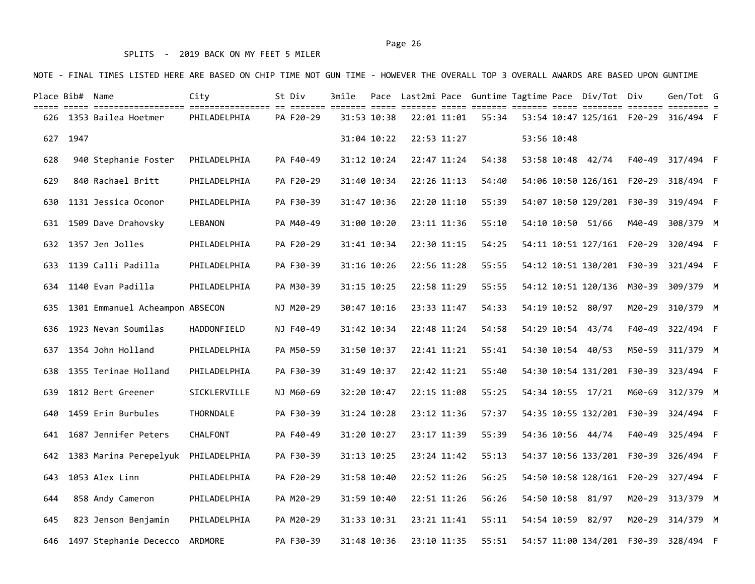SPLITS - 2019 BACK ON MY FEET 5 MILER

NOTE - FINAL TIMES LISTED HERE ARE BASED ON CHIP TIME NOT GUN TIME - HOWEVER THE OVERALL TOP 3 OVERALL AWARDS ARE BASED UPON GUNTIME

| Place | Bib# | Name | City | St | Div | 3mile | Pace | Last2mi | Pace | Guntime | Tagtime | Pace | Div/Tot | Div | Gen/Tot | G |
|---|---|---|---|---|---|---|---|---|---|---|---|---|---|---|---|---|
| 626 | 1353 | Bailea Hoetmer | PHILADELPHIA | PA | F20-29 | 31:53 | 10:38 | 22:01 | 11:01 | 55:34 | 53:54 | 10:47 | 125/161 | F20-29 | 316/494 | F |
| 627 | 1947 | | | | | 31:04 | 10:22 | 22:53 | 11:27 | | 53:56 | 10:48 | | | | |
| 628 | 940 | Stephanie Foster | PHILADELPHIA | PA | F40-49 | 31:12 | 10:24 | 22:47 | 11:24 | 54:38 | 53:58 | 10:48 | 42/74 | F40-49 | 317/494 | F |
| 629 | 840 | Rachael Britt | PHILADELPHIA | PA | F20-29 | 31:40 | 10:34 | 22:26 | 11:13 | 54:40 | 54:06 | 10:50 | 126/161 | F20-29 | 318/494 | F |
| 630 | 1131 | Jessica Oconor | PHILADELPHIA | PA | F30-39 | 31:47 | 10:36 | 22:20 | 11:10 | 55:39 | 54:07 | 10:50 | 129/201 | F30-39 | 319/494 | F |
| 631 | 1509 | Dave Drahovsky | LEBANON | PA | M40-49 | 31:00 | 10:20 | 23:11 | 11:36 | 55:10 | 54:10 | 10:50 | 51/66 | M40-49 | 308/379 | M |
| 632 | 1357 | Jen Jolles | PHILADELPHIA | PA | F20-29 | 31:41 | 10:34 | 22:30 | 11:15 | 54:25 | 54:11 | 10:51 | 127/161 | F20-29 | 320/494 | F |
| 633 | 1139 | Calli Padilla | PHILADELPHIA | PA | F30-39 | 31:16 | 10:26 | 22:56 | 11:28 | 55:55 | 54:12 | 10:51 | 130/201 | F30-39 | 321/494 | F |
| 634 | 1140 | Evan Padilla | PHILADELPHIA | PA | M30-39 | 31:15 | 10:25 | 22:58 | 11:29 | 55:55 | 54:12 | 10:51 | 120/136 | M30-39 | 309/379 | M |
| 635 | 1301 | Emmanuel Acheampon | ABSECON | NJ | M20-29 | 30:47 | 10:16 | 23:33 | 11:47 | 54:33 | 54:19 | 10:52 | 80/97 | M20-29 | 310/379 | M |
| 636 | 1923 | Nevan Soumilas | HADDONFIELD | NJ | F40-49 | 31:42 | 10:34 | 22:48 | 11:24 | 54:58 | 54:29 | 10:54 | 43/74 | F40-49 | 322/494 | F |
| 637 | 1354 | John Holland | PHILADELPHIA | PA | M50-59 | 31:50 | 10:37 | 22:41 | 11:21 | 55:41 | 54:30 | 10:54 | 40/53 | M50-59 | 311/379 | M |
| 638 | 1355 | Terinae Holland | PHILADELPHIA | PA | F30-39 | 31:49 | 10:37 | 22:42 | 11:21 | 55:40 | 54:30 | 10:54 | 131/201 | F30-39 | 323/494 | F |
| 639 | 1812 | Bert Greener | SICKLERVILLE | NJ | M60-69 | 32:20 | 10:47 | 22:15 | 11:08 | 55:25 | 54:34 | 10:55 | 17/21 | M60-69 | 312/379 | M |
| 640 | 1459 | Erin Burbules | THORNDALE | PA | F30-39 | 31:24 | 10:28 | 23:12 | 11:36 | 57:37 | 54:35 | 10:55 | 132/201 | F30-39 | 324/494 | F |
| 641 | 1687 | Jennifer Peters | CHALFONT | PA | F40-49 | 31:20 | 10:27 | 23:17 | 11:39 | 55:39 | 54:36 | 10:56 | 44/74 | F40-49 | 325/494 | F |
| 642 | 1383 | Marina Perepelyuk | PHILADELPHIA | PA | F30-39 | 31:13 | 10:25 | 23:24 | 11:42 | 55:13 | 54:37 | 10:56 | 133/201 | F30-39 | 326/494 | F |
| 643 | 1053 | Alex Linn | PHILADELPHIA | PA | F20-29 | 31:58 | 10:40 | 22:52 | 11:26 | 56:25 | 54:50 | 10:58 | 128/161 | F20-29 | 327/494 | F |
| 644 | 858 | Andy Cameron | PHILADELPHIA | PA | M20-29 | 31:59 | 10:40 | 22:51 | 11:26 | 56:26 | 54:50 | 10:58 | 81/97 | M20-29 | 313/379 | M |
| 645 | 823 | Jenson Benjamin | PHILADELPHIA | PA | M20-29 | 31:33 | 10:31 | 23:21 | 11:41 | 55:11 | 54:54 | 10:59 | 82/97 | M20-29 | 314/379 | M |
| 646 | 1497 | Stephanie Dececco | ARDMORE | PA | F30-39 | 31:48 | 10:36 | 23:10 | 11:35 | 55:51 | 54:57 | 11:00 | 134/201 | F30-39 | 328/494 | F |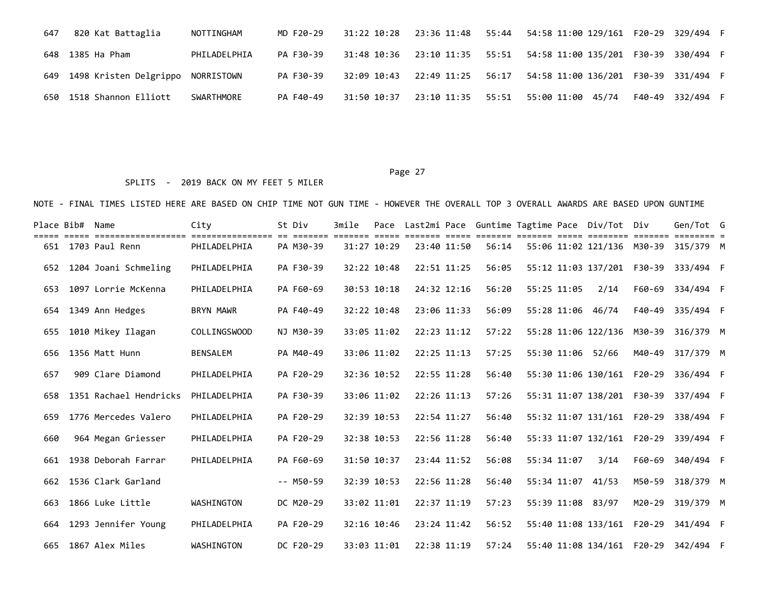| Place | Bib# | Name | City | St | Div | 3mile | Pace | Last2mi | Pace | Guntime | Tagtime | Pace | Div/Tot | Div | Gen/Tot | G |
|---|---|---|---|---|---|---|---|---|---|---|---|---|---|---|---|---|
| 647 | 820 | Kat Battaglia | NOTTINGHAM | MD | F20-29 | 31:22 | 10:28 | 23:36 | 11:48 | 55:44 | 54:58 | 11:00 | 129/161 | F20-29 | 329/494 | F |
| 648 | 1385 | Ha Pham | PHILADELPHIA | PA | F30-39 | 31:48 | 10:36 | 23:10 | 11:35 | 55:51 | 54:58 | 11:00 | 135/201 | F30-39 | 330/494 | F |
| 649 | 1498 | Kristen Delgrippo | NORRISTOWN | PA | F30-39 | 32:09 | 10:43 | 22:49 | 11:25 | 56:17 | 54:58 | 11:00 | 136/201 | F30-39 | 331/494 | F |
| 650 | 1518 | Shannon Elliott | SWARTHMORE | PA | F40-49 | 31:50 | 10:37 | 23:10 | 11:35 | 55:51 | 55:00 | 11:00 | 45/74 | F40-49 | 332/494 | F |

SPLITS - 2019 BACK ON MY FEET 5 MILER

NOTE - FINAL TIMES LISTED HERE ARE BASED ON CHIP TIME NOT GUN TIME - HOWEVER THE OVERALL TOP 3 OVERALL AWARDS ARE BASED UPON GUNTIME

| Place | Bib# | Name | City | St | Div | 3mile | Pace | Last2mi | Pace | Guntime | Tagtime | Pace | Div/Tot | Div | Gen/Tot | G |
|---|---|---|---|---|---|---|---|---|---|---|---|---|---|---|---|---|
| 651 | 1703 | Paul Renn | PHILADELPHIA | PA | M30-39 | 31:27 | 10:29 | 23:40 | 11:50 | 56:14 | 55:06 | 11:02 | 121/136 | M30-39 | 315/379 | M |
| 652 | 1204 | Joani Schmeling | PHILADELPHIA | PA | F30-39 | 32:22 | 10:48 | 22:51 | 11:25 | 56:05 | 55:12 | 11:03 | 137/201 | F30-39 | 333/494 | F |
| 653 | 1097 | Lorrie McKenna | PHILADELPHIA | PA | F60-69 | 30:53 | 10:18 | 24:32 | 12:16 | 56:20 | 55:25 | 11:05 | 2/14 | F60-69 | 334/494 | F |
| 654 | 1349 | Ann Hedges | BRYN MAWR | PA | F40-49 | 32:22 | 10:48 | 23:06 | 11:33 | 56:09 | 55:28 | 11:06 | 46/74 | F40-49 | 335/494 | F |
| 655 | 1010 | Mikey Ilagan | COLLINGSWOOD | NJ | M30-39 | 33:05 | 11:02 | 22:23 | 11:12 | 57:22 | 55:28 | 11:06 | 122/136 | M30-39 | 316/379 | M |
| 656 | 1356 | Matt Hunn | BENSALEM | PA | M40-49 | 33:06 | 11:02 | 22:25 | 11:13 | 57:25 | 55:30 | 11:06 | 52/66 | M40-49 | 317/379 | M |
| 657 | 909 | Clare Diamond | PHILADELPHIA | PA | F20-29 | 32:36 | 10:52 | 22:55 | 11:28 | 56:40 | 55:30 | 11:06 | 130/161 | F20-29 | 336/494 | F |
| 658 | 1351 | Rachael Hendricks | PHILADELPHIA | PA | F30-39 | 33:06 | 11:02 | 22:26 | 11:13 | 57:26 | 55:31 | 11:07 | 138/201 | F30-39 | 337/494 | F |
| 659 | 1776 | Mercedes Valero | PHILADELPHIA | PA | F20-29 | 32:39 | 10:53 | 22:54 | 11:27 | 56:40 | 55:32 | 11:07 | 131/161 | F20-29 | 338/494 | F |
| 660 | 964 | Megan Griesser | PHILADELPHIA | PA | F20-29 | 32:38 | 10:53 | 22:56 | 11:28 | 56:40 | 55:33 | 11:07 | 132/161 | F20-29 | 339/494 | F |
| 661 | 1938 | Deborah Farrar | PHILADELPHIA | PA | F60-69 | 31:50 | 10:37 | 23:44 | 11:52 | 56:08 | 55:34 | 11:07 | 3/14 | F60-69 | 340/494 | F |
| 662 | 1536 | Clark Garland | | -- | M50-59 | 32:39 | 10:53 | 22:56 | 11:28 | 56:40 | 55:34 | 11:07 | 41/53 | M50-59 | 318/379 | M |
| 663 | 1866 | Luke Little | WASHINGTON | DC | M20-29 | 33:02 | 11:01 | 22:37 | 11:19 | 57:23 | 55:39 | 11:08 | 83/97 | M20-29 | 319/379 | M |
| 664 | 1293 | Jennifer Young | PHILADELPHIA | PA | F20-29 | 32:16 | 10:46 | 23:24 | 11:42 | 56:52 | 55:40 | 11:08 | 133/161 | F20-29 | 341/494 | F |
| 665 | 1867 | Alex Miles | WASHINGTON | DC | F20-29 | 33:03 | 11:01 | 22:38 | 11:19 | 57:24 | 55:40 | 11:08 | 134/161 | F20-29 | 342/494 | F |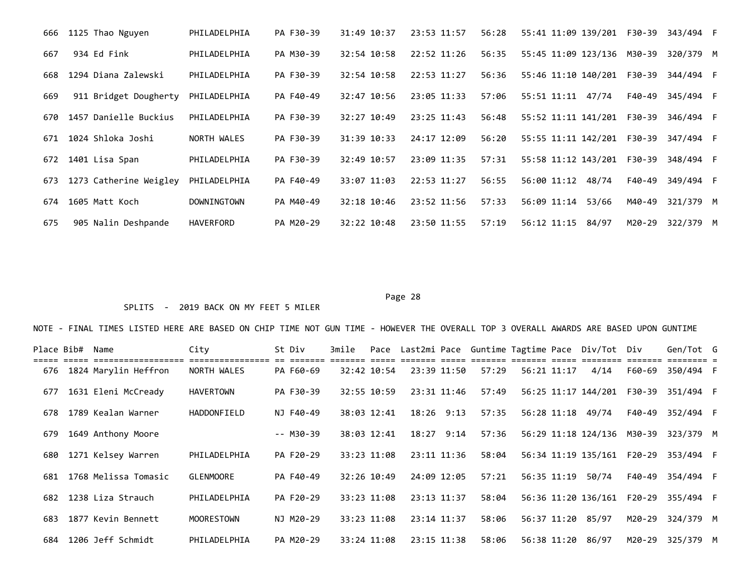| Place | Bib# | Name | City | St | Div | 3mile | Pace | Last2mi | Pace | Guntime | Tagtime | Pace | Div/Tot | Div | Gen/Tot | G |
|---|---|---|---|---|---|---|---|---|---|---|---|---|---|---|---|---|
| 666 | 1125 | Thao Nguyen | PHILADELPHIA | PA | F30-39 | 31:49 | 10:37 | 23:53 | 11:57 | 56:28 | 55:41 | 11:09 | 139/201 | F30-39 | 343/494 | F |
| 667 | 934 | Ed Fink | PHILADELPHIA | PA | M30-39 | 32:54 | 10:58 | 22:52 | 11:26 | 56:35 | 55:45 | 11:09 | 123/136 | M30-39 | 320/379 | M |
| 668 | 1294 | Diana Zalewski | PHILADELPHIA | PA | F30-39 | 32:54 | 10:58 | 22:53 | 11:27 | 56:36 | 55:46 | 11:10 | 140/201 | F30-39 | 344/494 | F |
| 669 | 911 | Bridget Dougherty | PHILADELPHIA | PA | F40-49 | 32:47 | 10:56 | 23:05 | 11:33 | 57:06 | 55:51 | 11:11 | 47/74 | F40-49 | 345/494 | F |
| 670 | 1457 | Danielle Buckius | PHILADELPHIA | PA | F30-39 | 32:27 | 10:49 | 23:25 | 11:43 | 56:48 | 55:52 | 11:11 | 141/201 | F30-39 | 346/494 | F |
| 671 | 1024 | Shloka Joshi | NORTH WALES | PA | F30-39 | 31:39 | 10:33 | 24:17 | 12:09 | 56:20 | 55:55 | 11:11 | 142/201 | F30-39 | 347/494 | F |
| 672 | 1401 | Lisa Span | PHILADELPHIA | PA | F30-39 | 32:49 | 10:57 | 23:09 | 11:35 | 57:31 | 55:58 | 11:12 | 143/201 | F30-39 | 348/494 | F |
| 673 | 1273 | Catherine Weigley | PHILADELPHIA | PA | F40-49 | 33:07 | 11:03 | 22:53 | 11:27 | 56:55 | 56:00 | 11:12 | 48/74 | F40-49 | 349/494 | F |
| 674 | 1605 | Matt Koch | DOWNINGTOWN | PA | M40-49 | 32:18 | 10:46 | 23:52 | 11:56 | 57:33 | 56:09 | 11:14 | 53/66 | M40-49 | 321/379 | M |
| 675 | 905 | Nalin Deshpande | HAVERFORD | PA | M20-29 | 32:22 | 10:48 | 23:50 | 11:55 | 57:19 | 56:12 | 11:15 | 84/97 | M20-29 | 322/379 | M |

SPLITS - 2019 BACK ON MY FEET 5 MILER

NOTE - FINAL TIMES LISTED HERE ARE BASED ON CHIP TIME NOT GUN TIME - HOWEVER THE OVERALL TOP 3 OVERALL AWARDS ARE BASED UPON GUNTIME

| Place | Bib# | Name | City | St | Div | 3mile | Pace | Last2mi | Pace | Guntime | Tagtime | Pace | Div/Tot | Div | Gen/Tot | G |
|---|---|---|---|---|---|---|---|---|---|---|---|---|---|---|---|---|
| 676 | 1824 | Marylin Heffron | NORTH WALES | PA | F60-69 | 32:42 | 10:54 | 23:39 | 11:50 | 57:29 | 56:21 | 11:17 | 4/14 | F60-69 | 350/494 | F |
| 677 | 1631 | Eleni McCready | HAVERTOWN | PA | F30-39 | 32:55 | 10:59 | 23:31 | 11:46 | 57:49 | 56:25 | 11:17 | 144/201 | F30-39 | 351/494 | F |
| 678 | 1789 | Kealan Warner | HADDONFIELD | NJ | F40-49 | 38:03 | 12:41 | 18:26 | 9:13 | 57:35 | 56:28 | 11:18 | 49/74 | F40-49 | 352/494 | F |
| 679 | 1649 | Anthony Moore | | -- | M30-39 | 38:03 | 12:41 | 18:27 | 9:14 | 57:36 | 56:29 | 11:18 | 124/136 | M30-39 | 323/379 | M |
| 680 | 1271 | Kelsey Warren | PHILADELPHIA | PA | F20-29 | 33:23 | 11:08 | 23:11 | 11:36 | 58:04 | 56:34 | 11:19 | 135/161 | F20-29 | 353/494 | F |
| 681 | 1768 | Melissa Tomasic | GLENMOORE | PA | F40-49 | 32:26 | 10:49 | 24:09 | 12:05 | 57:21 | 56:35 | 11:19 | 50/74 | F40-49 | 354/494 | F |
| 682 | 1238 | Liza Strauch | PHILADELPHIA | PA | F20-29 | 33:23 | 11:08 | 23:13 | 11:37 | 58:04 | 56:36 | 11:20 | 136/161 | F20-29 | 355/494 | F |
| 683 | 1877 | Kevin Bennett | MOORESTOWN | NJ | M20-29 | 33:23 | 11:08 | 23:14 | 11:37 | 58:06 | 56:37 | 11:20 | 85/97 | M20-29 | 324/379 | M |
| 684 | 1206 | Jeff Schmidt | PHILADELPHIA | PA | M20-29 | 33:24 | 11:08 | 23:15 | 11:38 | 58:06 | 56:38 | 11:20 | 86/97 | M20-29 | 325/379 | M |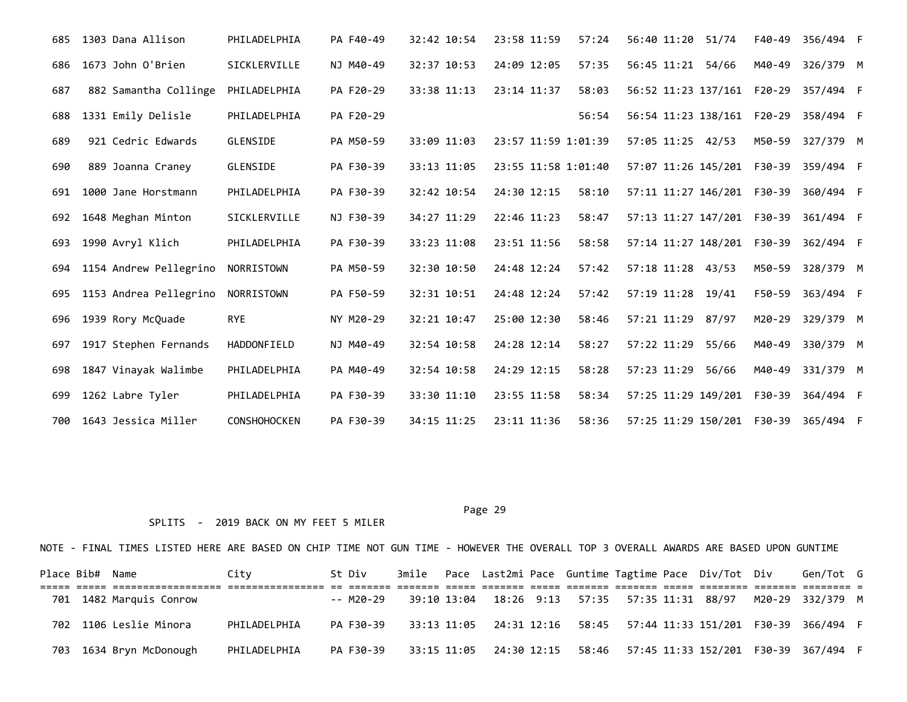| Place | Bib# | Name | City | St | Div | 3mile | Pace | Last2mi | Pace | Guntime | Tagtime | Pace | Div/Tot | Div | Gen/Tot | G |
|---|---|---|---|---|---|---|---|---|---|---|---|---|---|---|---|---|
| 685 | 1303 | Dana Allison | PHILADELPHIA | PA | F40-49 | 32:42 | 10:54 | 23:58 | 11:59 | 57:24 | 56:40 | 11:20 | 51/74 | F40-49 | 356/494 | F |
| 686 | 1673 | John O'Brien | SICKLERVILLE | NJ | M40-49 | 32:37 | 10:53 | 24:09 | 12:05 | 57:35 | 56:45 | 11:21 | 54/66 | M40-49 | 326/379 | M |
| 687 | 882 | Samantha Collinge | PHILADELPHIA | PA | F20-29 | 33:38 | 11:13 | 23:14 | 11:37 | 58:03 | 56:52 | 11:23 | 137/161 | F20-29 | 357/494 | F |
| 688 | 1331 | Emily Delisle | PHILADELPHIA | PA | F20-29 | | | | | 56:54 | 56:54 | 11:23 | 138/161 | F20-29 | 358/494 | F |
| 689 | 921 | Cedric Edwards | GLENSIDE | PA | M50-59 | 33:09 | 11:03 | 23:57 | 11:59 | 1:01:39 | 57:05 | 11:25 | 42/53 | M50-59 | 327/379 | M |
| 690 | 889 | Joanna Craney | GLENSIDE | PA | F30-39 | 33:13 | 11:05 | 23:55 | 11:58 | 1:01:40 | 57:07 | 11:26 | 145/201 | F30-39 | 359/494 | F |
| 691 | 1000 | Jane Horstmann | PHILADELPHIA | PA | F30-39 | 32:42 | 10:54 | 24:30 | 12:15 | 58:10 | 57:11 | 11:27 | 146/201 | F30-39 | 360/494 | F |
| 692 | 1648 | Meghan Minton | SICKLERVILLE | NJ | F30-39 | 34:27 | 11:29 | 22:46 | 11:23 | 58:47 | 57:13 | 11:27 | 147/201 | F30-39 | 361/494 | F |
| 693 | 1990 | Avryl Klich | PHILADELPHIA | PA | F30-39 | 33:23 | 11:08 | 23:51 | 11:56 | 58:58 | 57:14 | 11:27 | 148/201 | F30-39 | 362/494 | F |
| 694 | 1154 | Andrew Pellegrino | NORRISTOWN | PA | M50-59 | 32:30 | 10:50 | 24:48 | 12:24 | 57:42 | 57:18 | 11:28 | 43/53 | M50-59 | 328/379 | M |
| 695 | 1153 | Andrea Pellegrino | NORRISTOWN | PA | F50-59 | 32:31 | 10:51 | 24:48 | 12:24 | 57:42 | 57:19 | 11:28 | 19/41 | F50-59 | 363/494 | F |
| 696 | 1939 | Rory McQuade | RYE | NY | M20-29 | 32:21 | 10:47 | 25:00 | 12:30 | 58:46 | 57:21 | 11:29 | 87/97 | M20-29 | 329/379 | M |
| 697 | 1917 | Stephen Fernands | HADDONFIELD | NJ | M40-49 | 32:54 | 10:58 | 24:28 | 12:14 | 58:27 | 57:22 | 11:29 | 55/66 | M40-49 | 330/379 | M |
| 698 | 1847 | Vinayak Walimbe | PHILADELPHIA | PA | M40-49 | 32:54 | 10:58 | 24:29 | 12:15 | 58:28 | 57:23 | 11:29 | 56/66 | M40-49 | 331/379 | M |
| 699 | 1262 | Labre Tyler | PHILADELPHIA | PA | F30-39 | 33:30 | 11:10 | 23:55 | 11:58 | 58:34 | 57:25 | 11:29 | 149/201 | F30-39 | 364/494 | F |
| 700 | 1643 | Jessica Miller | CONSHOHOCKEN | PA | F30-39 | 34:15 | 11:25 | 23:11 | 11:36 | 58:36 | 57:25 | 11:29 | 150/201 | F30-39 | 365/494 | F |

SPLITS - 2019 BACK ON MY FEET 5 MILER

NOTE - FINAL TIMES LISTED HERE ARE BASED ON CHIP TIME NOT GUN TIME - HOWEVER THE OVERALL TOP 3 OVERALL AWARDS ARE BASED UPON GUNTIME

| Place | Bib# | Name | City | St | Div | 3mile | Pace | Last2mi | Pace | Guntime | Tagtime | Pace | Div/Tot | Div | Gen/Tot | G |
|---|---|---|---|---|---|---|---|---|---|---|---|---|---|---|---|---|
| 701 | 1482 | Marquis Conrow | | -- | M20-29 | 39:10 | 13:04 | 18:26 | 9:13 | 57:35 | 57:35 | 11:31 | 88/97 | M20-29 | 332/379 | M |
| 702 | 1106 | Leslie Minora | PHILADELPHIA | PA | F30-39 | 33:13 | 11:05 | 24:31 | 12:16 | 58:45 | 57:44 | 11:33 | 151/201 | F30-39 | 366/494 | F |
| 703 | 1634 | Bryn McDonough | PHILADELPHIA | PA | F30-39 | 33:15 | 11:05 | 24:30 | 12:15 | 58:46 | 57:45 | 11:33 | 152/201 | F30-39 | 367/494 | F |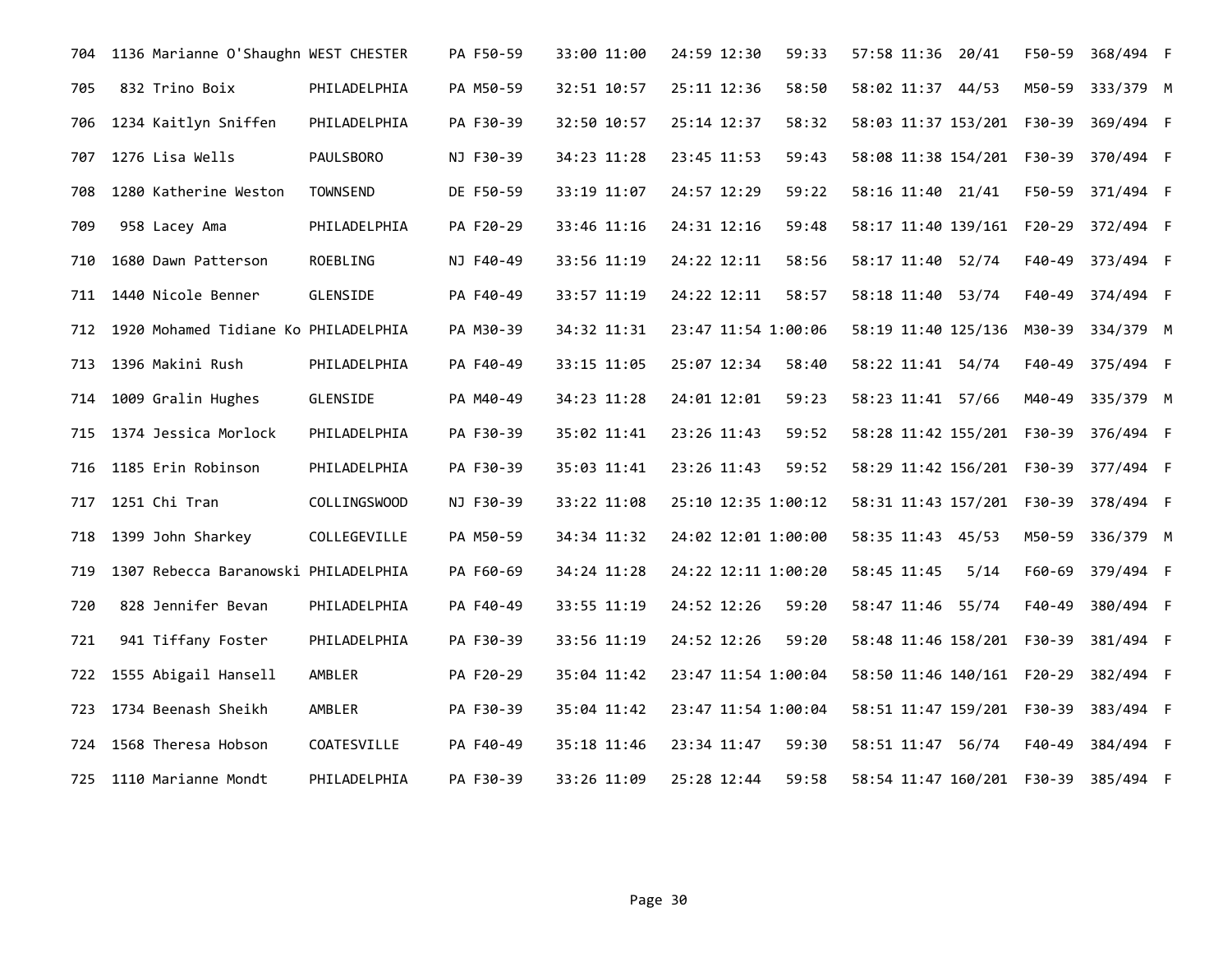| | | | | | | | | | | | | | | | |
|---|---|---|---|---|---|---|---|---|---|---|---|---|---|---|---|
| 704 | 1136 | Marianne O'Shaughn | WEST CHESTER | PA | F50-59 | 33:00 | 11:00 | 24:59 | 12:30 | 59:33 | 57:58 | 11:36 | 20/41 | F50-59 | 368/494 F |
| 705 | 832 | Trino Boix | PHILADELPHIA | PA | M50-59 | 32:51 | 10:57 | 25:11 | 12:36 | 58:50 | 58:02 | 11:37 | 44/53 | M50-59 | 333/379 M |
| 706 | 1234 | Kaitlyn Sniffen | PHILADELPHIA | PA | F30-39 | 32:50 | 10:57 | 25:14 | 12:37 | 58:32 | 58:03 | 11:37 | 153/201 | F30-39 | 369/494 F |
| 707 | 1276 | Lisa Wells | PAULSBORO | NJ | F30-39 | 34:23 | 11:28 | 23:45 | 11:53 | 59:43 | 58:08 | 11:38 | 154/201 | F30-39 | 370/494 F |
| 708 | 1280 | Katherine Weston | TOWNSEND | DE | F50-59 | 33:19 | 11:07 | 24:57 | 12:29 | 59:22 | 58:16 | 11:40 | 21/41 | F50-59 | 371/494 F |
| 709 | 958 | Lacey Ama | PHILADELPHIA | PA | F20-29 | 33:46 | 11:16 | 24:31 | 12:16 | 59:48 | 58:17 | 11:40 | 139/161 | F20-29 | 372/494 F |
| 710 | 1680 | Dawn Patterson | ROEBLING | NJ | F40-49 | 33:56 | 11:19 | 24:22 | 12:11 | 58:56 | 58:17 | 11:40 | 52/74 | F40-49 | 373/494 F |
| 711 | 1440 | Nicole Benner | GLENSIDE | PA | F40-49 | 33:57 | 11:19 | 24:22 | 12:11 | 58:57 | 58:18 | 11:40 | 53/74 | F40-49 | 374/494 F |
| 712 | 1920 | Mohamed Tidiane Ko | PHILADELPHIA | PA | M30-39 | 34:32 | 11:31 | 23:47 | 11:54 | 1:00:06 | 58:19 | 11:40 | 125/136 | M30-39 | 334/379 M |
| 713 | 1396 | Makini Rush | PHILADELPHIA | PA | F40-49 | 33:15 | 11:05 | 25:07 | 12:34 | 58:40 | 58:22 | 11:41 | 54/74 | F40-49 | 375/494 F |
| 714 | 1009 | Gralin Hughes | GLENSIDE | PA | M40-49 | 34:23 | 11:28 | 24:01 | 12:01 | 59:23 | 58:23 | 11:41 | 57/66 | M40-49 | 335/379 M |
| 715 | 1374 | Jessica Morlock | PHILADELPHIA | PA | F30-39 | 35:02 | 11:41 | 23:26 | 11:43 | 59:52 | 58:28 | 11:42 | 155/201 | F30-39 | 376/494 F |
| 716 | 1185 | Erin Robinson | PHILADELPHIA | PA | F30-39 | 35:03 | 11:41 | 23:26 | 11:43 | 59:52 | 58:29 | 11:42 | 156/201 | F30-39 | 377/494 F |
| 717 | 1251 | Chi Tran | COLLINGSWOOD | NJ | F30-39 | 33:22 | 11:08 | 25:10 | 12:35 | 1:00:12 | 58:31 | 11:43 | 157/201 | F30-39 | 378/494 F |
| 718 | 1399 | John Sharkey | COLLEGEVILLE | PA | M50-59 | 34:34 | 11:32 | 24:02 | 12:01 | 1:00:00 | 58:35 | 11:43 | 45/53 | M50-59 | 336/379 M |
| 719 | 1307 | Rebecca Baranowski | PHILADELPHIA | PA | F60-69 | 34:24 | 11:28 | 24:22 | 12:11 | 1:00:20 | 58:45 | 11:45 | 5/14 | F60-69 | 379/494 F |
| 720 | 828 | Jennifer Bevan | PHILADELPHIA | PA | F40-49 | 33:55 | 11:19 | 24:52 | 12:26 | 59:20 | 58:47 | 11:46 | 55/74 | F40-49 | 380/494 F |
| 721 | 941 | Tiffany Foster | PHILADELPHIA | PA | F30-39 | 33:56 | 11:19 | 24:52 | 12:26 | 59:20 | 58:48 | 11:46 | 158/201 | F30-39 | 381/494 F |
| 722 | 1555 | Abigail Hansell | AMBLER | PA | F20-29 | 35:04 | 11:42 | 23:47 | 11:54 | 1:00:04 | 58:50 | 11:46 | 140/161 | F20-29 | 382/494 F |
| 723 | 1734 | Beenash Sheikh | AMBLER | PA | F30-39 | 35:04 | 11:42 | 23:47 | 11:54 | 1:00:04 | 58:51 | 11:47 | 159/201 | F30-39 | 383/494 F |
| 724 | 1568 | Theresa Hobson | COATESVILLE | PA | F40-49 | 35:18 | 11:46 | 23:34 | 11:47 | 59:30 | 58:51 | 11:47 | 56/74 | F40-49 | 384/494 F |
| 725 | 1110 | Marianne Mondt | PHILADELPHIA | PA | F30-39 | 33:26 | 11:09 | 25:28 | 12:44 | 59:58 | 58:54 | 11:47 | 160/201 | F30-39 | 385/494 F |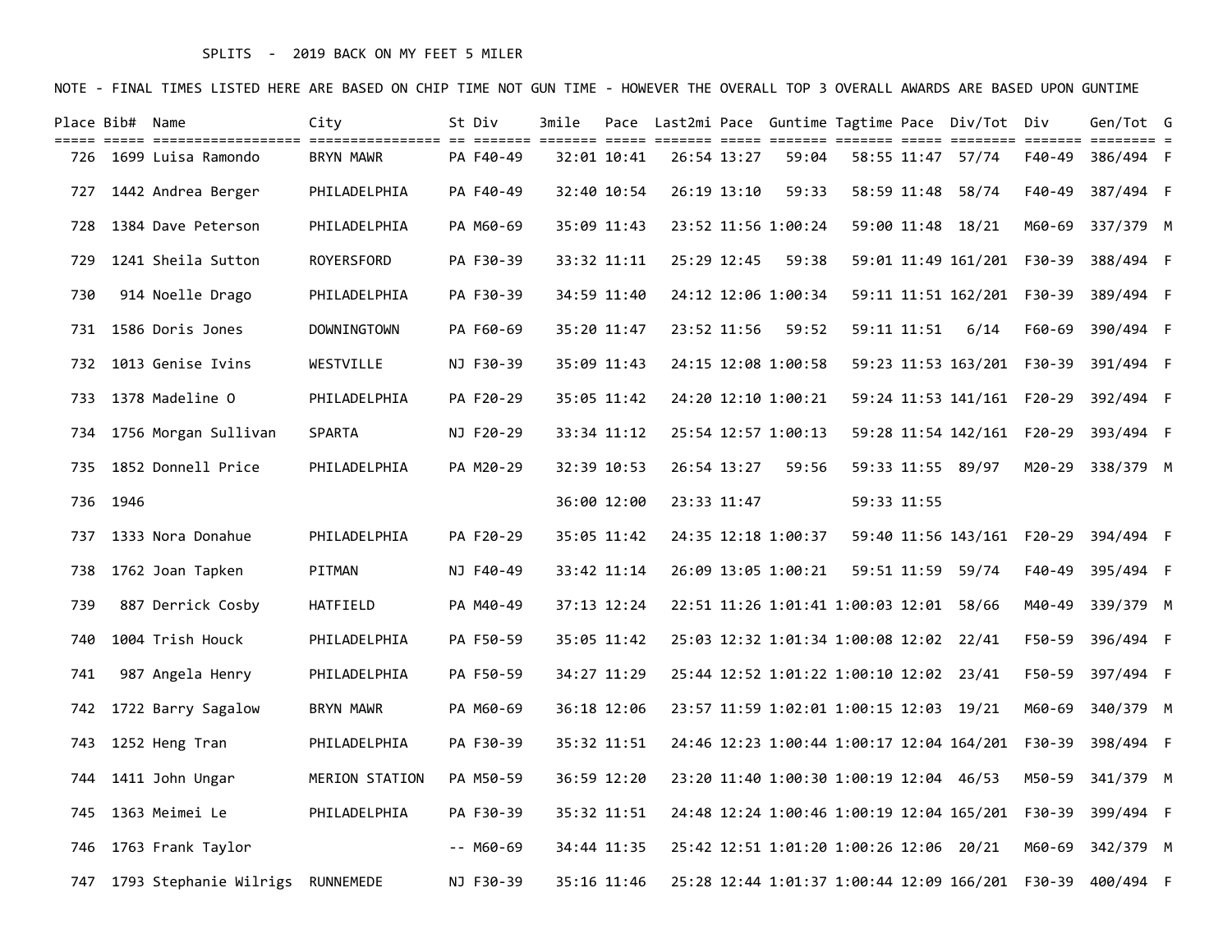SPLITS - 2019 BACK ON MY FEET 5 MILER

NOTE - FINAL TIMES LISTED HERE ARE BASED ON CHIP TIME NOT GUN TIME - HOWEVER THE OVERALL TOP 3 OVERALL AWARDS ARE BASED UPON GUNTIME

| Place | Bib# | Name | City | St | Div | 3mile | Pace | Last2mi | Pace | Guntime | Tagtime | Pace | Div/Tot | Div | Gen/Tot | G |
|---|---|---|---|---|---|---|---|---|---|---|---|---|---|---|---|---|
| 726 | 1699 | Luisa Ramondo | BRYN MAWR | PA | F40-49 | 32:01 | 10:41 | 26:54 | 13:27 | 59:04 | 58:55 | 11:47 | 57/74 | F40-49 | 386/494 | F |
| 727 | 1442 | Andrea Berger | PHILADELPHIA | PA | F40-49 | 32:40 | 10:54 | 26:19 | 13:10 | 59:33 | 58:59 | 11:48 | 58/74 | F40-49 | 387/494 | F |
| 728 | 1384 | Dave Peterson | PHILADELPHIA | PA | M60-69 | 35:09 | 11:43 | 23:52 | 11:56 | 1:00:24 | 59:00 | 11:48 | 18/21 | M60-69 | 337/379 | M |
| 729 | 1241 | Sheila Sutton | ROYERSFORD | PA | F30-39 | 33:32 | 11:11 | 25:29 | 12:45 | 59:38 | 59:01 | 11:49 | 161/201 | F30-39 | 388/494 | F |
| 730 | 914 | Noelle Drago | PHILADELPHIA | PA | F30-39 | 34:59 | 11:40 | 24:12 | 12:06 | 1:00:34 | 59:11 | 11:51 | 162/201 | F30-39 | 389/494 | F |
| 731 | 1586 | Doris Jones | DOWNINGTOWN | PA | F60-69 | 35:20 | 11:47 | 23:52 | 11:56 | 59:52 | 59:11 | 11:51 | 6/14 | F60-69 | 390/494 | F |
| 732 | 1013 | Genise Ivins | WESTVILLE | NJ | F30-39 | 35:09 | 11:43 | 24:15 | 12:08 | 1:00:58 | 59:23 | 11:53 | 163/201 | F30-39 | 391/494 | F |
| 733 | 1378 | Madeline O | PHILADELPHIA | PA | F20-29 | 35:05 | 11:42 | 24:20 | 12:10 | 1:00:21 | 59:24 | 11:53 | 141/161 | F20-29 | 392/494 | F |
| 734 | 1756 | Morgan Sullivan | SPARTA | NJ | F20-29 | 33:34 | 11:12 | 25:54 | 12:57 | 1:00:13 | 59:28 | 11:54 | 142/161 | F20-29 | 393/494 | F |
| 735 | 1852 | Donnell Price | PHILADELPHIA | PA | M20-29 | 32:39 | 10:53 | 26:54 | 13:27 | 59:56 | 59:33 | 11:55 | 89/97 | M20-29 | 338/379 | M |
| 736 | 1946 | | | | | 36:00 | 12:00 | 23:33 | 11:47 | | 59:33 | 11:55 | | | | |
| 737 | 1333 | Nora Donahue | PHILADELPHIA | PA | F20-29 | 35:05 | 11:42 | 24:35 | 12:18 | 1:00:37 | 59:40 | 11:56 | 143/161 | F20-29 | 394/494 | F |
| 738 | 1762 | Joan Tapken | PITMAN | NJ | F40-49 | 33:42 | 11:14 | 26:09 | 13:05 | 1:00:21 | 59:51 | 11:59 | 59/74 | F40-49 | 395/494 | F |
| 739 | 887 | Derrick Cosby | HATFIELD | PA | M40-49 | 37:13 | 12:24 | 22:51 | 11:26 | 1:01:41 | 1:00:03 | 12:01 | 58/66 | M40-49 | 339/379 | M |
| 740 | 1004 | Trish Houck | PHILADELPHIA | PA | F50-59 | 35:05 | 11:42 | 25:03 | 12:32 | 1:01:34 | 1:00:08 | 12:02 | 22/41 | F50-59 | 396/494 | F |
| 741 | 987 | Angela Henry | PHILADELPHIA | PA | F50-59 | 34:27 | 11:29 | 25:44 | 12:52 | 1:01:22 | 1:00:10 | 12:02 | 23/41 | F50-59 | 397/494 | F |
| 742 | 1722 | Barry Sagalow | BRYN MAWR | PA | M60-69 | 36:18 | 12:06 | 23:57 | 11:59 | 1:02:01 | 1:00:15 | 12:03 | 19/21 | M60-69 | 340/379 | M |
| 743 | 1252 | Heng Tran | PHILADELPHIA | PA | F30-39 | 35:32 | 11:51 | 24:46 | 12:23 | 1:00:44 | 1:00:17 | 12:04 | 164/201 | F30-39 | 398/494 | F |
| 744 | 1411 | John Ungar | MERION STATION | PA | M50-59 | 36:59 | 12:20 | 23:20 | 11:40 | 1:00:30 | 1:00:19 | 12:04 | 46/53 | M50-59 | 341/379 | M |
| 745 | 1363 | Meimei Le | PHILADELPHIA | PA | F30-39 | 35:32 | 11:51 | 24:48 | 12:24 | 1:00:46 | 1:00:19 | 12:04 | 165/201 | F30-39 | 399/494 | F |
| 746 | 1763 | Frank Taylor | | -- | M60-69 | 34:44 | 11:35 | 25:42 | 12:51 | 1:01:20 | 1:00:26 | 12:06 | 20/21 | M60-69 | 342/379 | M |
| 747 | 1793 | Stephanie Wilrigs | RUNNEMEDE | NJ | F30-39 | 35:16 | 11:46 | 25:28 | 12:44 | 1:01:37 | 1:00:44 | 12:09 | 166/201 | F30-39 | 400/494 | F |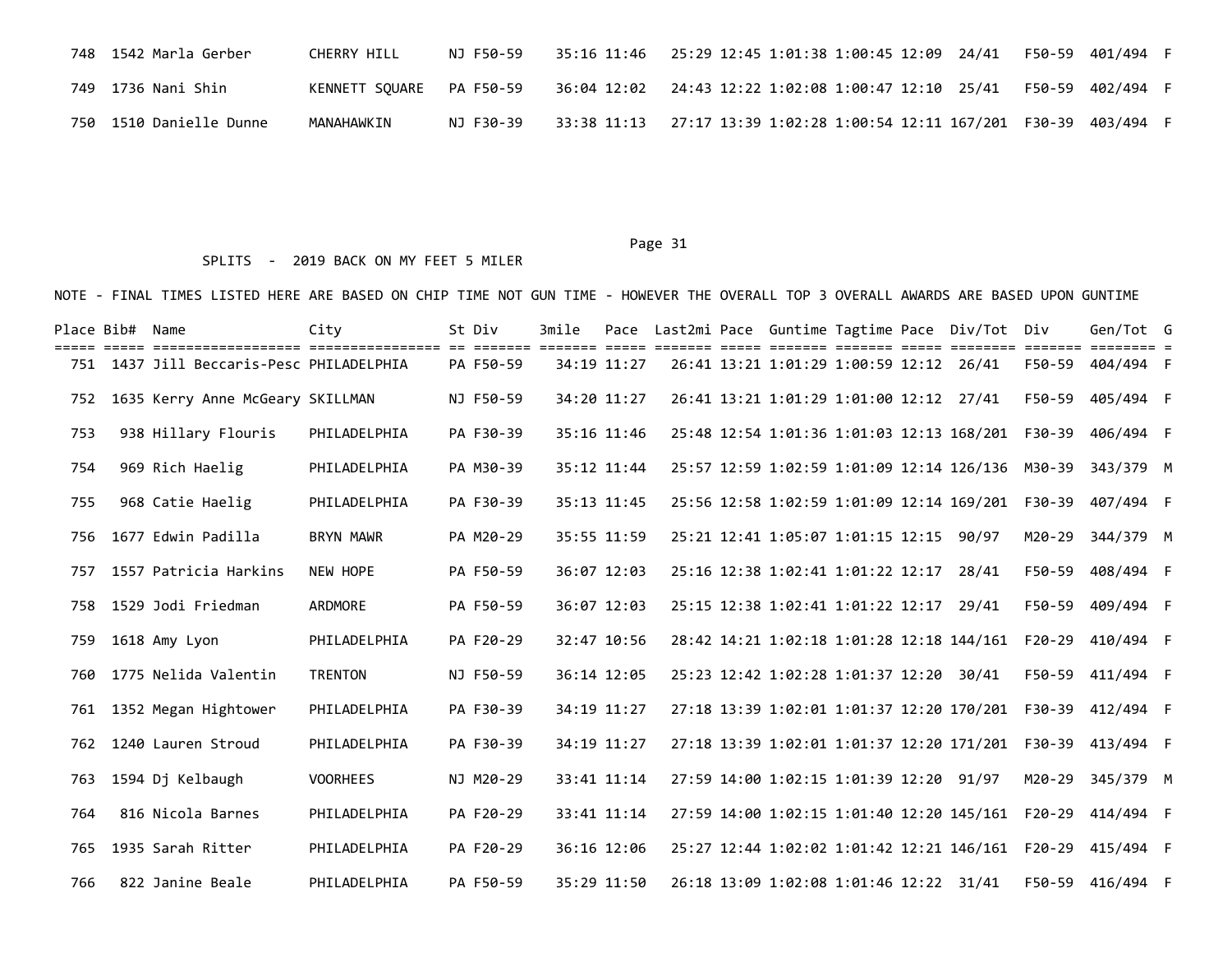| Place | Bib# | Name | City | St | Div | 3mile | Pace | Last2mi | Pace | Guntime | Tagtime | Pace | Div/Tot | Div | Gen/Tot | G |
|---|---|---|---|---|---|---|---|---|---|---|---|---|---|---|---|---|
| 748 | 1542 | Marla Gerber | CHERRY HILL | NJ | F50-59 | 35:16 | 11:46 | 25:29 | 12:45 | 1:01:38 | 1:00:45 | 12:09 | 24/41 | F50-59 | 401/494 | F |
| 749 | 1736 | Nani Shin | KENNETT SQUARE | PA | F50-59 | 36:04 | 12:02 | 24:43 | 12:22 | 1:02:08 | 1:00:47 | 12:10 | 25/41 | F50-59 | 402/494 | F |
| 750 | 1510 | Danielle Dunne | MANAHAWKIN | NJ | F30-39 | 33:38 | 11:13 | 27:17 | 13:39 | 1:02:28 | 1:00:54 | 12:11 | 167/201 | F30-39 | 403/494 | F |

SPLITS - 2019 BACK ON MY FEET 5 MILER

NOTE - FINAL TIMES LISTED HERE ARE BASED ON CHIP TIME NOT GUN TIME - HOWEVER THE OVERALL TOP 3 OVERALL AWARDS ARE BASED UPON GUNTIME

| Place | Bib# | Name | City | St | Div | 3mile | Pace | Last2mi | Pace | Guntime | Tagtime | Pace | Div/Tot | Div | Gen/Tot | G |
|---|---|---|---|---|---|---|---|---|---|---|---|---|---|---|---|---|
| 751 | 1437 | Jill Beccaris-Pesc | PHILADELPHIA | PA | F50-59 | 34:19 | 11:27 | 26:41 | 13:21 | 1:01:29 | 1:00:59 | 12:12 | 26/41 | F50-59 | 404/494 | F |
| 752 | 1635 | Kerry Anne McGeary | SKILLMAN | NJ | F50-59 | 34:20 | 11:27 | 26:41 | 13:21 | 1:01:29 | 1:01:00 | 12:12 | 27/41 | F50-59 | 405/494 | F |
| 753 | 938 | Hillary Flouris | PHILADELPHIA | PA | F30-39 | 35:16 | 11:46 | 25:48 | 12:54 | 1:01:36 | 1:01:03 | 12:13 | 168/201 | F30-39 | 406/494 | F |
| 754 | 969 | Rich Haelig | PHILADELPHIA | PA | M30-39 | 35:12 | 11:44 | 25:57 | 12:59 | 1:02:59 | 1:01:09 | 12:14 | 126/136 | M30-39 | 343/379 | M |
| 755 | 968 | Catie Haelig | PHILADELPHIA | PA | F30-39 | 35:13 | 11:45 | 25:56 | 12:58 | 1:02:59 | 1:01:09 | 12:14 | 169/201 | F30-39 | 407/494 | F |
| 756 | 1677 | Edwin Padilla | BRYN MAWR | PA | M20-29 | 35:55 | 11:59 | 25:21 | 12:41 | 1:05:07 | 1:01:15 | 12:15 | 90/97 | M20-29 | 344/379 | M |
| 757 | 1557 | Patricia Harkins | NEW HOPE | PA | F50-59 | 36:07 | 12:03 | 25:16 | 12:38 | 1:02:41 | 1:01:22 | 12:17 | 28/41 | F50-59 | 408/494 | F |
| 758 | 1529 | Jodi Friedman | ARDMORE | PA | F50-59 | 36:07 | 12:03 | 25:15 | 12:38 | 1:02:41 | 1:01:22 | 12:17 | 29/41 | F50-59 | 409/494 | F |
| 759 | 1618 | Amy Lyon | PHILADELPHIA | PA | F20-29 | 32:47 | 10:56 | 28:42 | 14:21 | 1:02:18 | 1:01:28 | 12:18 | 144/161 | F20-29 | 410/494 | F |
| 760 | 1775 | Nelida Valentin | TRENTON | NJ | F50-59 | 36:14 | 12:05 | 25:23 | 12:42 | 1:02:28 | 1:01:37 | 12:20 | 30/41 | F50-59 | 411/494 | F |
| 761 | 1352 | Megan Hightower | PHILADELPHIA | PA | F30-39 | 34:19 | 11:27 | 27:18 | 13:39 | 1:02:01 | 1:01:37 | 12:20 | 170/201 | F30-39 | 412/494 | F |
| 762 | 1240 | Lauren Stroud | PHILADELPHIA | PA | F30-39 | 34:19 | 11:27 | 27:18 | 13:39 | 1:02:01 | 1:01:37 | 12:20 | 171/201 | F30-39 | 413/494 | F |
| 763 | 1594 | Dj Kelbaugh | VOORHEES | NJ | M20-29 | 33:41 | 11:14 | 27:59 | 14:00 | 1:02:15 | 1:01:39 | 12:20 | 91/97 | M20-29 | 345/379 | M |
| 764 | 816 | Nicola Barnes | PHILADELPHIA | PA | F20-29 | 33:41 | 11:14 | 27:59 | 14:00 | 1:02:15 | 1:01:40 | 12:20 | 145/161 | F20-29 | 414/494 | F |
| 765 | 1935 | Sarah Ritter | PHILADELPHIA | PA | F20-29 | 36:16 | 12:06 | 25:27 | 12:44 | 1:02:02 | 1:01:42 | 12:21 | 146/161 | F20-29 | 415/494 | F |
| 766 | 822 | Janine Beale | PHILADELPHIA | PA | F50-59 | 35:29 | 11:50 | 26:18 | 13:09 | 1:02:08 | 1:01:46 | 12:22 | 31/41 | F50-59 | 416/494 | F |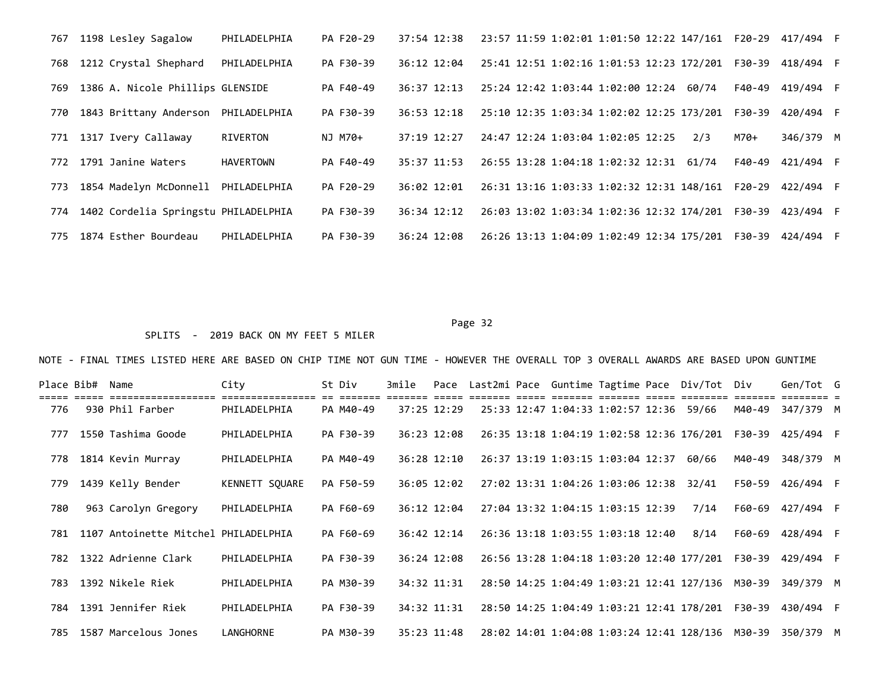| Place | Bib# | Name | City | St | Div | 3mile | Pace | Last2mi | Pace | Guntime | Tagtime | Pace | Div/Tot | Div | Gen/Tot | G |
|---|---|---|---|---|---|---|---|---|---|---|---|---|---|---|---|---|
| 767 | 1198 | Lesley Sagalow | PHILADELPHIA | PA | F20-29 | 37:54 | 12:38 | 23:57 | 11:59 | 1:02:01 | 1:01:50 | 12:22 | 147/161 | F20-29 | 417/494 | F |
| 768 | 1212 | Crystal Shephard | PHILADELPHIA | PA | F30-39 | 36:12 | 12:04 | 25:41 | 12:51 | 1:02:16 | 1:01:53 | 12:23 | 172/201 | F30-39 | 418/494 | F |
| 769 | 1386 | A. Nicole Phillips | GLENSIDE | PA | F40-49 | 36:37 | 12:13 | 25:24 | 12:42 | 1:03:44 | 1:02:00 | 12:24 | 60/74 | F40-49 | 419/494 | F |
| 770 | 1843 | Brittany Anderson | PHILADELPHIA | PA | F30-39 | 36:53 | 12:18 | 25:10 | 12:35 | 1:03:34 | 1:02:02 | 12:25 | 173/201 | F30-39 | 420/494 | F |
| 771 | 1317 | Ivery Callaway | RIVERTON | NJ | M70+ | 37:19 | 12:27 | 24:47 | 12:24 | 1:03:04 | 1:02:05 | 12:25 | 2/3 | M70+ | 346/379 | M |
| 772 | 1791 | Janine Waters | HAVERTOWN | PA | F40-49 | 35:37 | 11:53 | 26:55 | 13:28 | 1:04:18 | 1:02:32 | 12:31 | 61/74 | F40-49 | 421/494 | F |
| 773 | 1854 | Madelyn McDonnell | PHILADELPHIA | PA | F20-29 | 36:02 | 12:01 | 26:31 | 13:16 | 1:03:33 | 1:02:32 | 12:31 | 148/161 | F20-29 | 422/494 | F |
| 774 | 1402 | Cordelia Springstu | PHILADELPHIA | PA | F30-39 | 36:34 | 12:12 | 26:03 | 13:02 | 1:03:34 | 1:02:36 | 12:32 | 174/201 | F30-39 | 423/494 | F |
| 775 | 1874 | Esther Bourdeau | PHILADELPHIA | PA | F30-39 | 36:24 | 12:08 | 26:26 | 13:13 | 1:04:09 | 1:02:49 | 12:34 | 175/201 | F30-39 | 424/494 | F |

SPLITS - 2019 BACK ON MY FEET 5 MILER

NOTE - FINAL TIMES LISTED HERE ARE BASED ON CHIP TIME NOT GUN TIME - HOWEVER THE OVERALL TOP 3 OVERALL AWARDS ARE BASED UPON GUNTIME

| Place | Bib# | Name | City | St | Div | 3mile | Pace | Last2mi | Pace | Guntime | Tagtime | Pace | Div/Tot | Div | Gen/Tot | G |
|---|---|---|---|---|---|---|---|---|---|---|---|---|---|---|---|---|
| 776 | 930 | Phil Farber | PHILADELPHIA | PA | M40-49 | 37:25 | 12:29 | 25:33 | 12:47 | 1:04:33 | 1:02:57 | 12:36 | 59/66 | M40-49 | 347/379 | M |
| 777 | 1550 | Tashima Goode | PHILADELPHIA | PA | F30-39 | 36:23 | 12:08 | 26:35 | 13:18 | 1:04:19 | 1:02:58 | 12:36 | 176/201 | F30-39 | 425/494 | F |
| 778 | 1814 | Kevin Murray | PHILADELPHIA | PA | M40-49 | 36:28 | 12:10 | 26:37 | 13:19 | 1:03:15 | 1:03:04 | 12:37 | 60/66 | M40-49 | 348/379 | M |
| 779 | 1439 | Kelly Bender | KENNETT SQUARE | PA | F50-59 | 36:05 | 12:02 | 27:02 | 13:31 | 1:04:26 | 1:03:06 | 12:38 | 32/41 | F50-59 | 426/494 | F |
| 780 | 963 | Carolyn Gregory | PHILADELPHIA | PA | F60-69 | 36:12 | 12:04 | 27:04 | 13:32 | 1:04:15 | 1:03:15 | 12:39 | 7/14 | F60-69 | 427/494 | F |
| 781 | 1107 | Antoinette Mitchel | PHILADELPHIA | PA | F60-69 | 36:42 | 12:14 | 26:36 | 13:18 | 1:03:55 | 1:03:18 | 12:40 | 8/14 | F60-69 | 428/494 | F |
| 782 | 1322 | Adrienne Clark | PHILADELPHIA | PA | F30-39 | 36:24 | 12:08 | 26:56 | 13:28 | 1:04:18 | 1:03:20 | 12:40 | 177/201 | F30-39 | 429/494 | F |
| 783 | 1392 | Nikele Riek | PHILADELPHIA | PA | M30-39 | 34:32 | 11:31 | 28:50 | 14:25 | 1:04:49 | 1:03:21 | 12:41 | 127/136 | M30-39 | 349/379 | M |
| 784 | 1391 | Jennifer Riek | PHILADELPHIA | PA | F30-39 | 34:32 | 11:31 | 28:50 | 14:25 | 1:04:49 | 1:03:21 | 12:41 | 178/201 | F30-39 | 430/494 | F |
| 785 | 1587 | Marcelous Jones | LANGHORNE | PA | M30-39 | 35:23 | 11:48 | 28:02 | 14:01 | 1:04:08 | 1:03:24 | 12:41 | 128/136 | M30-39 | 350/379 | M |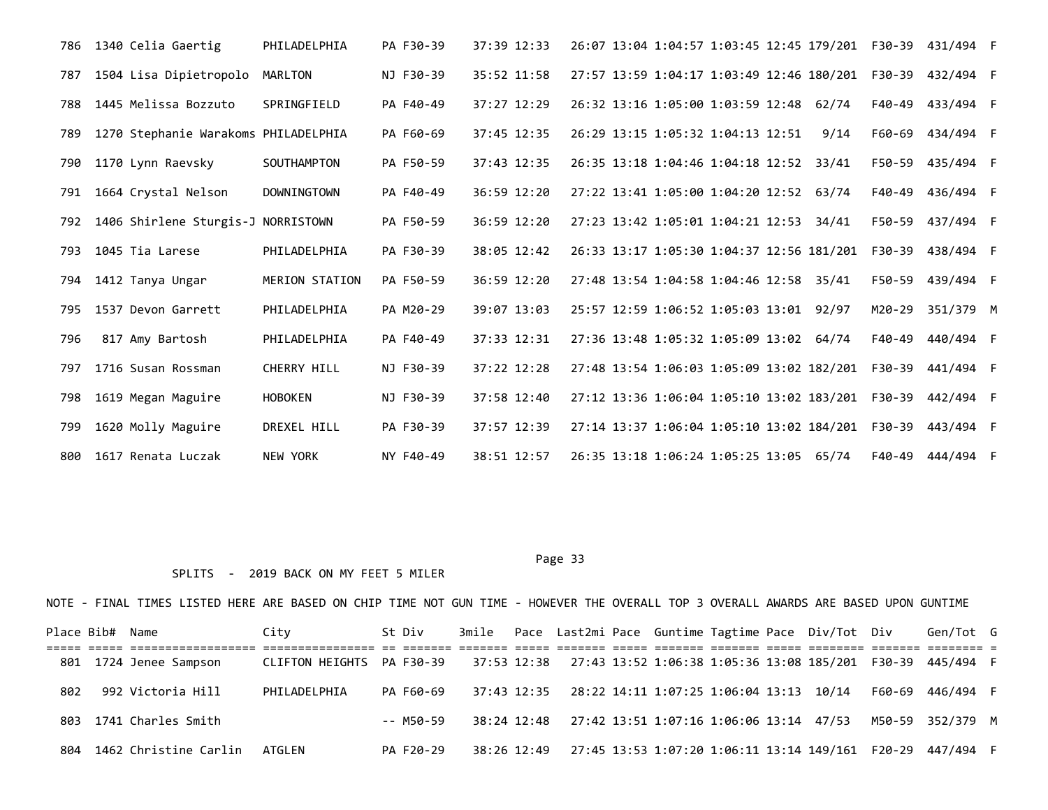| Place | Bib# | Name | City | St | Div | 3mile | Pace | Last2mi | Pace | Guntime | Tagtime | Pace | Div/Tot | Div | Gen/Tot | G |
|---|---|---|---|---|---|---|---|---|---|---|---|---|---|---|---|---|
| 786 | 1340 | Celia Gaertig | PHILADELPHIA | PA | F30-39 | 37:39 | 12:33 | 26:07 | 13:04 | 1:04:57 | 1:03:45 | 12:45 | 179/201 | F30-39 | 431/494 | F |
| 787 | 1504 | Lisa Dipietropolo | MARLTON | NJ | F30-39 | 35:52 | 11:58 | 27:57 | 13:59 | 1:04:17 | 1:03:49 | 12:46 | 180/201 | F30-39 | 432/494 | F |
| 788 | 1445 | Melissa Bozzuto | SPRINGFIELD | PA | F40-49 | 37:27 | 12:29 | 26:32 | 13:16 | 1:05:00 | 1:03:59 | 12:48 | 62/74 | F40-49 | 433/494 | F |
| 789 | 1270 | Stephanie Warakoms | PHILADELPHIA | PA | F60-69 | 37:45 | 12:35 | 26:29 | 13:15 | 1:05:32 | 1:04:13 | 12:51 | 9/14 | F60-69 | 434/494 | F |
| 790 | 1170 | Lynn Raevsky | SOUTHAMPTON | PA | F50-59 | 37:43 | 12:35 | 26:35 | 13:18 | 1:04:46 | 1:04:18 | 12:52 | 33/41 | F50-59 | 435/494 | F |
| 791 | 1664 | Crystal Nelson | DOWNINGTOWN | PA | F40-49 | 36:59 | 12:20 | 27:22 | 13:41 | 1:05:00 | 1:04:20 | 12:52 | 63/74 | F40-49 | 436/494 | F |
| 792 | 1406 | Shirlene Sturgis-J | NORRISTOWN | PA | F50-59 | 36:59 | 12:20 | 27:23 | 13:42 | 1:05:01 | 1:04:21 | 12:53 | 34/41 | F50-59 | 437/494 | F |
| 793 | 1045 | Tia Larese | PHILADELPHIA | PA | F30-39 | 38:05 | 12:42 | 26:33 | 13:17 | 1:05:30 | 1:04:37 | 12:56 | 181/201 | F30-39 | 438/494 | F |
| 794 | 1412 | Tanya Ungar | MERION STATION | PA | F50-59 | 36:59 | 12:20 | 27:48 | 13:54 | 1:04:58 | 1:04:46 | 12:58 | 35/41 | F50-59 | 439/494 | F |
| 795 | 1537 | Devon Garrett | PHILADELPHIA | PA | M20-29 | 39:07 | 13:03 | 25:57 | 12:59 | 1:06:52 | 1:05:03 | 13:01 | 92/97 | M20-29 | 351/379 | M |
| 796 | 817 | Amy Bartosh | PHILADELPHIA | PA | F40-49 | 37:33 | 12:31 | 27:36 | 13:48 | 1:05:32 | 1:05:09 | 13:02 | 64/74 | F40-49 | 440/494 | F |
| 797 | 1716 | Susan Rossman | CHERRY HILL | NJ | F30-39 | 37:22 | 12:28 | 27:48 | 13:54 | 1:06:03 | 1:05:09 | 13:02 | 182/201 | F30-39 | 441/494 | F |
| 798 | 1619 | Megan Maguire | HOBOKEN | NJ | F30-39 | 37:58 | 12:40 | 27:12 | 13:36 | 1:06:04 | 1:05:10 | 13:02 | 183/201 | F30-39 | 442/494 | F |
| 799 | 1620 | Molly Maguire | DREXEL HILL | PA | F30-39 | 37:57 | 12:39 | 27:14 | 13:37 | 1:06:04 | 1:05:10 | 13:02 | 184/201 | F30-39 | 443/494 | F |
| 800 | 1617 | Renata Luczak | NEW YORK | NY | F40-49 | 38:51 | 12:57 | 26:35 | 13:18 | 1:06:24 | 1:05:25 | 13:05 | 65/74 | F40-49 | 444/494 | F |

SPLITS - 2019 BACK ON MY FEET 5 MILER

NOTE - FINAL TIMES LISTED HERE ARE BASED ON CHIP TIME NOT GUN TIME - HOWEVER THE OVERALL TOP 3 OVERALL AWARDS ARE BASED UPON GUNTIME

| Place | Bib# | Name | City | St | Div | 3mile | Pace | Last2mi | Pace | Guntime | Tagtime | Pace | Div/Tot | Div | Gen/Tot | G |
|---|---|---|---|---|---|---|---|---|---|---|---|---|---|---|---|---|
| 801 | 1724 | Jenee Sampson | CLIFTON HEIGHTS | PA | F30-39 | 37:53 | 12:38 | 27:43 | 13:52 | 1:06:38 | 1:05:36 | 13:08 | 185/201 | F30-39 | 445/494 | F |
| 802 | 992 | Victoria Hill | PHILADELPHIA | PA | F60-69 | 37:43 | 12:35 | 28:22 | 14:11 | 1:07:25 | 1:06:04 | 13:13 | 10/14 | F60-69 | 446/494 | F |
| 803 | 1741 | Charles Smith | | -- | M50-59 | 38:24 | 12:48 | 27:42 | 13:51 | 1:07:16 | 1:06:06 | 13:14 | 47/53 | M50-59 | 352/379 | M |
| 804 | 1462 | Christine Carlin | ATGLEN | PA | F20-29 | 38:26 | 12:49 | 27:45 | 13:53 | 1:07:20 | 1:06:11 | 13:14 | 149/161 | F20-29 | 447/494 | F |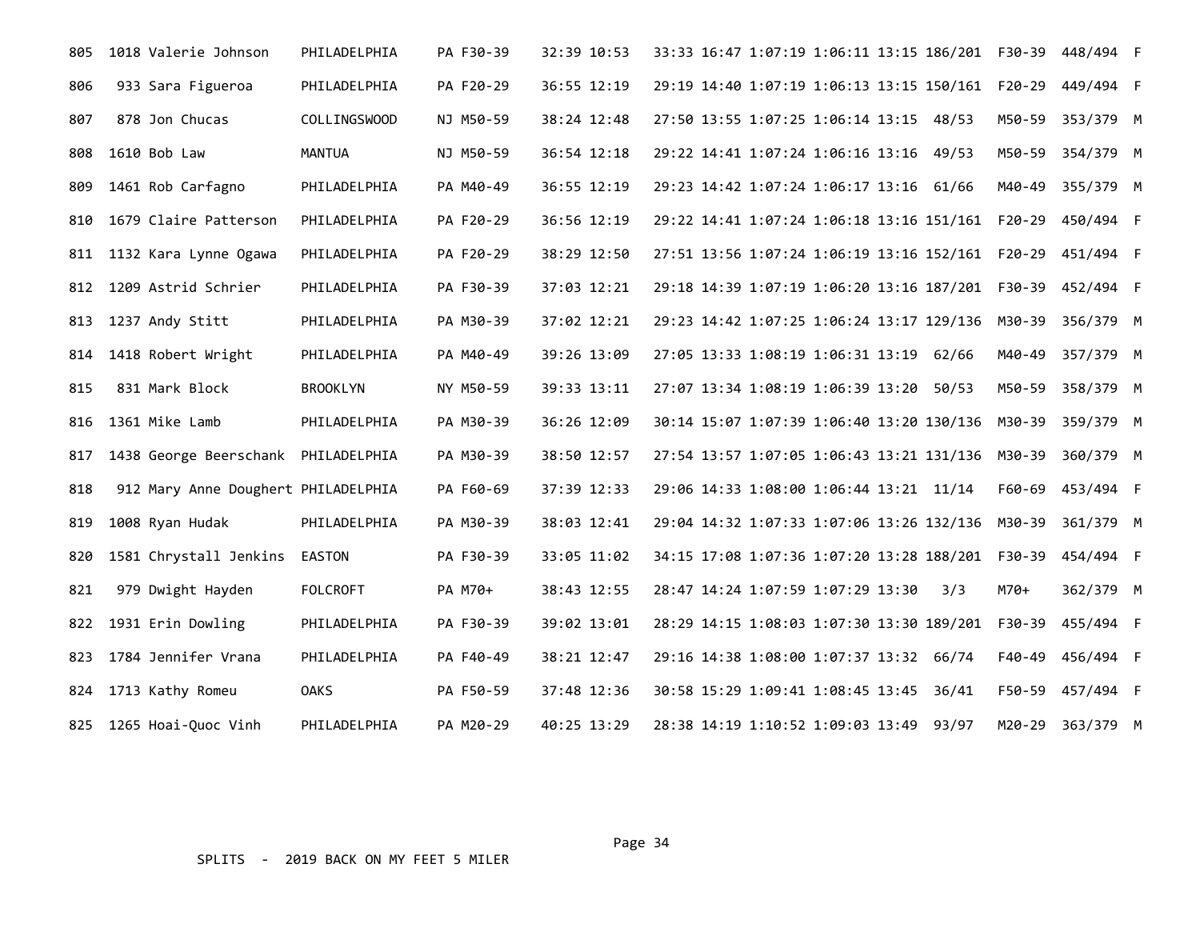| | | | | | | | | | | | | | | |
|---|---|---|---|---|---|---|---|---|---|---|---|---|---|---|
| 805 | 1018 | Valerie Johnson | PHILADELPHIA | PA | F30-39 | 32:39 10:53 | 33:33 16:47 | 1:07:19 | 1:06:11 | 13:15 | 186/201 | F30-39 | 448/494 | F |
| 806 | 933 | Sara Figueroa | PHILADELPHIA | PA | F20-29 | 36:55 12:19 | 29:19 14:40 | 1:07:19 | 1:06:13 | 13:15 | 150/161 | F20-29 | 449/494 | F |
| 807 | 878 | Jon Chucas | COLLINGSWOOD | NJ | M50-59 | 38:24 12:48 | 27:50 13:55 | 1:07:25 | 1:06:14 | 13:15 | 48/53 | M50-59 | 353/379 | M |
| 808 | 1610 | Bob Law | MANTUA | NJ | M50-59 | 36:54 12:18 | 29:22 14:41 | 1:07:24 | 1:06:16 | 13:16 | 49/53 | M50-59 | 354/379 | M |
| 809 | 1461 | Rob Carfagno | PHILADELPHIA | PA | M40-49 | 36:55 12:19 | 29:23 14:42 | 1:07:24 | 1:06:17 | 13:16 | 61/66 | M40-49 | 355/379 | M |
| 810 | 1679 | Claire Patterson | PHILADELPHIA | PA | F20-29 | 36:56 12:19 | 29:22 14:41 | 1:07:24 | 1:06:18 | 13:16 | 151/161 | F20-29 | 450/494 | F |
| 811 | 1132 | Kara Lynne Ogawa | PHILADELPHIA | PA | F20-29 | 38:29 12:50 | 27:51 13:56 | 1:07:24 | 1:06:19 | 13:16 | 152/161 | F20-29 | 451/494 | F |
| 812 | 1209 | Astrid Schrier | PHILADELPHIA | PA | F30-39 | 37:03 12:21 | 29:18 14:39 | 1:07:19 | 1:06:20 | 13:16 | 187/201 | F30-39 | 452/494 | F |
| 813 | 1237 | Andy Stitt | PHILADELPHIA | PA | M30-39 | 37:02 12:21 | 29:23 14:42 | 1:07:25 | 1:06:24 | 13:17 | 129/136 | M30-39 | 356/379 | M |
| 814 | 1418 | Robert Wright | PHILADELPHIA | PA | M40-49 | 39:26 13:09 | 27:05 13:33 | 1:08:19 | 1:06:31 | 13:19 | 62/66 | M40-49 | 357/379 | M |
| 815 | 831 | Mark Block | BROOKLYN | NY | M50-59 | 39:33 13:11 | 27:07 13:34 | 1:08:19 | 1:06:39 | 13:20 | 50/53 | M50-59 | 358/379 | M |
| 816 | 1361 | Mike Lamb | PHILADELPHIA | PA | M30-39 | 36:26 12:09 | 30:14 15:07 | 1:07:39 | 1:06:40 | 13:20 | 130/136 | M30-39 | 359/379 | M |
| 817 | 1438 | George Beerschank | PHILADELPHIA | PA | M30-39 | 38:50 12:57 | 27:54 13:57 | 1:07:05 | 1:06:43 | 13:21 | 131/136 | M30-39 | 360/379 | M |
| 818 | 912 | Mary Anne Doughert | PHILADELPHIA | PA | F60-69 | 37:39 12:33 | 29:06 14:33 | 1:08:00 | 1:06:44 | 13:21 | 11/14 | F60-69 | 453/494 | F |
| 819 | 1008 | Ryan Hudak | PHILADELPHIA | PA | M30-39 | 38:03 12:41 | 29:04 14:32 | 1:07:33 | 1:07:06 | 13:26 | 132/136 | M30-39 | 361/379 | M |
| 820 | 1581 | Chrystall Jenkins | EASTON | PA | F30-39 | 33:05 11:02 | 34:15 17:08 | 1:07:36 | 1:07:20 | 13:28 | 188/201 | F30-39 | 454/494 | F |
| 821 | 979 | Dwight Hayden | FOLCROFT | PA | M70+ | 38:43 12:55 | 28:47 14:24 | 1:07:59 | 1:07:29 | 13:30 | 3/3 | M70+ | 362/379 | M |
| 822 | 1931 | Erin Dowling | PHILADELPHIA | PA | F30-39 | 39:02 13:01 | 28:29 14:15 | 1:08:03 | 1:07:30 | 13:30 | 189/201 | F30-39 | 455/494 | F |
| 823 | 1784 | Jennifer Vrana | PHILADELPHIA | PA | F40-49 | 38:21 12:47 | 29:16 14:38 | 1:08:00 | 1:07:37 | 13:32 | 66/74 | F40-49 | 456/494 | F |
| 824 | 1713 | Kathy Romeu | OAKS | PA | F50-59 | 37:48 12:36 | 30:58 15:29 | 1:09:41 | 1:08:45 | 13:45 | 36/41 | F50-59 | 457/494 | F |
| 825 | 1265 | Hoai-Quoc Vinh | PHILADELPHIA | PA | M20-29 | 40:25 13:29 | 28:38 14:19 | 1:10:52 | 1:09:03 | 13:49 | 93/97 | M20-29 | 363/379 | M |

SPLITS - 2019 BACK ON MY FEET 5 MILER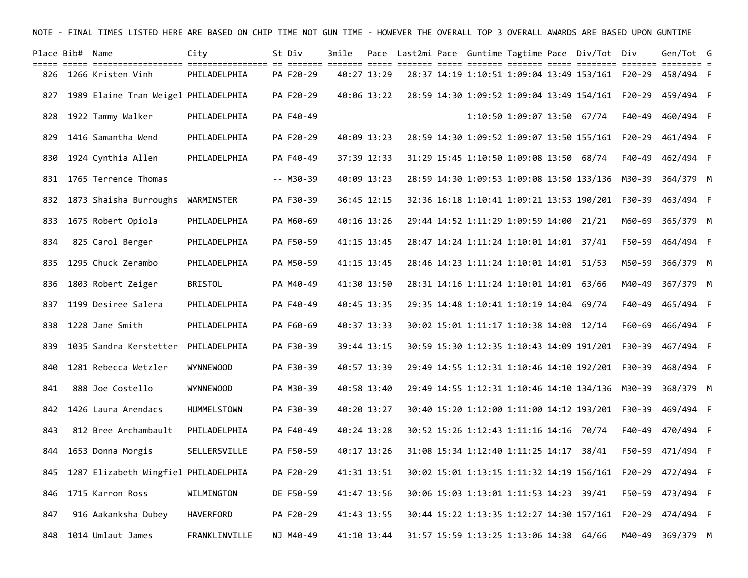NOTE - FINAL TIMES LISTED HERE ARE BASED ON CHIP TIME NOT GUN TIME - HOWEVER THE OVERALL TOP 3 OVERALL AWARDS ARE BASED UPON GUNTIME

| Place | Bib# | Name | City | St | Div | 3mile | Pace | Last2mi | Pace | Guntime | Tagtime | Pace | Div/Tot | Div | Gen/Tot | G |
|---|---|---|---|---|---|---|---|---|---|---|---|---|---|---|---|---|
| 826 | 1266 | Kristen Vinh | PHILADELPHIA | PA | F20-29 | 40:27 | 13:29 | 28:37 | 14:19 | 1:10:51 | 1:09:04 | 13:49 | 153/161 | F20-29 | 458/494 | F |
| 827 | 1989 | Elaine Tran Weigel | PHILADELPHIA | PA | F20-29 | 40:06 | 13:22 | 28:59 | 14:30 | 1:09:52 | 1:09:04 | 13:49 | 154/161 | F20-29 | 459/494 | F |
| 828 | 1922 | Tammy Walker | PHILADELPHIA | PA | F40-49 | | | | | 1:10:50 | 1:09:07 | 13:50 | 67/74 | F40-49 | 460/494 | F |
| 829 | 1416 | Samantha Wend | PHILADELPHIA | PA | F20-29 | 40:09 | 13:23 | 28:59 | 14:30 | 1:09:52 | 1:09:07 | 13:50 | 155/161 | F20-29 | 461/494 | F |
| 830 | 1924 | Cynthia Allen | PHILADELPHIA | PA | F40-49 | 37:39 | 12:33 | 31:29 | 15:45 | 1:10:50 | 1:09:08 | 13:50 | 68/74 | F40-49 | 462/494 | F |
| 831 | 1765 | Terrence Thomas | | -- | M30-39 | 40:09 | 13:23 | 28:59 | 14:30 | 1:09:53 | 1:09:08 | 13:50 | 133/136 | M30-39 | 364/379 | M |
| 832 | 1873 | Shaisha Burroughs | WARMINSTER | PA | F30-39 | 36:45 | 12:15 | 32:36 | 16:18 | 1:10:41 | 1:09:21 | 13:53 | 190/201 | F30-39 | 463/494 | F |
| 833 | 1675 | Robert Opiola | PHILADELPHIA | PA | M60-69 | 40:16 | 13:26 | 29:44 | 14:52 | 1:11:29 | 1:09:59 | 14:00 | 21/21 | M60-69 | 365/379 | M |
| 834 | 825 | Carol Berger | PHILADELPHIA | PA | F50-59 | 41:15 | 13:45 | 28:47 | 14:24 | 1:11:24 | 1:10:01 | 14:01 | 37/41 | F50-59 | 464/494 | F |
| 835 | 1295 | Chuck Zerambo | PHILADELPHIA | PA | M50-59 | 41:15 | 13:45 | 28:46 | 14:23 | 1:11:24 | 1:10:01 | 14:01 | 51/53 | M50-59 | 366/379 | M |
| 836 | 1803 | Robert Zeiger | BRISTOL | PA | M40-49 | 41:30 | 13:50 | 28:31 | 14:16 | 1:11:24 | 1:10:01 | 14:01 | 63/66 | M40-49 | 367/379 | M |
| 837 | 1199 | Desiree Salera | PHILADELPHIA | PA | F40-49 | 40:45 | 13:35 | 29:35 | 14:48 | 1:10:41 | 1:10:19 | 14:04 | 69/74 | F40-49 | 465/494 | F |
| 838 | 1228 | Jane Smith | PHILADELPHIA | PA | F60-69 | 40:37 | 13:33 | 30:02 | 15:01 | 1:11:17 | 1:10:38 | 14:08 | 12/14 | F60-69 | 466/494 | F |
| 839 | 1035 | Sandra Kerstetter | PHILADELPHIA | PA | F30-39 | 39:44 | 13:15 | 30:59 | 15:30 | 1:12:35 | 1:10:43 | 14:09 | 191/201 | F30-39 | 467/494 | F |
| 840 | 1281 | Rebecca Wetzler | WYNNEWOOD | PA | F30-39 | 40:57 | 13:39 | 29:49 | 14:55 | 1:12:31 | 1:10:46 | 14:10 | 192/201 | F30-39 | 468/494 | F |
| 841 | 888 | Joe Costello | WYNNEWOOD | PA | M30-39 | 40:58 | 13:40 | 29:49 | 14:55 | 1:12:31 | 1:10:46 | 14:10 | 134/136 | M30-39 | 368/379 | M |
| 842 | 1426 | Laura Arendacs | HUMMELSTOWN | PA | F30-39 | 40:20 | 13:27 | 30:40 | 15:20 | 1:12:00 | 1:11:00 | 14:12 | 193/201 | F30-39 | 469/494 | F |
| 843 | 812 | Bree Archambault | PHILADELPHIA | PA | F40-49 | 40:24 | 13:28 | 30:52 | 15:26 | 1:12:43 | 1:11:16 | 14:16 | 70/74 | F40-49 | 470/494 | F |
| 844 | 1653 | Donna Morgis | SELLERSVILLE | PA | F50-59 | 40:17 | 13:26 | 31:08 | 15:34 | 1:12:40 | 1:11:25 | 14:17 | 38/41 | F50-59 | 471/494 | F |
| 845 | 1287 | Elizabeth Wingfiel | PHILADELPHIA | PA | F20-29 | 41:31 | 13:51 | 30:02 | 15:01 | 1:13:15 | 1:11:32 | 14:19 | 156/161 | F20-29 | 472/494 | F |
| 846 | 1715 | Karron Ross | WILMINGTON | DE | F50-59 | 41:47 | 13:56 | 30:06 | 15:03 | 1:13:01 | 1:11:53 | 14:23 | 39/41 | F50-59 | 473/494 | F |
| 847 | 916 | Aakanksha Dubey | HAVERFORD | PA | F20-29 | 41:43 | 13:55 | 30:44 | 15:22 | 1:13:35 | 1:12:27 | 14:30 | 157/161 | F20-29 | 474/494 | F |
| 848 | 1014 | Umlaut James | FRANKLINVILLE | NJ | M40-49 | 41:10 | 13:44 | 31:57 | 15:59 | 1:13:25 | 1:13:06 | 14:38 | 64/66 | M40-49 | 369/379 | M |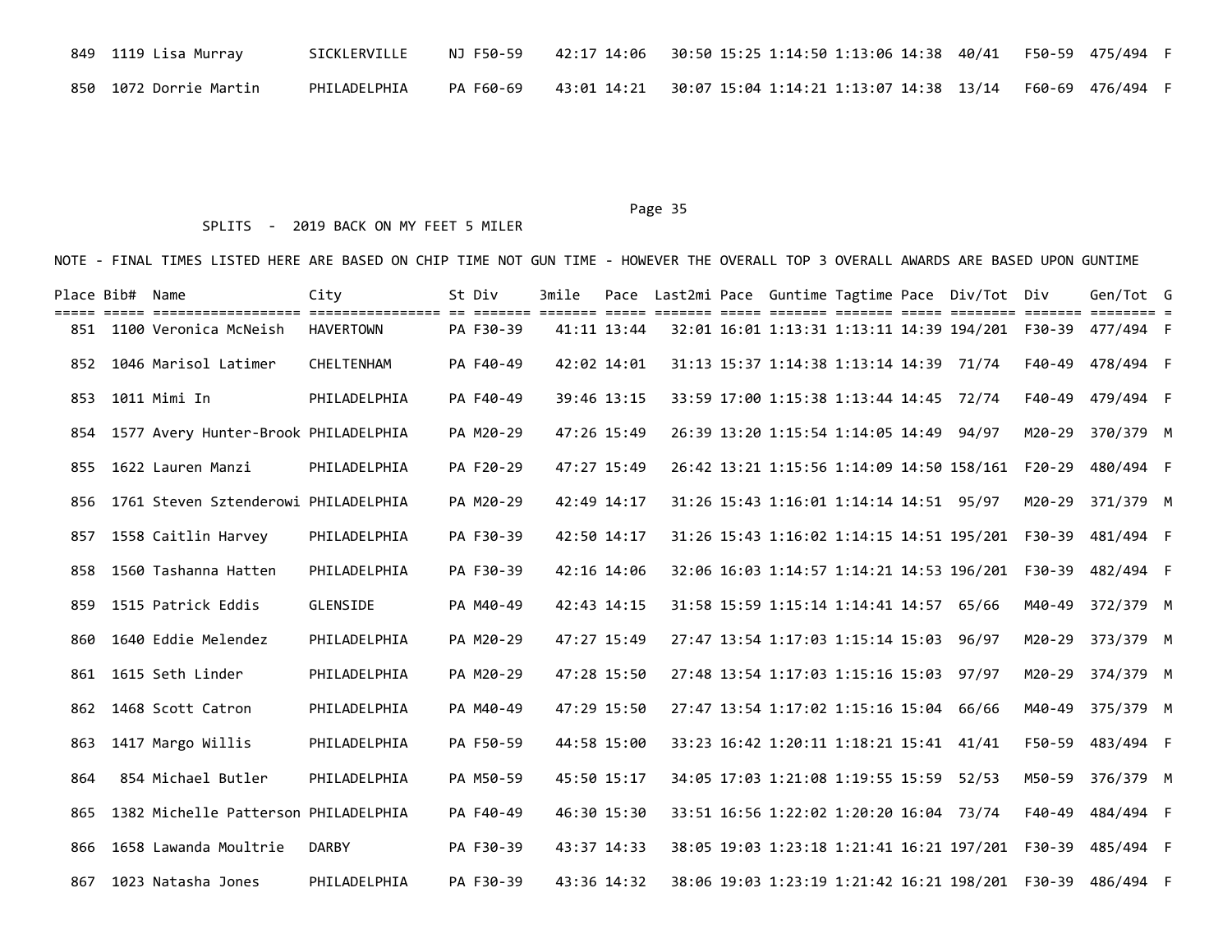| Place | Bib# | Name | City | St | Div | 3mile | Pace | Last2mi | Pace | Guntime | Tagtime | Pace | Div/Tot | Div | Gen/Tot | G |
|---|---|---|---|---|---|---|---|---|---|---|---|---|---|---|---|---|
| 849 | 1119 | Lisa Murray | SICKLERVILLE | NJ | F50-59 | 42:17 | 14:06 | 30:50 | 15:25 | 1:14:50 | 1:13:06 | 14:38 | 40/41 | F50-59 | 475/494 | F |
| 850 | 1072 | Dorrie Martin | PHILADELPHIA | PA | F60-69 | 43:01 | 14:21 | 30:07 | 15:04 | 1:14:21 | 1:13:07 | 14:38 | 13/14 | F60-69 | 476/494 | F |

SPLITS - 2019 BACK ON MY FEET 5 MILER

NOTE - FINAL TIMES LISTED HERE ARE BASED ON CHIP TIME NOT GUN TIME - HOWEVER THE OVERALL TOP 3 OVERALL AWARDS ARE BASED UPON GUNTIME

| Place | Bib# | Name | City | St | Div | 3mile | Pace | Last2mi | Pace | Guntime | Tagtime | Pace | Div/Tot | Div | Gen/Tot | G |
|---|---|---|---|---|---|---|---|---|---|---|---|---|---|---|---|---|
| 851 | 1100 | Veronica McNeish | HAVERTOWN | PA | F30-39 | 41:11 | 13:44 | 32:01 | 16:01 | 1:13:31 | 1:13:11 | 14:39 | 194/201 | F30-39 | 477/494 | F |
| 852 | 1046 | Marisol Latimer | CHELTENHAM | PA | F40-49 | 42:02 | 14:01 | 31:13 | 15:37 | 1:14:38 | 1:13:14 | 14:39 | 71/74 | F40-49 | 478/494 | F |
| 853 | 1011 | Mimi In | PHILADELPHIA | PA | F40-49 | 39:46 | 13:15 | 33:59 | 17:00 | 1:15:38 | 1:13:44 | 14:45 | 72/74 | F40-49 | 479/494 | F |
| 854 | 1577 | Avery Hunter-Brook | PHILADELPHIA | PA | M20-29 | 47:26 | 15:49 | 26:39 | 13:20 | 1:15:54 | 1:14:05 | 14:49 | 94/97 | M20-29 | 370/379 | M |
| 855 | 1622 | Lauren Manzi | PHILADELPHIA | PA | F20-29 | 47:27 | 15:49 | 26:42 | 13:21 | 1:15:56 | 1:14:09 | 14:50 | 158/161 | F20-29 | 480/494 | F |
| 856 | 1761 | Steven Sztenderowi | PHILADELPHIA | PA | M20-29 | 42:49 | 14:17 | 31:26 | 15:43 | 1:16:01 | 1:14:14 | 14:51 | 95/97 | M20-29 | 371/379 | M |
| 857 | 1558 | Caitlin Harvey | PHILADELPHIA | PA | F30-39 | 42:50 | 14:17 | 31:26 | 15:43 | 1:16:02 | 1:14:15 | 14:51 | 195/201 | F30-39 | 481/494 | F |
| 858 | 1560 | Tashanna Hatten | PHILADELPHIA | PA | F30-39 | 42:16 | 14:06 | 32:06 | 16:03 | 1:14:57 | 1:14:21 | 14:53 | 196/201 | F30-39 | 482/494 | F |
| 859 | 1515 | Patrick Eddis | GLENSIDE | PA | M40-49 | 42:43 | 14:15 | 31:58 | 15:59 | 1:15:14 | 1:14:41 | 14:57 | 65/66 | M40-49 | 372/379 | M |
| 860 | 1640 | Eddie Melendez | PHILADELPHIA | PA | M20-29 | 47:27 | 15:49 | 27:47 | 13:54 | 1:17:03 | 1:15:14 | 15:03 | 96/97 | M20-29 | 373/379 | M |
| 861 | 1615 | Seth Linder | PHILADELPHIA | PA | M20-29 | 47:28 | 15:50 | 27:48 | 13:54 | 1:17:03 | 1:15:16 | 15:03 | 97/97 | M20-29 | 374/379 | M |
| 862 | 1468 | Scott Catron | PHILADELPHIA | PA | M40-49 | 47:29 | 15:50 | 27:47 | 13:54 | 1:17:02 | 1:15:16 | 15:04 | 66/66 | M40-49 | 375/379 | M |
| 863 | 1417 | Margo Willis | PHILADELPHIA | PA | F50-59 | 44:58 | 15:00 | 33:23 | 16:42 | 1:20:11 | 1:18:21 | 15:41 | 41/41 | F50-59 | 483/494 | F |
| 864 | 854 | Michael Butler | PHILADELPHIA | PA | M50-59 | 45:50 | 15:17 | 34:05 | 17:03 | 1:21:08 | 1:19:55 | 15:59 | 52/53 | M50-59 | 376/379 | M |
| 865 | 1382 | Michelle Patterson | PHILADELPHIA | PA | F40-49 | 46:30 | 15:30 | 33:51 | 16:56 | 1:22:02 | 1:20:20 | 16:04 | 73/74 | F40-49 | 484/494 | F |
| 866 | 1658 | Lawanda Moultrie | DARBY | PA | F30-39 | 43:37 | 14:33 | 38:05 | 19:03 | 1:23:18 | 1:21:41 | 16:21 | 197/201 | F30-39 | 485/494 | F |
| 867 | 1023 | Natasha Jones | PHILADELPHIA | PA | F30-39 | 43:36 | 14:32 | 38:06 | 19:03 | 1:23:19 | 1:21:42 | 16:21 | 198/201 | F30-39 | 486/494 | F |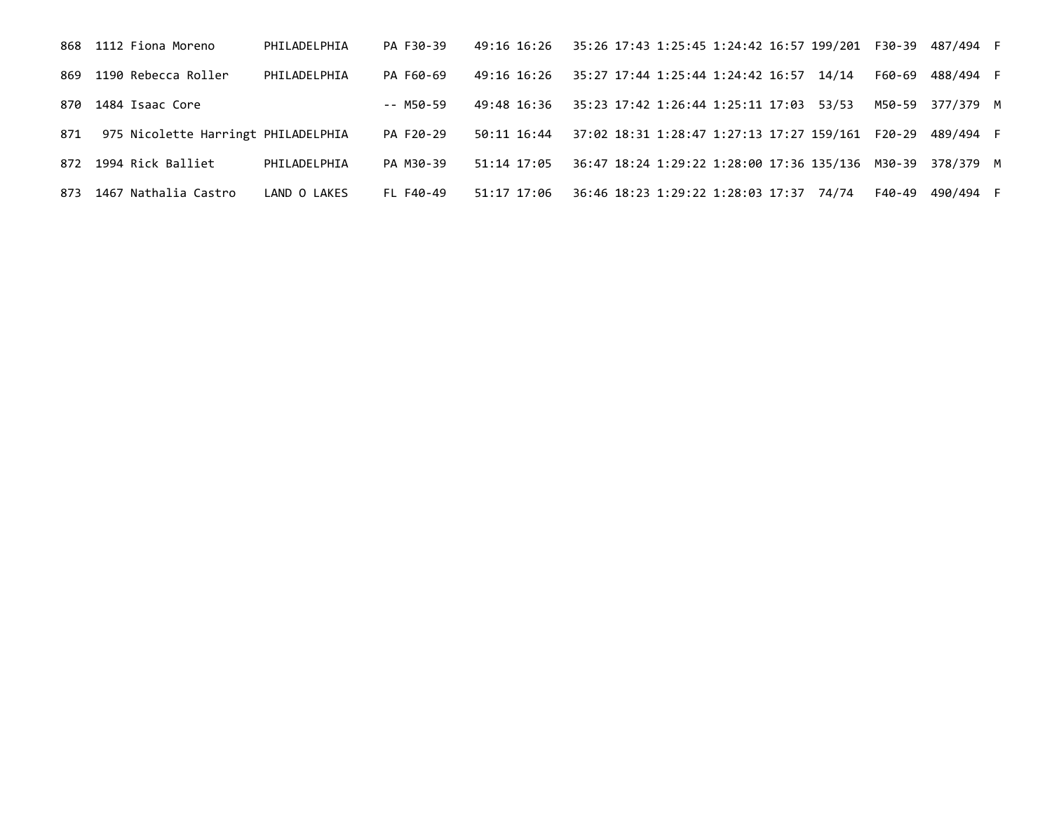| | | | | | | | | | | | | | | | | |
|---|---|---|---|---|---|---|---|---|---|---|---|---|---|---|---|---|
| 868 | 1112 | Fiona Moreno | PHILADELPHIA | PA | F30-39 | 49:16 | 16:26 | 35:26 | 17:43 | 1:25:45 | 1:24:42 | 16:57 | 199/201 | F30-39 | 487/494 | F |
| 869 | 1190 | Rebecca Roller | PHILADELPHIA | PA | F60-69 | 49:16 | 16:26 | 35:27 | 17:44 | 1:25:44 | 1:24:42 | 16:57 | 14/14 | F60-69 | 488/494 | F |
| 870 | 1484 | Isaac Core | | -- | M50-59 | 49:48 | 16:36 | 35:23 | 17:42 | 1:26:44 | 1:25:11 | 17:03 | 53/53 | M50-59 | 377/379 | M |
| 871 | 975 | Nicolette Harringt | PHILADELPHIA | PA | F20-29 | 50:11 | 16:44 | 37:02 | 18:31 | 1:28:47 | 1:27:13 | 17:27 | 159/161 | F20-29 | 489/494 | F |
| 872 | 1994 | Rick Balliet | PHILADELPHIA | PA | M30-39 | 51:14 | 17:05 | 36:47 | 18:24 | 1:29:22 | 1:28:00 | 17:36 | 135/136 | M30-39 | 378/379 | M |
| 873 | 1467 | Nathalia Castro | LAND O LAKES | FL | F40-49 | 51:17 | 17:06 | 36:46 | 18:23 | 1:29:22 | 1:28:03 | 17:37 | 74/74 | F40-49 | 490/494 | F |